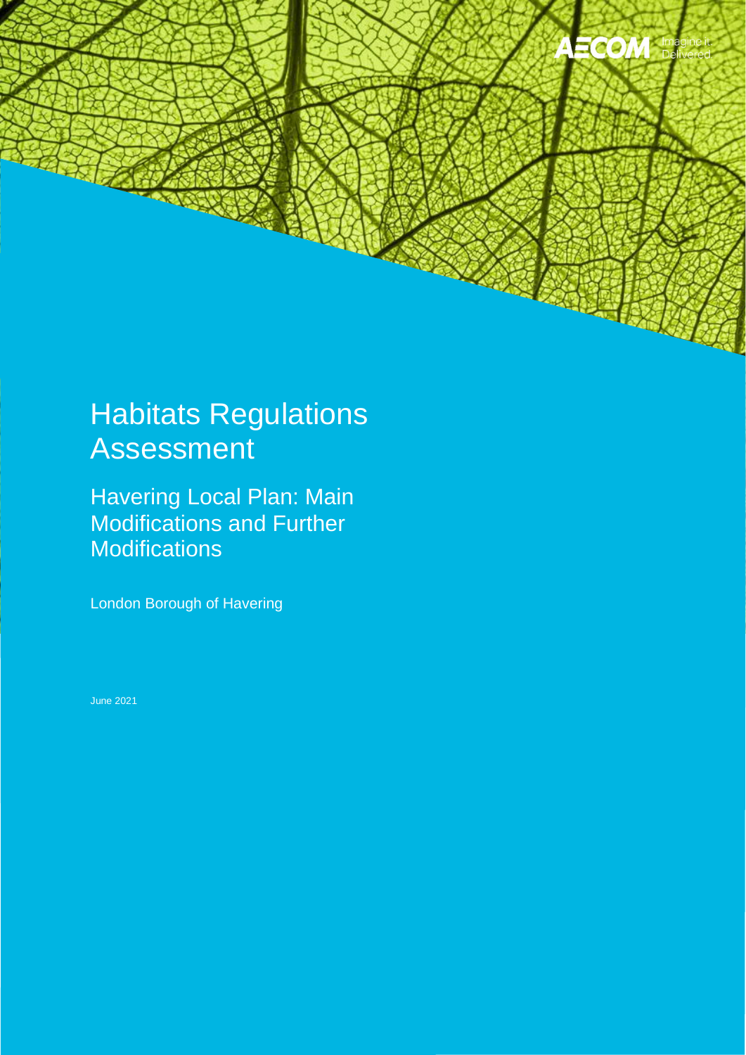AECOM Imagine it. Delivered

# Habitats Regulations Assessment

## Havering Local Plan: Main Modifications and Further Modifications

London Borough of Havering

June 2021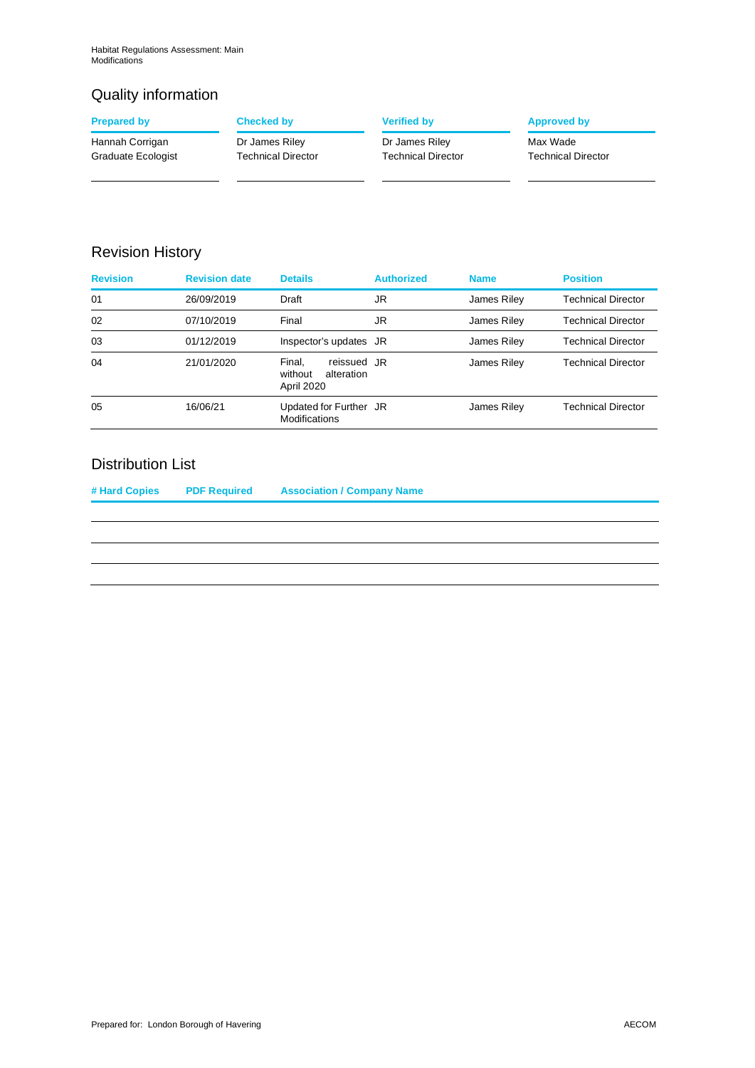## Quality information

| Prepared by | Checked by | Verified by | Approved by |
|---|---|---|---|
| Hannah Corrigan<br>Graduate Ecologist | Dr James Riley<br>Technical Director | Dr James Riley<br>Technical Director | Max Wade<br>Technical Director |

## Revision History

| Revision | Revision date | Details | Authorized | Name | Position |
|---|---|---|---|---|---|
| 01 | 26/09/2019 | Draft | JR | James Riley | Technical Director |
| 02 | 07/10/2019 | Final | JR | James Riley | Technical Director |
| 03 | 01/12/2019 | Inspector's updates | JR | James Riley | Technical Director |
| 04 | 21/01/2020 | Final, reissued without alteration April 2020 | JR | James Riley | Technical Director |
| 05 | 16/06/21 | Updated for Further Modifications | JR | James Riley | Technical Director |

## Distribution List

| # Hard Copies | PDF Required | Association / Company Name |
|---|---|---|
| | | |
| | | |
| | | |
| | | |

Prepared for: London Borough of Havering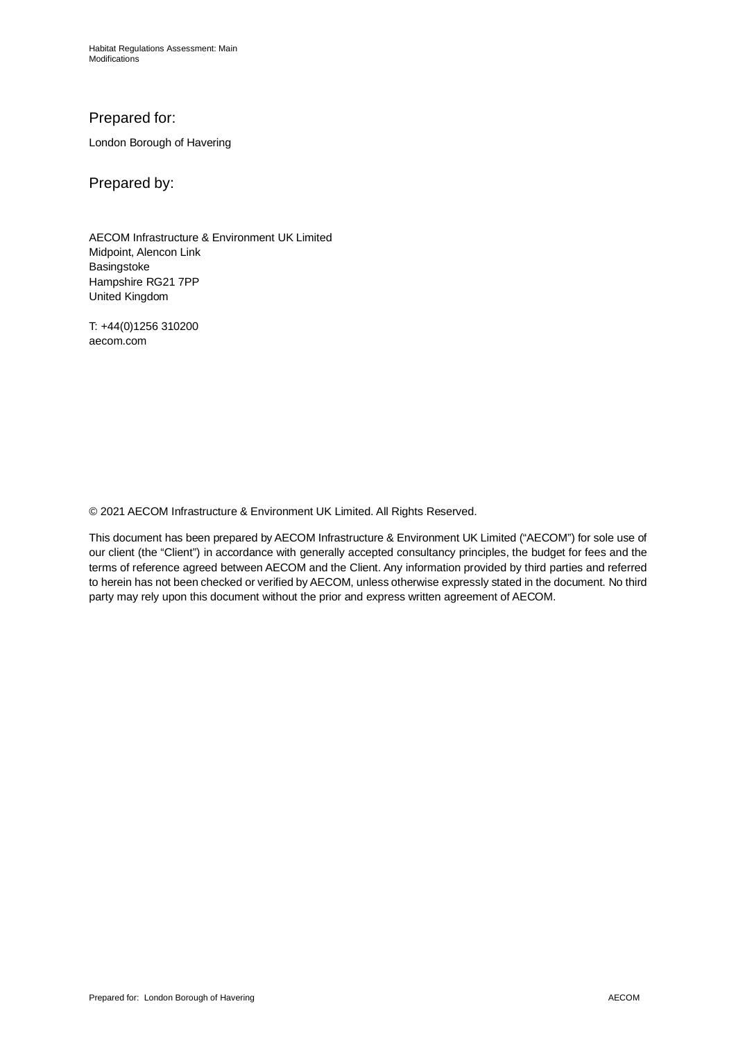## Prepared for:

London Borough of Havering

## Prepared by:

AECOM Infrastructure & Environment UK Limited
Midpoint, Alencon Link
Basingstoke
Hampshire RG21 7PP
United Kingdom

T: +44(0)1256 310200
aecom.com

© 2021 AECOM Infrastructure & Environment UK Limited. All Rights Reserved.

This document has been prepared by AECOM Infrastructure & Environment UK Limited ("AECOM") for sole use of our client (the "Client") in accordance with generally accepted consultancy principles, the budget for fees and the terms of reference agreed between AECOM and the Client. Any information provided by third parties and referred to herein has not been checked or verified by AECOM, unless otherwise expressly stated in the document. No third party may rely upon this document without the prior and express written agreement of AECOM.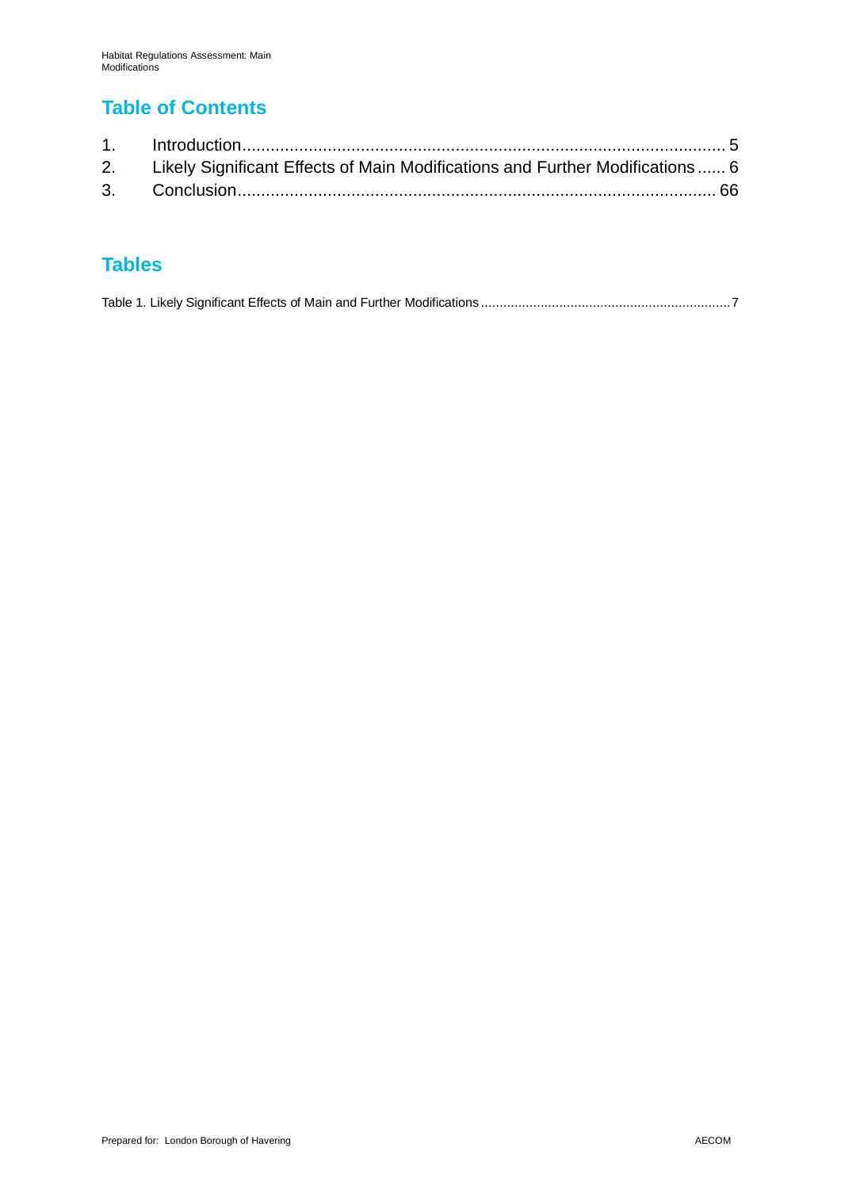## Table of Contents

1. Introduction ........................................................................................................ 5
2. Likely Significant Effects of Main Modifications and Further Modifications ...... 6
3. Conclusion ........................................................................................................ 66

## Tables

Table 1. Likely Significant Effects of Main and Further Modifications ........................................................................ 7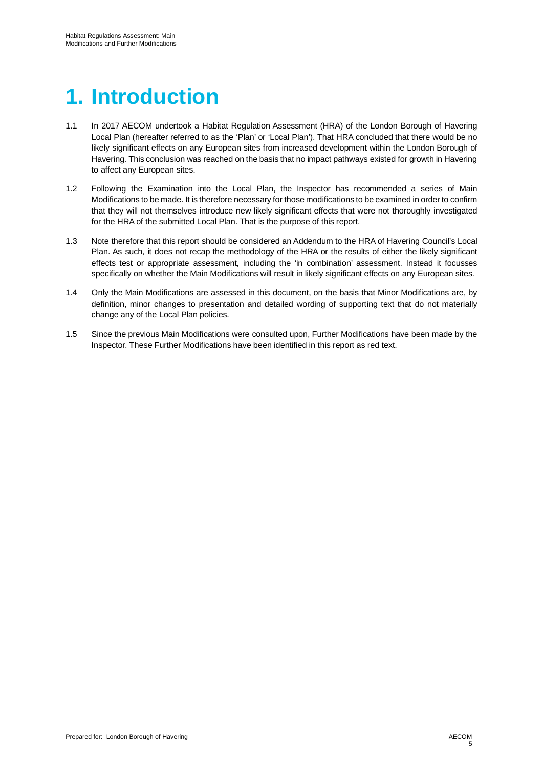# 1. Introduction

1.1 In 2017 AECOM undertook a Habitat Regulation Assessment (HRA) of the London Borough of Havering Local Plan (hereafter referred to as the 'Plan' or 'Local Plan'). That HRA concluded that there would be no likely significant effects on any European sites from increased development within the London Borough of Havering. This conclusion was reached on the basis that no impact pathways existed for growth in Havering to affect any European sites.

1.2 Following the Examination into the Local Plan, the Inspector has recommended a series of Main Modifications to be made. It is therefore necessary for those modifications to be examined in order to confirm that they will not themselves introduce new likely significant effects that were not thoroughly investigated for the HRA of the submitted Local Plan. That is the purpose of this report.

1.3 Note therefore that this report should be considered an Addendum to the HRA of Havering Council's Local Plan. As such, it does not recap the methodology of the HRA or the results of either the likely significant effects test or appropriate assessment, including the 'in combination' assessment. Instead it focusses specifically on whether the Main Modifications will result in likely significant effects on any European sites.

1.4 Only the Main Modifications are assessed in this document, on the basis that Minor Modifications are, by definition, minor changes to presentation and detailed wording of supporting text that do not materially change any of the Local Plan policies.

1.5 Since the previous Main Modifications were consulted upon, Further Modifications have been made by the Inspector. These Further Modifications have been identified in this report as red text.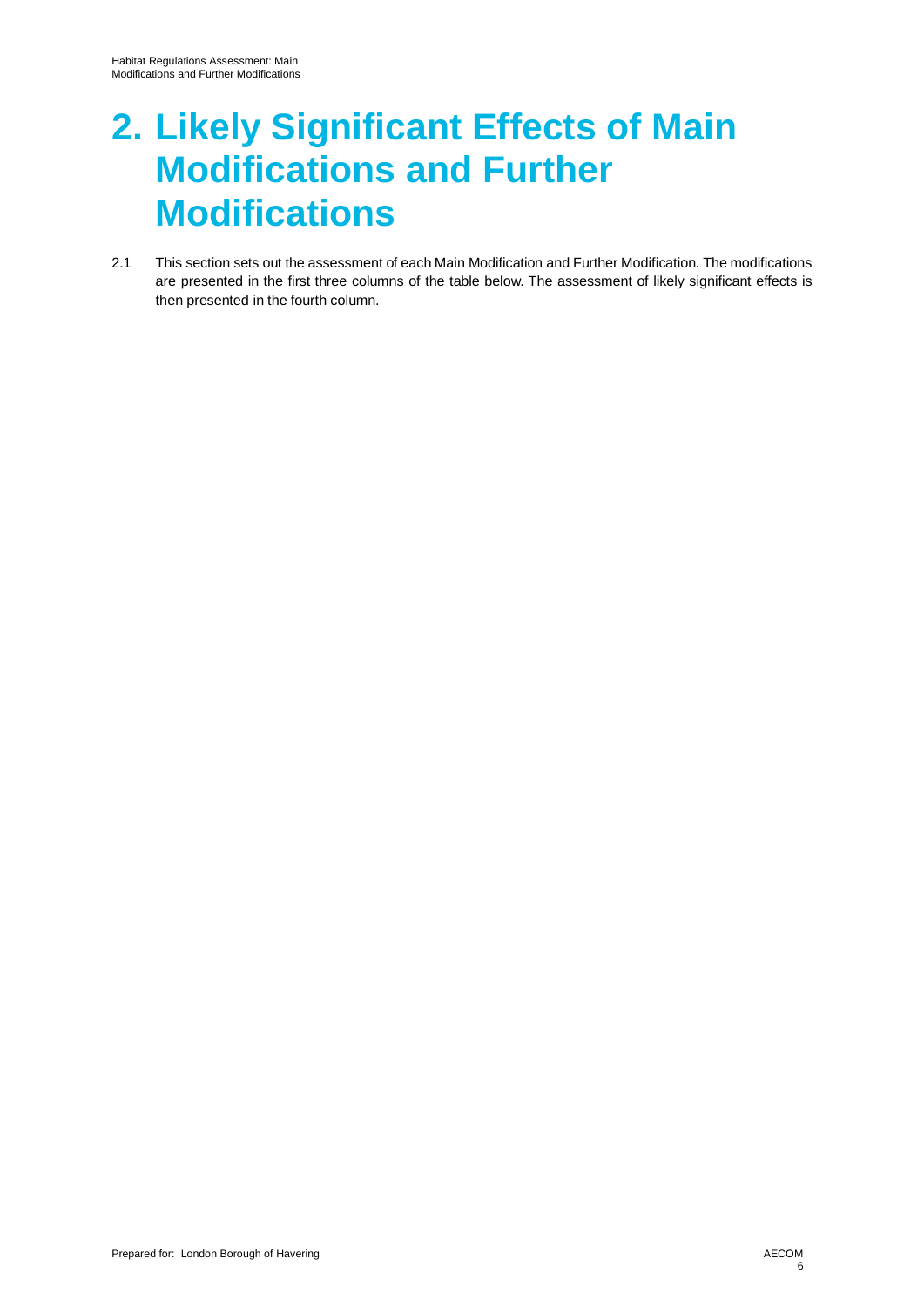# 2. Likely Significant Effects of Main Modifications and Further Modifications

2.1 This section sets out the assessment of each Main Modification and Further Modification. The modifications are presented in the first three columns of the table below. The assessment of likely significant effects is then presented in the fourth column.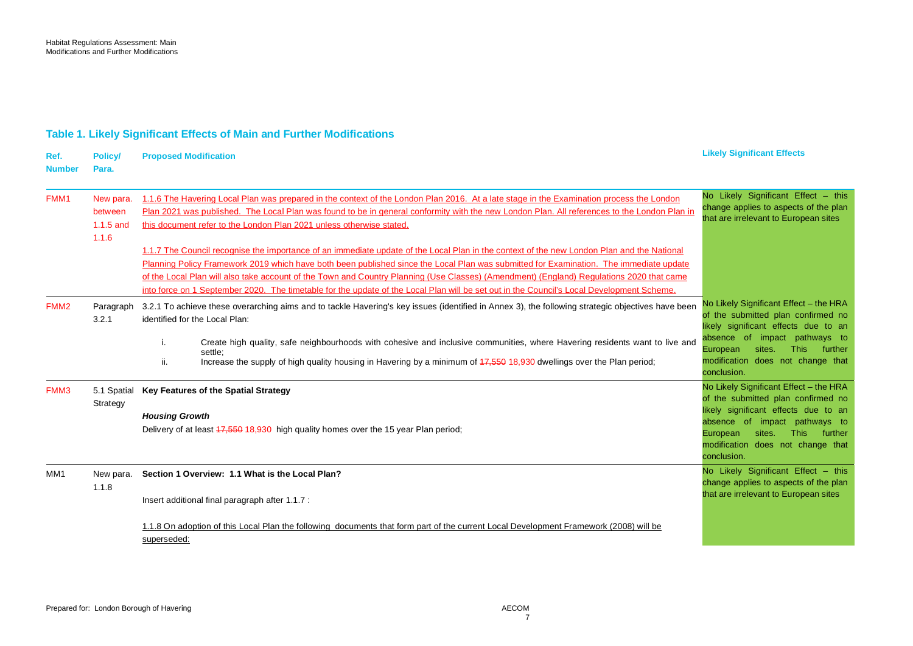## Table 1. Likely Significant Effects of Main and Further Modifications

| Ref. Number | Policy/ Para. | Proposed Modification | Likely Significant Effects |
|---|---|---|---|
| FMM1 | New para. between 1.1.5 and 1.1.6 | 1.1.6 The Havering Local Plan was prepared in the context of the London Plan 2016. At a late stage in the Examination process the London Plan 2021 was published. The Local Plan was found to be in general conformity with the new London Plan. All references to the London Plan in this document refer to the London Plan 2021 unless otherwise stated.<br><br>1.1.7 The Council recognise the importance of an immediate update of the Local Plan in the context of the new London Plan and the National Planning Policy Framework 2019 which have both been published since the Local Plan was submitted for Examination. The immediate update of the Local Plan will also take account of the Town and Country Planning (Use Classes) (Amendment) (England) Regulations 2020 that came into force on 1 September 2020. The timetable for the update of the Local Plan will be set out in the Council's Local Development Scheme. | No Likely Significant Effect – this change applies to aspects of the plan that are irrelevant to European sites |
| FMM2 | Paragraph 3.2.1 | 3.2.1 To achieve these overarching aims and to tackle Havering's key issues (identified in Annex 3), the following strategic objectives have been identified for the Local Plan:<br><br>i. Create high quality, safe neighbourhoods with cohesive and inclusive communities, where Havering residents want to live and settle;<br>ii. Increase the supply of high quality housing in Havering by a minimum of ~~17,550~~ 18,930 dwellings over the Plan period; | No Likely Significant Effect – the HRA of the submitted plan confirmed no likely significant effects due to an absence of impact pathways to European sites. This further modification does not change that conclusion. |
| FMM3 | 5.1 Spatial Strategy | **Key Features of the Spatial Strategy**<br><br>***Housing Growth***<br>Delivery of at least ~~17,550~~ 18,930 high quality homes over the 15 year Plan period; | No Likely Significant Effect – the HRA of the submitted plan confirmed no likely significant effects due to an absence of impact pathways to European sites. This further modification does not change that conclusion. |
| MM1 | New para. 1.1.8 | **Section 1 Overview: 1.1 What is the Local Plan?**<br><br>Insert additional final paragraph after 1.1.7 :<br><br>1.1.8 On adoption of this Local Plan the following documents that form part of the current Local Development Framework (2008) will be superseded: | No Likely Significant Effect – this change applies to aspects of the plan that are irrelevant to European sites |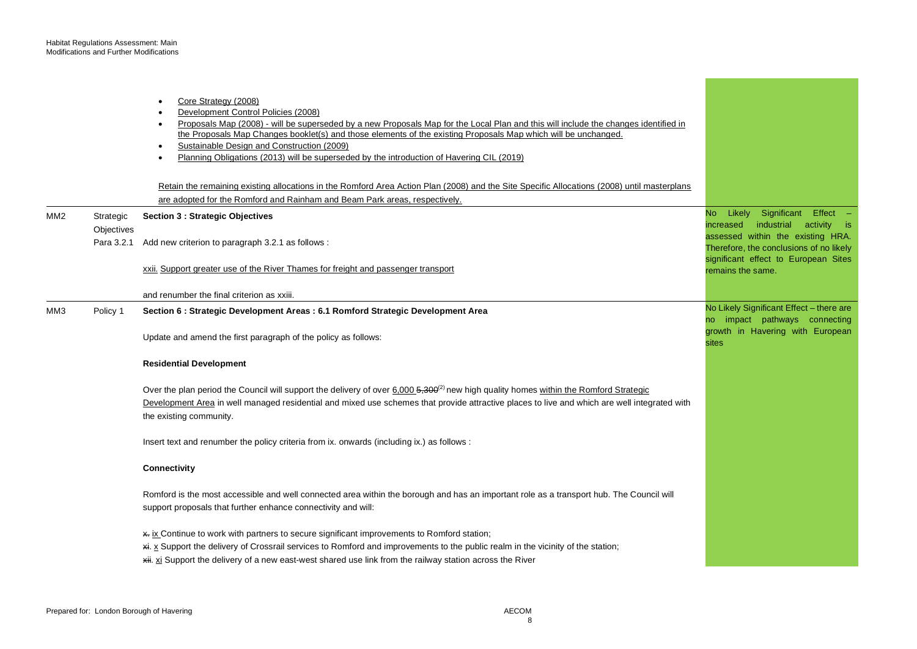| | | | |
|---|---|---|---|
| | | • Core Strategy (2008)<br>• Development Control Policies (2008)<br>• Proposals Map (2008) - will be superseded by a new Proposals Map for the Local Plan and this will include the changes identified in the Proposals Map Changes booklet(s) and those elements of the existing Proposals Map which will be unchanged.<br>• Sustainable Design and Construction (2009)<br>• Planning Obligations (2013) will be superseded by the introduction of Havering CIL (2019)<br><br>Retain the remaining existing allocations in the Romford Area Action Plan (2008) and the Site Specific Allocations (2008) until masterplans are adopted for the Romford and Rainham and Beam Park areas, respectively. | |
| MM2 | Strategic Objectives<br><br>Para 3.2.1 | **Section 3 : Strategic Objectives**<br><br>Add new criterion to paragraph 3.2.1 as follows :<br><br>xxii. Support greater use of the River Thames for freight and passenger transport<br><br>and renumber the final criterion as xxiii. | No Likely Significant Effect – increased industrial activity is assessed within the existing HRA. Therefore, the conclusions of no likely significant effect to European Sites remains the same. |
| MM3 | Policy 1 | **Section 6 : Strategic Development Areas : 6.1 Romford Strategic Development Area**<br><br>Update and amend the first paragraph of the policy as follows:<br><br>**Residential Development**<br><br>Over the plan period the Council will support the delivery of over 6,000 ~~5,300~~[(2)] new high quality homes within the Romford Strategic Development Area in well managed residential and mixed use schemes that provide attractive places to live and which are well integrated with the existing community.<br><br>Insert text and renumber the policy criteria from ix. onwards (including ix.) as follows :<br><br>**Connectivity**<br><br>Romford is the most accessible and well connected area within the borough and has an important role as a transport hub. The Council will support proposals that further enhance connectivity and will:<br><br>~~x.~~ ix Continue to work with partners to secure significant improvements to Romford station;<br>~~xi.~~ x Support the delivery of Crossrail services to Romford and improvements to the public realm in the vicinity of the station;<br>~~xii.~~ xi Support the delivery of a new east-west shared use link from the railway station across the River | No Likely Significant Effect – there are no impact pathways connecting growth in Havering with European sites |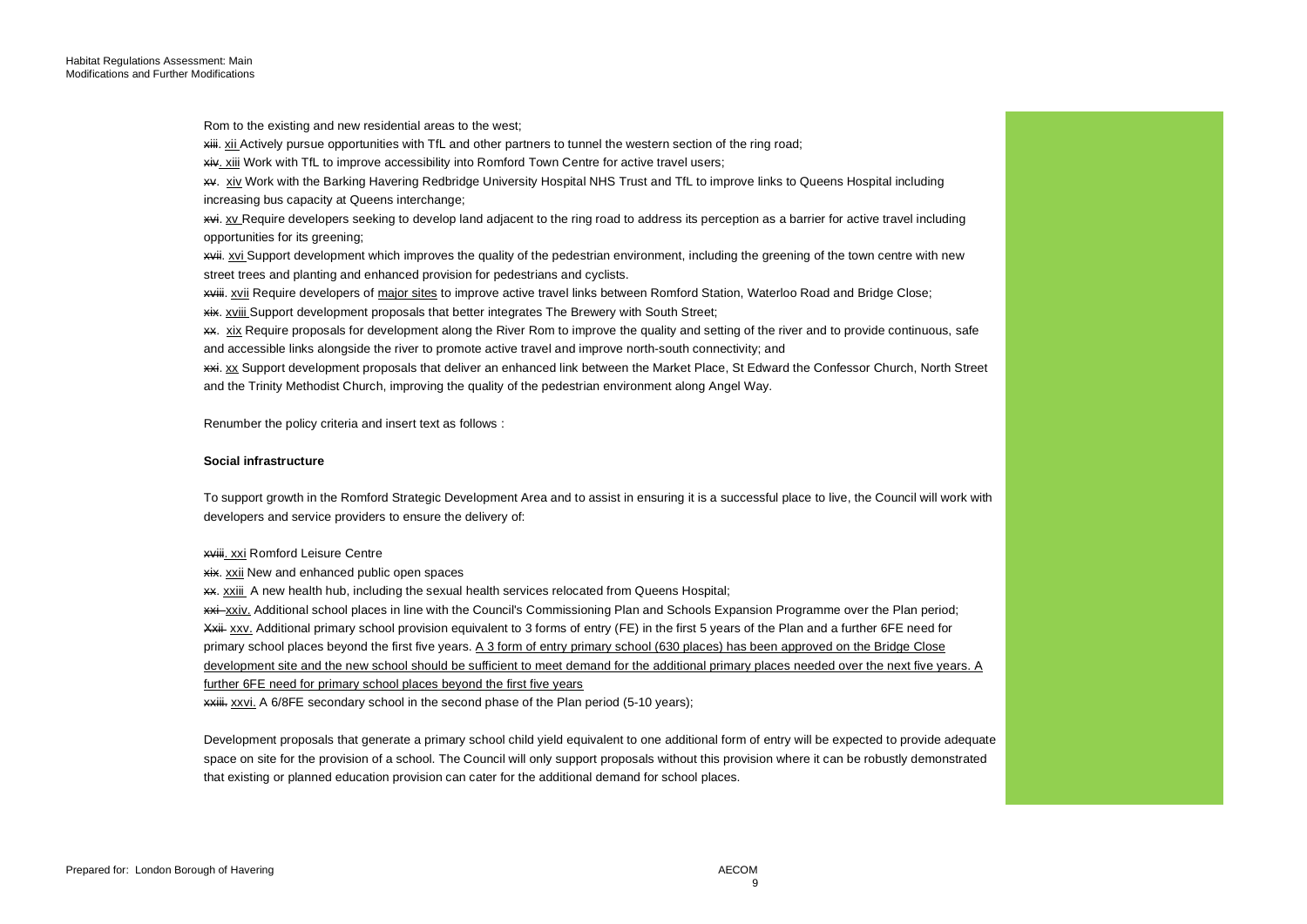Rom to the existing and new residential areas to the west;

~~xiii.~~ <u>xii</u> Actively pursue opportunities with TfL and other partners to tunnel the western section of the ring road;

~~xiv.~~ <u>xiii</u> Work with TfL to improve accessibility into Romford Town Centre for active travel users;

~~xv.~~ <u>xiv</u> Work with the Barking Havering Redbridge University Hospital NHS Trust and TfL to improve links to Queens Hospital including increasing bus capacity at Queens interchange;

~~xvi.~~ <u>xv</u> Require developers seeking to develop land adjacent to the ring road to address its perception as a barrier for active travel including opportunities for its greening;

~~xvii.~~ <u>xvi</u> Support development which improves the quality of the pedestrian environment, including the greening of the town centre with new street trees and planting and enhanced provision for pedestrians and cyclists.

~~xviii.~~ <u>xvii</u> Require developers of <u>major sites</u> to improve active travel links between Romford Station, Waterloo Road and Bridge Close;

~~xix.~~ <u>xviii</u> Support development proposals that better integrates The Brewery with South Street;

~~xx.~~ <u>xix</u> Require proposals for development along the River Rom to improve the quality and setting of the river and to provide continuous, safe and accessible links alongside the river to promote active travel and improve north-south connectivity; and

~~xxi.~~ <u>xx</u> Support development proposals that deliver an enhanced link between the Market Place, St Edward the Confessor Church, North Street and the Trinity Methodist Church, improving the quality of the pedestrian environment along Angel Way.

Renumber the policy criteria and insert text as follows :

**Social infrastructure**

To support growth in the Romford Strategic Development Area and to assist in ensuring it is a successful place to live, the Council will work with developers and service providers to ensure the delivery of:

~~xviii.~~ <u>xxi</u> Romford Leisure Centre

~~xix.~~ <u>xxii</u> New and enhanced public open spaces

~~xx.~~ <u>xxiii</u> A new health hub, including the sexual health services relocated from Queens Hospital;

~~xxi~~ <u>xxiv.</u> Additional school places in line with the Council's Commissioning Plan and Schools Expansion Programme over the Plan period;

~~Xxii~~ <u>xxv.</u> Additional primary school provision equivalent to 3 forms of entry (FE) in the first 5 years of the Plan and a further 6FE need for primary school places beyond the first five years. <u>A 3 form of entry primary school (630 places) has been approved on the Bridge Close development site and the new school should be sufficient to meet demand for the additional primary places needed over the next five years. A further 6FE need for primary school places beyond the first five years</u>

~~xxiii.~~ <u>xxvi.</u> A 6/8FE secondary school in the second phase of the Plan period (5-10 years);

Development proposals that generate a primary school child yield equivalent to one additional form of entry will be expected to provide adequate space on site for the provision of a school. The Council will only support proposals without this provision where it can be robustly demonstrated that existing or planned education provision can cater for the additional demand for school places.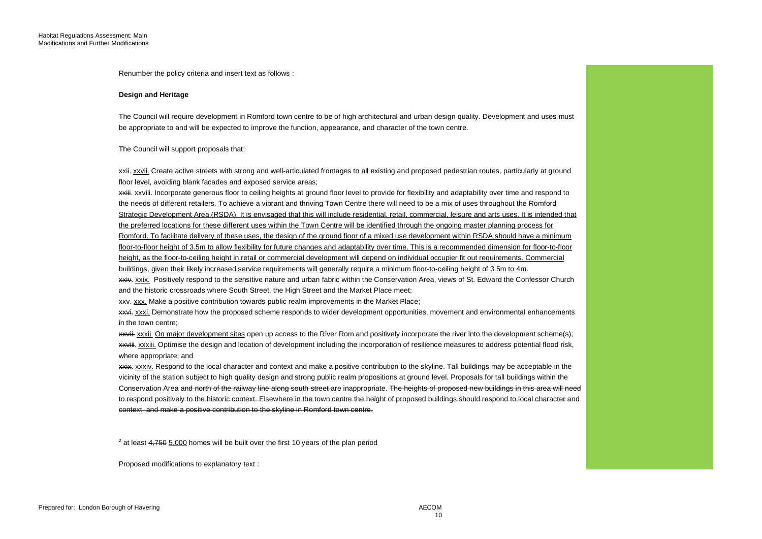Renumber the policy criteria and insert text as follows :

**Design and Heritage**

The Council will require development in Romford town centre to be of high architectural and urban design quality. Development and uses must be appropriate to and will be expected to improve the function, appearance, and character of the town centre.

The Council will support proposals that:

~~xxii.~~ <u>xxvii.</u> Create active streets with strong and well-articulated frontages to all existing and proposed pedestrian routes, particularly at ground floor level, avoiding blank facades and exposed service areas;

~~xxiii.~~ xxviii. Incorporate generous floor to ceiling heights at ground floor level to provide for flexibility and adaptability over time and respond to the needs of different retailers. <u>To achieve a vibrant and thriving Town Centre there will need to be a mix of uses throughout the Romford Strategic Development Area (RSDA). It is envisaged that this will include residential, retail, commercial, leisure and arts uses. It is intended that the preferred locations for these different uses within the Town Centre will be identified through the ongoing master planning process for Romford. To facilitate delivery of these uses, the design of the ground floor of a mixed use development within RSDA should have a minimum floor-to-floor height of 3.5m to allow flexibility for future changes and adaptability over time. This is a recommended dimension for floor-to-floor height, as the floor-to-ceiling height in retail or commercial development will depend on individual occupier fit out requirements. Commercial buildings, given their likely increased service requirements will generally require a minimum floor-to-ceiling height of 3.5m to 4m.</u>

~~xxiv.~~ <u>xxix.</u> Positively respond to the sensitive nature and urban fabric within the Conservation Area, views of St. Edward the Confessor Church and the historic crossroads where South Street, the High Street and the Market Place meet;

~~xxv.~~ <u>xxx.</u> Make a positive contribution towards public realm improvements in the Market Place;

~~xxvi.~~ <u>xxxi.</u> Demonstrate how the proposed scheme responds to wider development opportunities, movement and environmental enhancements in the town centre;

~~xxvii~~ .<u>xxxii</u> <u>On major development sites</u> open up access to the River Rom and positively incorporate the river into the development scheme(s);

~~xxviii.~~ <u>xxxiii.</u> Optimise the design and location of development including the incorporation of resilience measures to address potential flood risk, where appropriate; and

~~xxix.~~ <u>xxxiv.</u> Respond to the local character and context and make a positive contribution to the skyline. Tall buildings may be acceptable in the vicinity of the station subject to high quality design and strong public realm propositions at ground level. Proposals for tall buildings within the Conservation Area ~~and north of the railway line along south street~~ are inappropriate. ~~The heights of proposed new buildings in this area will need to respond positively to the historic context. Elsewhere in the town centre the height of proposed buildings should respond to local character and context, and make a positive contribution to the skyline in Romford town centre.~~

[2] at least ~~4,750~~ <u>5,000</u> homes will be built over the first 10 years of the plan period

Proposed modifications to explanatory text :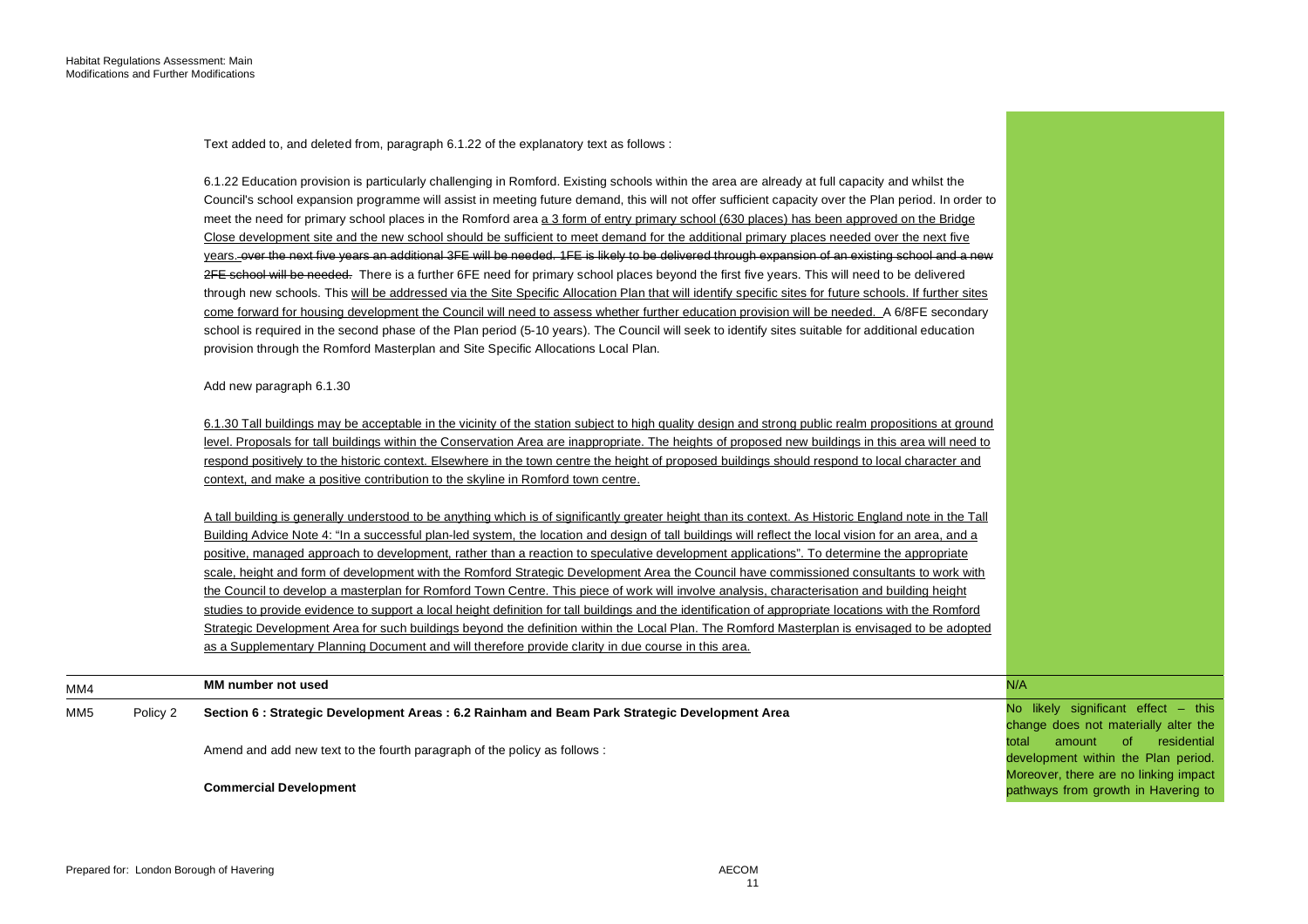Text added to, and deleted from, paragraph 6.1.22 of the explanatory text as follows :

6.1.22 Education provision is particularly challenging in Romford. Existing schools within the area are already at full capacity and whilst the Council's school expansion programme will assist in meeting future demand, this will not offer sufficient capacity over the Plan period. In order to meet the need for primary school places in the Romford area <u>a 3 form of entry primary school (630 places) has been approved on the Bridge Close development site and the new school should be sufficient to meet demand for the additional primary places needed over the next five years.</u> ~~over the next five years an additional 3FE will be needed. 1FE is likely to be delivered through expansion of an existing school and a new 2FE school will be needed.~~ There is a further 6FE need for primary school places beyond the first five years. This will need to be delivered through new schools. This <u>will be addressed via the Site Specific Allocation Plan that will identify specific sites for future schools. If further sites come forward for housing development the Council will need to assess whether further education provision will be needed.</u> A 6/8FE secondary school is required in the second phase of the Plan period (5-10 years). The Council will seek to identify sites suitable for additional education provision through the Romford Masterplan and Site Specific Allocations Local Plan.

Add new paragraph 6.1.30

<u>6.1.30 Tall buildings may be acceptable in the vicinity of the station subject to high quality design and strong public realm propositions at ground level. Proposals for tall buildings within the Conservation Area are inappropriate. The heights of proposed new buildings in this area will need to respond positively to the historic context. Elsewhere in the town centre the height of proposed buildings should respond to local character and context, and make a positive contribution to the skyline in Romford town centre.</u>

<u>A tall building is generally understood to be anything which is of significantly greater height than its context. As Historic England note in the Tall Building Advice Note 4: "In a successful plan-led system, the location and design of tall buildings will reflect the local vision for an area, and a positive, managed approach to development, rather than a reaction to speculative development applications". To determine the appropriate scale, height and form of development with the Romford Strategic Development Area the Council have commissioned consultants to work with the Council to develop a masterplan for Romford Town Centre. This piece of work will involve analysis, characterisation and building height studies to provide evidence to support a local height definition for tall buildings and the identification of appropriate locations with the Romford Strategic Development Area for such buildings beyond the definition within the Local Plan. The Romford Masterplan is envisaged to be adopted as a Supplementary Planning Document and will therefore provide clarity in due course in this area.</u>

| | | | |
|---|---|---|---|
| MM4 | | **MM number not used** | N/A |
| MM5 | Policy 2 | **Section 6 : Strategic Development Areas : 6.2 Rainham and Beam Park Strategic Development Area**<br><br>Amend and add new text to the fourth paragraph of the policy as follows :<br><br>**Commercial Development** | No likely significant effect – this change does not materially alter the total amount of residential development within the Plan period. Moreover, there are no linking impact pathways from growth in Havering to |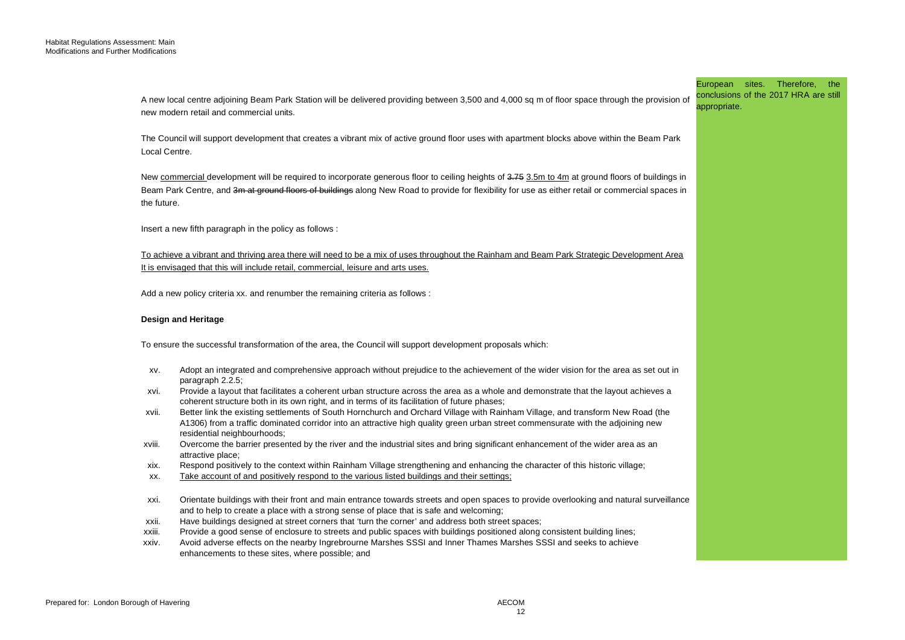| | |
|---|---|
| A new local centre adjoining Beam Park Station will be delivered providing between 3,500 and 4,000 sq m of floor space through the provision of new modern retail and commercial units.<br><br>The Council will support development that creates a vibrant mix of active ground floor uses with apartment blocks above within the Beam Park Local Centre.<br><br>New <u>commercial</u> development will be required to incorporate generous floor to ceiling heights of ~~3.75~~ <u>3.5m to 4m</u> at ground floors of buildings in Beam Park Centre, and ~~3m at ground floors of buildings~~ along New Road to provide for flexibility for use as either retail or commercial spaces in the future.<br><br>Insert a new fifth paragraph in the policy as follows :<br><br><u>To achieve a vibrant and thriving area there will need to be a mix of uses throughout the Rainham and Beam Park Strategic Development Area It is envisaged that this will include retail, commercial, leisure and arts uses.</u><br><br>Add a new policy criteria xx. and renumber the remaining criteria as follows :<br><br>**Design and Heritage**<br><br>To ensure the successful transformation of the area, the Council will support development proposals which:<br><br>xv. Adopt an integrated and comprehensive approach without prejudice to the achievement of the wider vision for the area as set out in paragraph 2.2.5;<br>xvi. Provide a layout that facilitates a coherent urban structure across the area as a whole and demonstrate that the layout achieves a coherent structure both in its own right, and in terms of its facilitation of future phases;<br>xvii. Better link the existing settlements of South Hornchurch and Orchard Village with Rainham Village, and transform New Road (the A1306) from a traffic dominated corridor into an attractive high quality green urban street commensurate with the adjoining new residential neighbourhoods;<br>xviii. Overcome the barrier presented by the river and the industrial sites and bring significant enhancement of the wider area as an attractive place;<br>xix. Respond positively to the context within Rainham Village strengthening and enhancing the character of this historic village;<br>xx. <u>Take account of and positively respond to the various listed buildings and their settings;</u><br>xxi. Orientate buildings with their front and main entrance towards streets and open spaces to provide overlooking and natural surveillance and to help to create a place with a strong sense of place that is safe and welcoming;<br>xxii. Have buildings designed at street corners that 'turn the corner' and address both street spaces;<br>xxiii. Provide a good sense of enclosure to streets and public spaces with buildings positioned along consistent building lines;<br>xxiv. Avoid adverse effects on the nearby Ingrebrourne Marshes SSSI and Inner Thames Marshes SSSI and seeks to achieve enhancements to these sites, where possible; and | European sites. Therefore, the conclusions of the 2017 HRA are still appropriate. |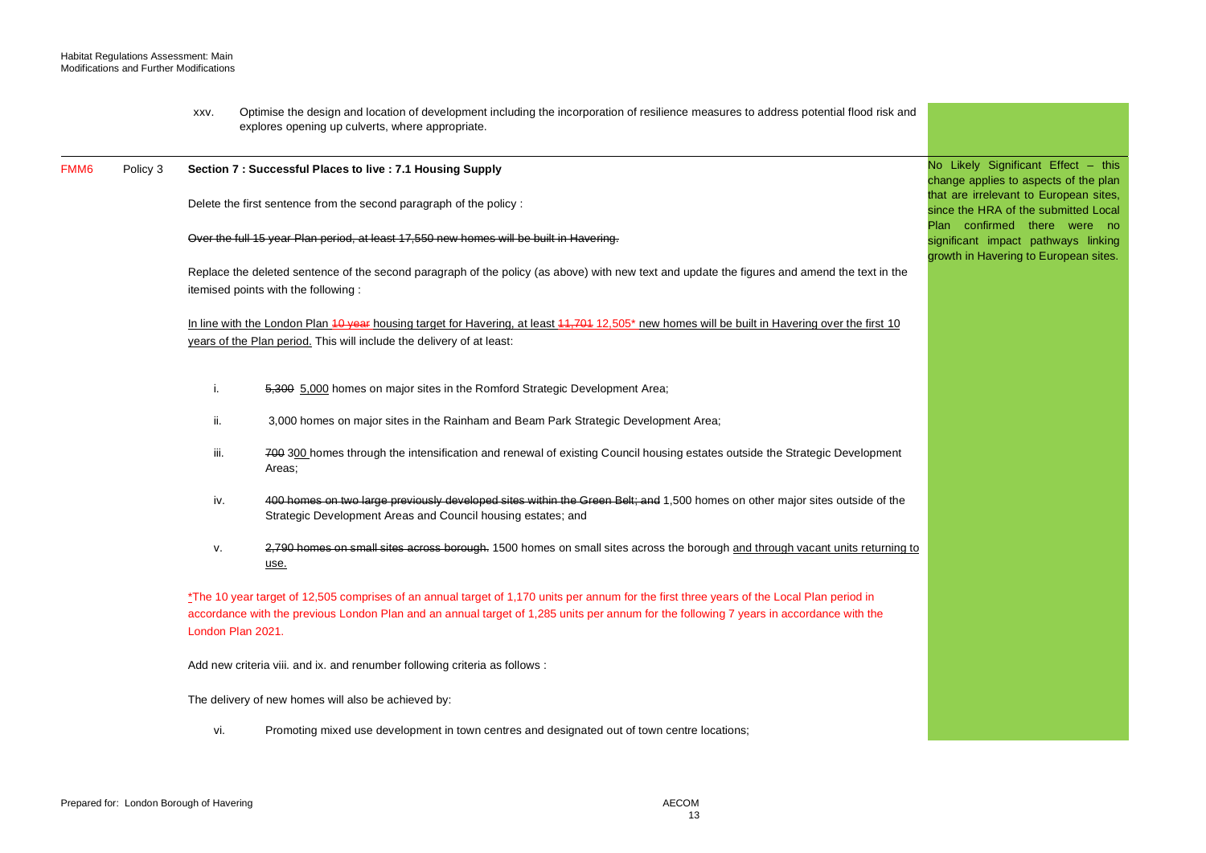| | | | |
|---|---|---|---|
| | | xxv. Optimise the design and location of development including the incorporation of resilience measures to address potential flood risk and explores opening up culverts, where appropriate. | |
| FMM6 | Policy 3 | **Section 7 : Successful Places to live : 7.1 Housing Supply**<br><br>Delete the first sentence from the second paragraph of the policy :<br><br>~~Over the full 15 year Plan period, at least 17,550 new homes will be built in Havering.~~<br><br>Replace the deleted sentence of the second paragraph of the policy (as above) with new text and update the figures and amend the text in the itemised points with the following :<br><br><u>In line with the London Plan</u> ~~<u>10 year</u>~~ <u>housing target for Havering, at least</u> ~~11,701~~ 12,505* <u>new homes will be built in Havering over the first 10 years of the Plan period.</u> This will include the delivery of at least:<br><br>i. ~~5,300~~ <u>5,000</u> homes on major sites in the Romford Strategic Development Area;<br><br>ii. 3,000 homes on major sites in the Rainham and Beam Park Strategic Development Area;<br><br>iii. ~~700~~ 3<u>00</u> homes through the intensification and renewal of existing Council housing estates outside the Strategic Development Areas;<br><br>iv. ~~400 homes on two large previously developed sites within the Green Belt; and~~ 1,500 homes on other major sites outside of the Strategic Development Areas and Council housing estates; and<br><br>v. ~~2,790 homes on small sites across borough.~~ 1500 homes on small sites across the borough <u>and through vacant units returning to use.</u><br><br><u>*</u>The 10 year target of 12,505 comprises of an annual target of 1,170 units per annum for the first three years of the Local Plan period in accordance with the previous London Plan and an annual target of 1,285 units per annum for the following 7 years in accordance with the London Plan 2021.<br><br>Add new criteria viii. and ix. and renumber following criteria as follows :<br><br>The delivery of new homes will also be achieved by:<br><br>vi. Promoting mixed use development in town centres and designated out of town centre locations; | No Likely Significant Effect – this change applies to aspects of the plan that are irrelevant to European sites, since the HRA of the submitted Local Plan confirmed there were no significant impact pathways linking growth in Havering to European sites. |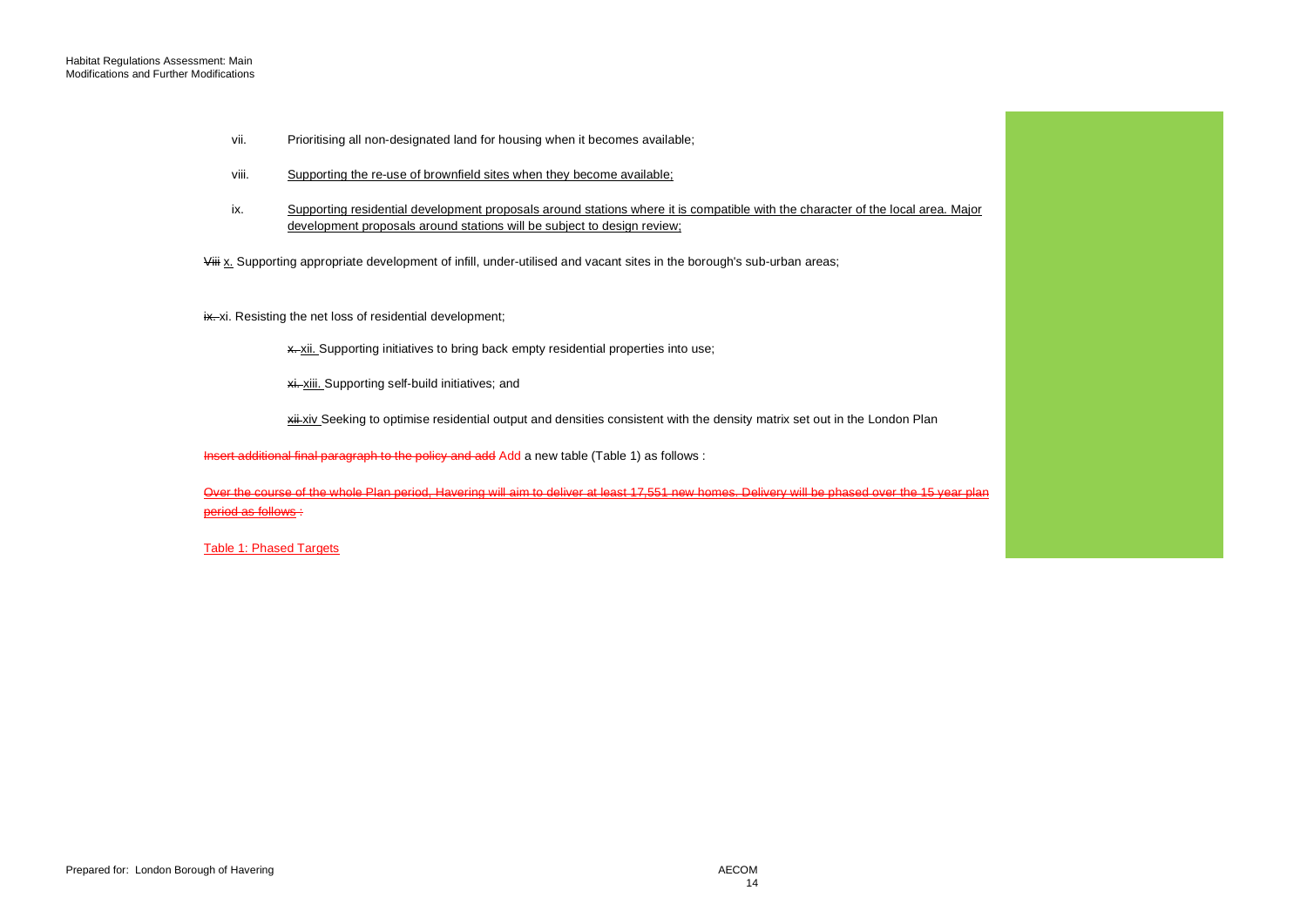vii. Prioritising all non-designated land for housing when it becomes available;

viii. <u>Supporting the re-use of brownfield sites when they become available;</u>

ix. <u>Supporting residential development proposals around stations where it is compatible with the character of the local area. Major development proposals around stations will be subject to design review;</u>

~~Viii~~ <u>x.</u> Supporting appropriate development of infill, under-utilised and vacant sites in the borough's sub-urban areas;

~~ix.~~ xi. Resisting the net loss of residential development;

~~x.~~ <u>xii.</u> Supporting initiatives to bring back empty residential properties into use;

~~xi.~~ <u>xiii.</u> Supporting self-build initiatives; and

~~xii~~ <u>xiv</u> Seeking to optimise residential output and densities consistent with the density matrix set out in the London Plan

~~Insert additional final paragraph to the policy and add~~ Add a new table (Table 1) as follows :

~~Over the course of the whole Plan period, Havering will aim to deliver at least 17,551 new homes. Delivery will be phased over the 15 year plan period as follows :~~

<u>Table 1: Phased Targets</u>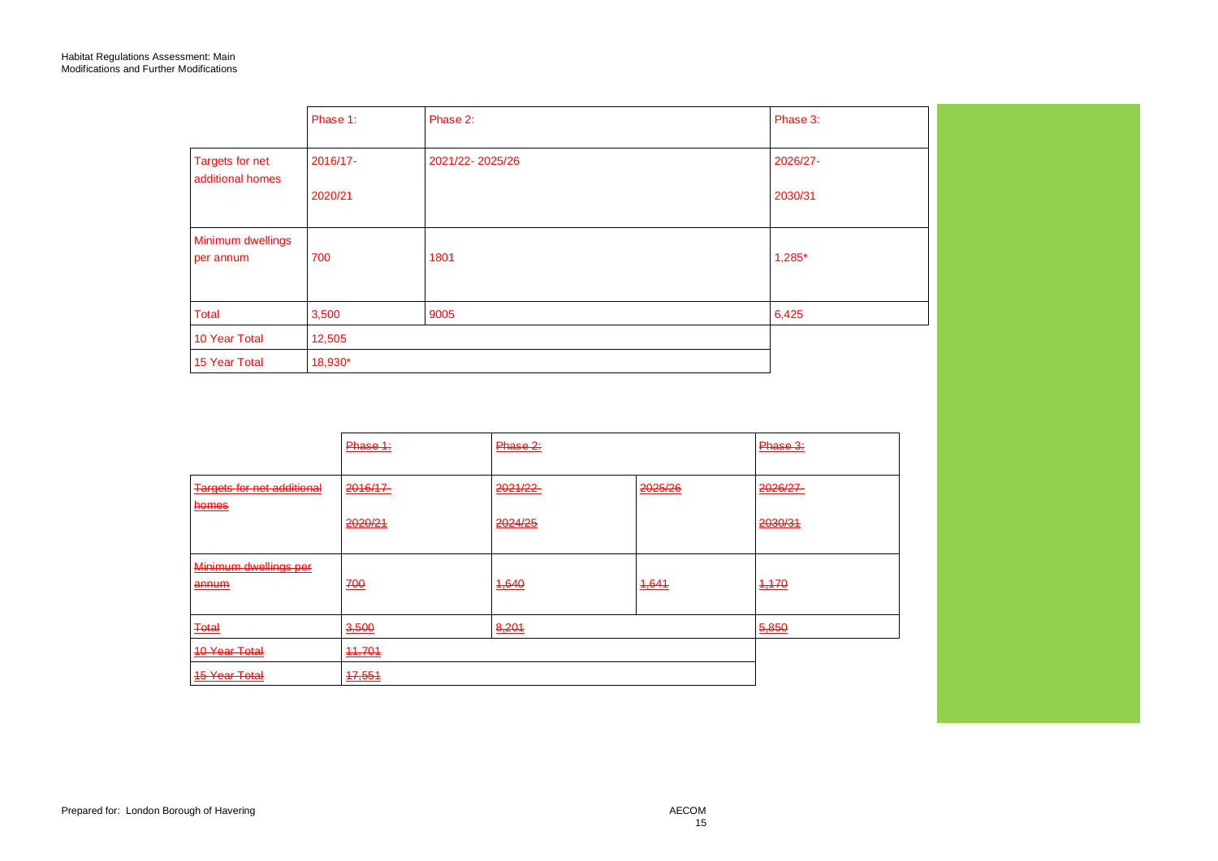| | Phase 1: | Phase 2: | Phase 3: |
|---|---|---|---|
| Targets for net additional homes | 2016/17-<br>2020/21 | 2021/22- 2025/26 | 2026/27-<br>2030/31 |
| Minimum dwellings per annum | 700 | 1801 | 1,285* |
| Total | 3,500 | 9005 | 6,425 |
| 10 Year Total | 12,505 | | |
| 15 Year Total | 18,930* | | |

| | ~~Phase 1:~~ | ~~Phase 2:~~ | | ~~Phase 3:~~ |
|---|---|---|---|---|
| ~~Targets for net additional homes~~ | ~~2016/17-~~<br>~~2020/21~~ | ~~2021/22-~~<br>~~2024/25~~ | ~~2025/26~~ | ~~2026/27-~~<br>~~2030/31~~ |
| ~~Minimum dwellings per annum~~ | ~~700~~ | ~~1,640~~ | ~~1,641~~ | ~~1,170~~ |
| ~~Total~~ | ~~3,500~~ | ~~8,201~~ | | ~~5,850~~ |
| ~~10 Year Total~~ | ~~11,701~~ | | | |
| ~~15 Year Total~~ | ~~17,551~~ | | | |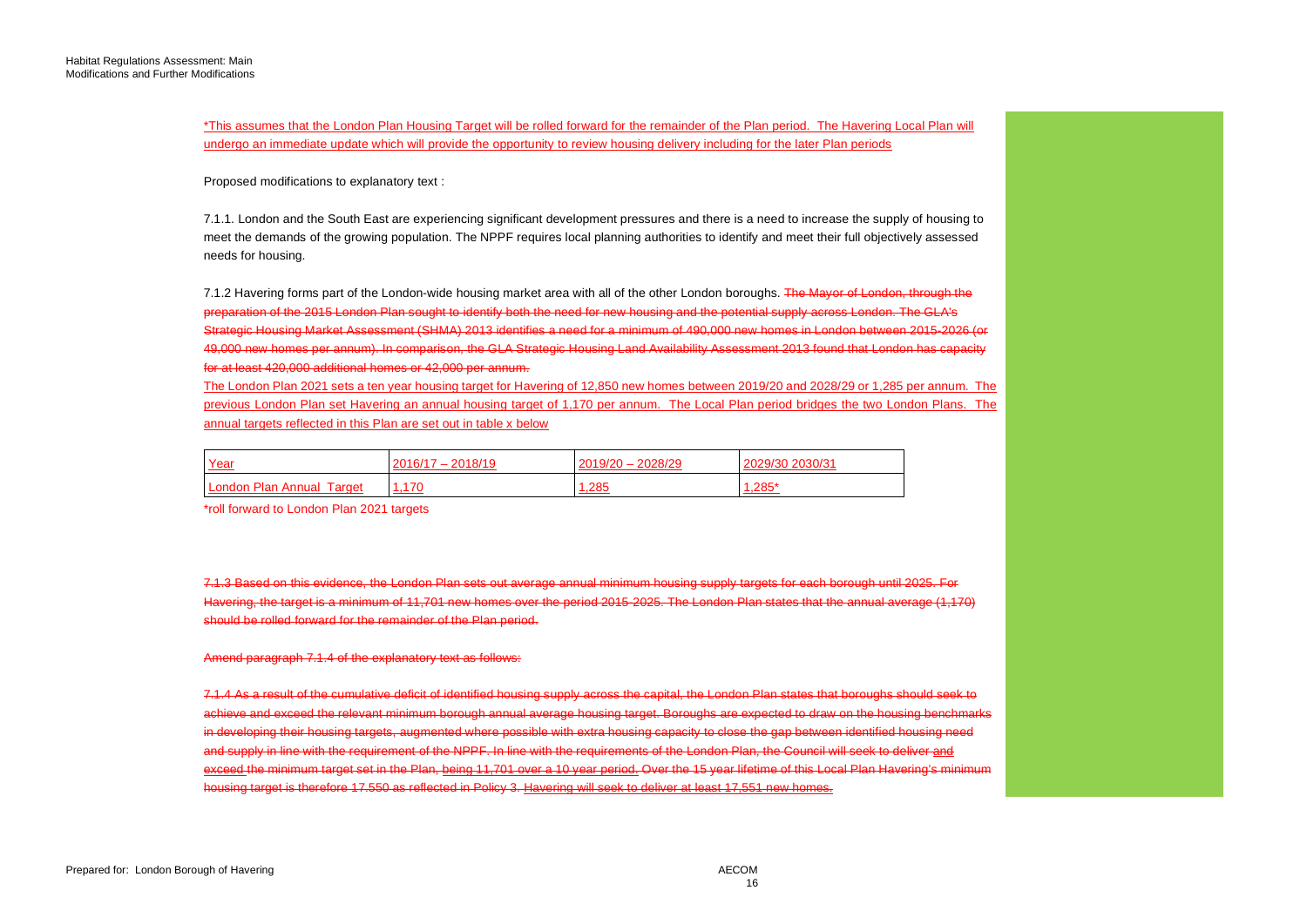*This assumes that the London Plan Housing Target will be rolled forward for the remainder of the Plan period. The Havering Local Plan will undergo an immediate update which will provide the opportunity to review housing delivery including for the later Plan periods

Proposed modifications to explanatory text :

7.1.1. London and the South East are experiencing significant development pressures and there is a need to increase the supply of housing to meet the demands of the growing population. The NPPF requires local planning authorities to identify and meet their full objectively assessed needs for housing.

7.1.2 Havering forms part of the London-wide housing market area with all of the other London boroughs. ~~The Mayor of London, through the preparation of the 2015 London Plan sought to identify both the need for new housing and the potential supply across London. The GLA's Strategic Housing Market Assessment (SHMA) 2013 identifies a need for a minimum of 490,000 new homes in London between 2015-2026 (or 49,000 new homes per annum). In comparison, the GLA Strategic Housing Land Availability Assessment 2013 found that London has capacity for at least 420,000 additional homes or 42,000 per annum.~~

The London Plan 2021 sets a ten year housing target for Havering of 12,850 new homes between 2019/20 and 2028/29 or 1,285 per annum. The previous London Plan set Havering an annual housing target of 1,170 per annum. The Local Plan period bridges the two London Plans. The annual targets reflected in this Plan are set out in table x below

| Year | 2016/17 – 2018/19 | 2019/20 – 2028/29 | 2029/30 2030/31 |
|---|---|---|---|
| London Plan Annual Target | 1,170 | 1,285 | 1,285* |

*roll forward to London Plan 2021 targets

~~7.1.3 Based on this evidence, the London Plan sets out average annual minimum housing supply targets for each borough until 2025. For Havering, the target is a minimum of 11,701 new homes over the period 2015-2025. The London Plan states that the annual average (1,170) should be rolled forward for the remainder of the Plan period.~~

~~Amend paragraph 7.1.4 of the explanatory text as follows:~~

~~7.1.4 As a result of the cumulative deficit of identified housing supply across the capital, the London Plan states that boroughs should seek to achieve and exceed the relevant minimum borough annual average housing target. Boroughs are expected to draw on the housing benchmarks in developing their housing targets, augmented where possible with extra housing capacity to close the gap between identified housing need and supply in line with the requirement of the NPPF. In line with the requirements of the London Plan, the Council will seek to deliver and exceed the minimum target set in the Plan, being 11,701 over a 10 year period. Over the 15 year lifetime of this Local Plan Havering's minimum housing target is therefore 17,550 as reflected in Policy 3. Havering will seek to deliver at least 17,551 new homes.~~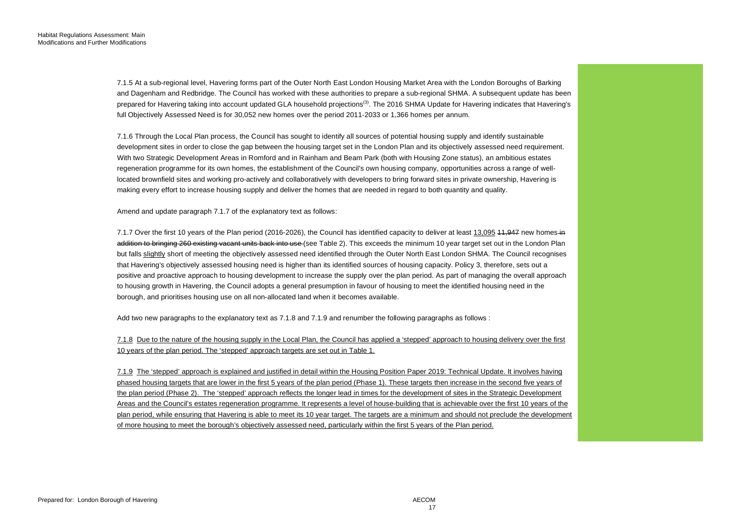7.1.5 At a sub-regional level, Havering forms part of the Outer North East London Housing Market Area with the London Boroughs of Barking and Dagenham and Redbridge. The Council has worked with these authorities to prepare a sub-regional SHMA. A subsequent update has been prepared for Havering taking into account updated GLA household projections[3]. The 2016 SHMA Update for Havering indicates that Havering's full Objectively Assessed Need is for 30,052 new homes over the period 2011-2033 or 1,366 homes per annum.

7.1.6 Through the Local Plan process, the Council has sought to identify all sources of potential housing supply and identify sustainable development sites in order to close the gap between the housing target set in the London Plan and its objectively assessed need requirement. With two Strategic Development Areas in Romford and in Rainham and Beam Park (both with Housing Zone status), an ambitious estates regeneration programme for its own homes, the establishment of the Council's own housing company, opportunities across a range of well-located brownfield sites and working pro-actively and collaboratively with developers to bring forward sites in private ownership, Havering is making every effort to increase housing supply and deliver the homes that are needed in regard to both quantity and quality.

Amend and update paragraph 7.1.7 of the explanatory text as follows:

7.1.7 Over the first 10 years of the Plan period (2016-2026), the Council has identified capacity to deliver at least <u>13,095</u> ~~11,947~~ new homes ~~in addition to bringing 260 existing vacant units back into use~~ (see Table 2). This exceeds the minimum 10 year target set out in the London Plan but falls <u>slightly</u> short of meeting the objectively assessed need identified through the Outer North East London SHMA. The Council recognises that Havering's objectively assessed housing need is higher than its identified sources of housing capacity. Policy 3, therefore, sets out a positive and proactive approach to housing development to increase the supply over the plan period. As part of managing the overall approach to housing growth in Havering, the Council adopts a general presumption in favour of housing to meet the identified housing need in the borough, and prioritises housing use on all non-allocated land when it becomes available.

Add two new paragraphs to the explanatory text as 7.1.8 and 7.1.9 and renumber the following paragraphs as follows :

<u>7.1.8 Due to the nature of the housing supply in the Local Plan, the Council has applied a 'stepped' approach to housing delivery over the first 10 years of the plan period. The 'stepped' approach targets are set out in Table 1.</u>

<u>7.1.9 The 'stepped' approach is explained and justified in detail within the Housing Position Paper 2019: Technical Update. It involves having phased housing targets that are lower in the first 5 years of the plan period (Phase 1). These targets then increase in the second five years of the plan period (Phase 2). The 'stepped' approach reflects the longer lead in times for the development of sites in the Strategic Development Areas and the Council's estates regeneration programme. It represents a level of house-building that is achievable over the first 10 years of the plan period, while ensuring that Havering is able to meet its 10 year target. The targets are a minimum and should not preclude the development of more housing to meet the borough's objectively assessed need, particularly within the first 5 years of the Plan period.</u>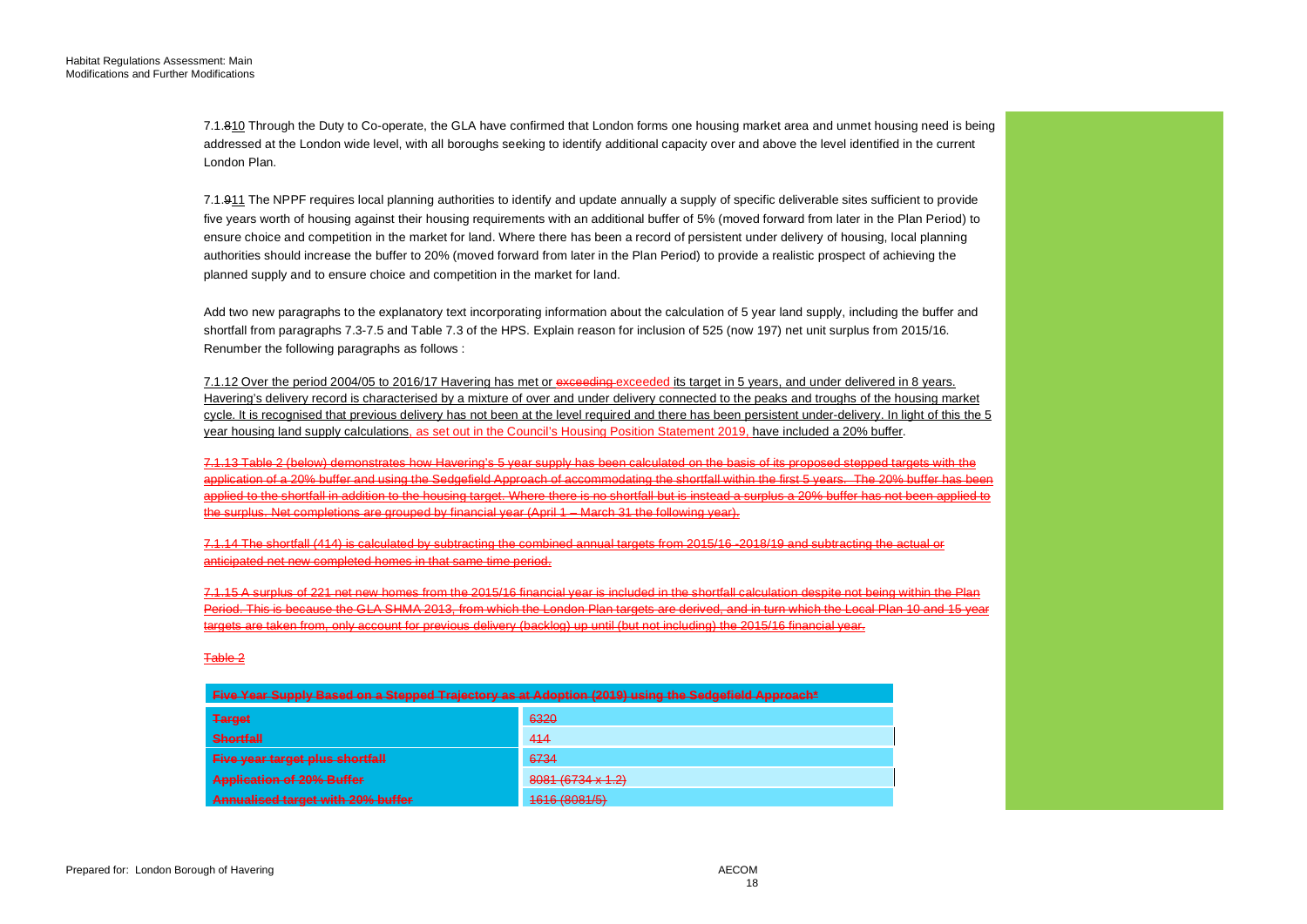7.1.~~8~~10 Through the Duty to Co-operate, the GLA have confirmed that London forms one housing market area and unmet housing need is being addressed at the London wide level, with all boroughs seeking to identify additional capacity over and above the level identified in the current London Plan.

7.1.~~9~~11 The NPPF requires local planning authorities to identify and update annually a supply of specific deliverable sites sufficient to provide five years worth of housing against their housing requirements with an additional buffer of 5% (moved forward from later in the Plan Period) to ensure choice and competition in the market for land. Where there has been a record of persistent under delivery of housing, local planning authorities should increase the buffer to 20% (moved forward from later in the Plan Period) to provide a realistic prospect of achieving the planned supply and to ensure choice and competition in the market for land.

Add two new paragraphs to the explanatory text incorporating information about the calculation of 5 year land supply, including the buffer and shortfall from paragraphs 7.3-7.5 and Table 7.3 of the HPS. Explain reason for inclusion of 525 (now 197) net unit surplus from 2015/16. Renumber the following paragraphs as follows :

<u>7.1.12 Over the period 2004/05 to 2016/17 Havering has met or</u> ~~exceeding~~ exceeded <u>its target in 5 years, and under delivered in 8 years. Havering's delivery record is characterised by a mixture of over and under delivery connected to the peaks and troughs of the housing market cycle. It is recognised that previous delivery has not been at the level required and there has been persistent under-delivery. In light of this the 5 year housing land supply calculations</u>, as set out in the Council's Housing Position Statement 2019, <u>have included a 20% buffer</u>.

~~7.1.13 Table 2 (below) demonstrates how Havering's 5 year supply has been calculated on the basis of its proposed stepped targets with the application of a 20% buffer and using the Sedgefield Approach of accommodating the shortfall within the first 5 years. The 20% buffer has been applied to the shortfall in addition to the housing target. Where there is no shortfall but is instead a surplus a 20% buffer has not been applied to the surplus. Net completions are grouped by financial year (April 1 – March 31 the following year).~~

~~7.1.14 The shortfall (414) is calculated by subtracting the combined annual targets from 2015/16 -2018/19 and subtracting the actual or anticipated net new completed homes in that same time period.~~

~~7.1.15 A surplus of 221 net new homes from the 2015/16 financial year is included in the shortfall calculation despite not being within the Plan Period. This is because the GLA SHMA 2013, from which the London Plan targets are derived, and in turn which the Local Plan 10 and 15 year targets are taken from, only account for previous delivery (backlog) up until (but not including) the 2015/16 financial year.~~

~~Table 2~~

| ~~Five Year Supply Based on a Stepped Trajectory as at Adoption (2019) using the Sedgefield Approach*~~ | |
|---|---|
| ~~Target~~ | ~~6320~~ |
| ~~Shortfall~~ | ~~414~~ |
| ~~Five year target plus shortfall~~ | ~~6734~~ |
| ~~Application of 20% Buffer~~ | ~~8081 (6734 x 1.2)~~ |
| ~~Annualised target with 20% buffer~~ | ~~1616 (8081/5)~~ |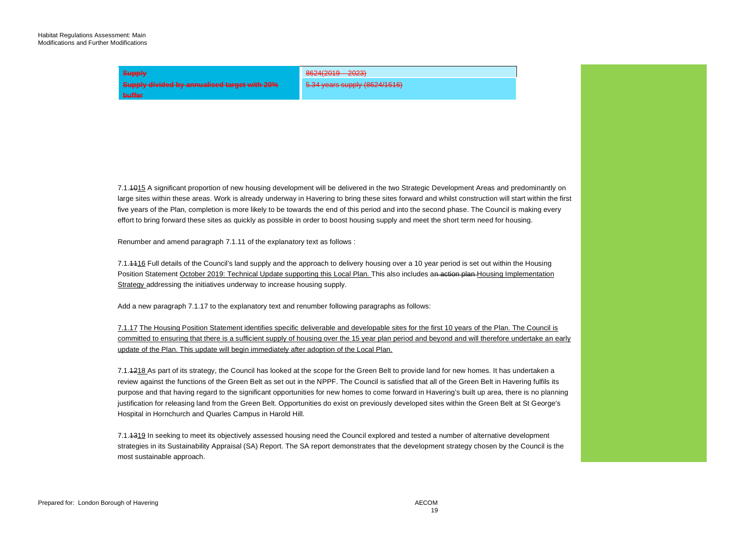| ~~Supply~~ | ~~8624(2019 – 2023)~~ |
| --- | --- |
| ~~Supply divided by annualised target with 20% buffer~~ | ~~5.34 years supply (8624/1616)~~ |

7.1.~~10~~15 A significant proportion of new housing development will be delivered in the two Strategic Development Areas and predominantly on large sites within these areas. Work is already underway in Havering to bring these sites forward and whilst construction will start within the first five years of the Plan, completion is more likely to be towards the end of this period and into the second phase. The Council is making every effort to bring forward these sites as quickly as possible in order to boost housing supply and meet the short term need for housing.

Renumber and amend paragraph 7.1.11 of the explanatory text as follows :

7.1.~~11~~16 Full details of the Council's land supply and the approach to delivery housing over a 10 year period is set out within the Housing Position Statement <u>October 2019: Technical Update supporting this Local Plan.</u> This also includes a~~n action plan~~ <u>Housing Implementation Strategy</u> addressing the initiatives underway to increase housing supply.

Add a new paragraph 7.1.17 to the explanatory text and renumber following paragraphs as follows:

<u>7.1.17 The Housing Position Statement identifies specific deliverable and developable sites for the first 10 years of the Plan. The Council is committed to ensuring that there is a sufficient supply of housing over the 15 year plan period and beyond and will therefore undertake an early update of the Plan. This update will begin immediately after adoption of the Local Plan.</u>

7.1.~~12~~18 As part of its strategy, the Council has looked at the scope for the Green Belt to provide land for new homes. It has undertaken a review against the functions of the Green Belt as set out in the NPPF. The Council is satisfied that all of the Green Belt in Havering fulfils its purpose and that having regard to the significant opportunities for new homes to come forward in Havering's built up area, there is no planning justification for releasing land from the Green Belt. Opportunities do exist on previously developed sites within the Green Belt at St George's Hospital in Hornchurch and Quarles Campus in Harold Hill.

7.1.~~13~~19 In seeking to meet its objectively assessed housing need the Council explored and tested a number of alternative development strategies in its Sustainability Appraisal (SA) Report. The SA report demonstrates that the development strategy chosen by the Council is the most sustainable approach.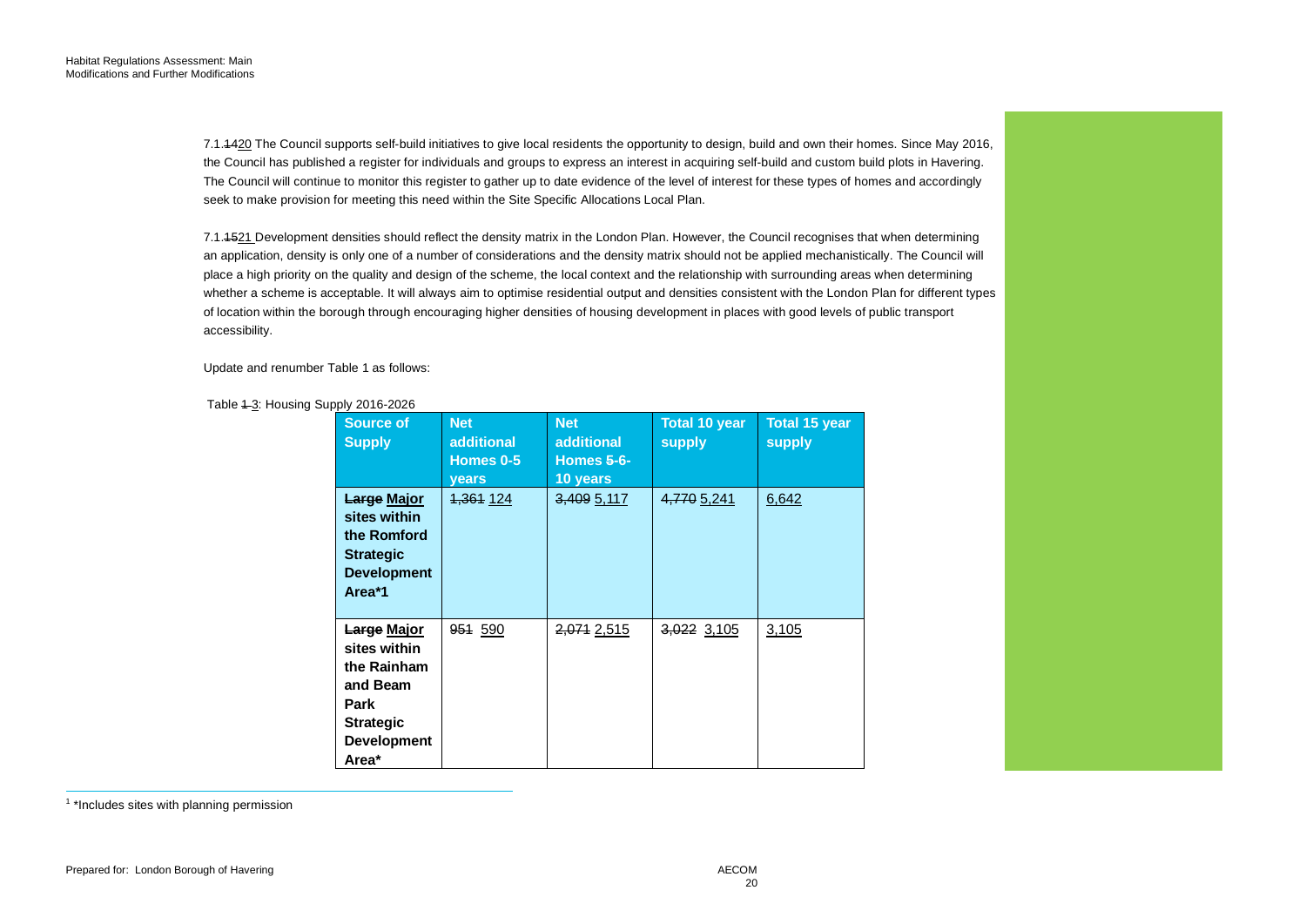7.1.1420 The Council supports self-build initiatives to give local residents the opportunity to design, build and own their homes. Since May 2016, the Council has published a register for individuals and groups to express an interest in acquiring self-build and custom build plots in Havering. The Council will continue to monitor this register to gather up to date evidence of the level of interest for these types of homes and accordingly seek to make provision for meeting this need within the Site Specific Allocations Local Plan.

7.1.1521 Development densities should reflect the density matrix in the London Plan. However, the Council recognises that when determining an application, density is only one of a number of considerations and the density matrix should not be applied mechanistically. The Council will place a high priority on the quality and design of the scheme, the local context and the relationship with surrounding areas when determining whether a scheme is acceptable. It will always aim to optimise residential output and densities consistent with the London Plan for different types of location within the borough through encouraging higher densities of housing development in places with good levels of public transport accessibility.

Update and renumber Table 1 as follows:

Table ~~1~~ 3: Housing Supply 2016-2026

| Source of Supply | Net additional Homes 0-5 years | Net additional Homes ~~5~~ 6-10 years | Total 10 year supply | Total 15 year supply |
|---|---|---|---|---|
| ~~Large~~ Major sites within the Romford Strategic Development Area*[1] | ~~1,361~~ 124 | ~~3,409~~ 5,117 | ~~4,770~~ 5,241 | 6,642 |
| ~~Large~~ Major sites within the Rainham and Beam Park Strategic Development Area* | ~~951~~ 590 | ~~2,071~~ 2,515 | ~~3,022~~ 3,105 | 3,105 |

[1] *Includes sites with planning permission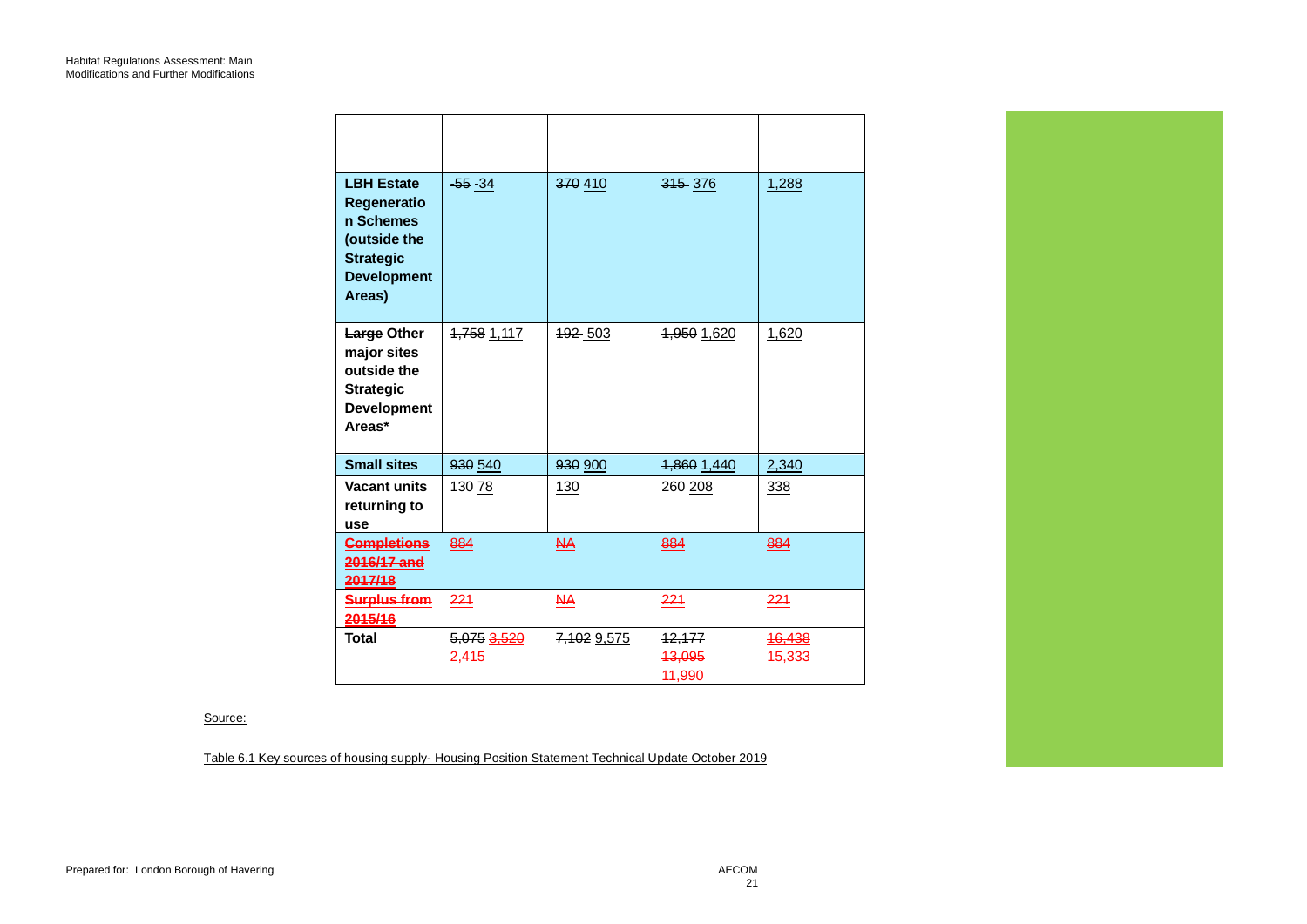| | | | | |
|---|---|---|---|---|
| **LBH Estate Regeneration Schemes (outside the Strategic Development Areas)** | ~~-55~~ -34 | ~~370~~ 410 | ~~315~~ 376 | 1,288 |
| **~~Large~~ Other major sites outside the Strategic Development Areas*** | ~~1,758~~ 1,117 | ~~192~~ 503 | ~~1,950~~ 1,620 | 1,620 |
| **Small sites** | ~~930~~ 540 | ~~930~~ 900 | ~~1,860~~ 1,440 | 2,340 |
| **Vacant units returning to use** | ~~130~~ 78 | 130 | ~~260~~ 208 | 338 |
| **~~Completions 2016/17 and 2017/18~~** | ~~884~~ | ~~NA~~ | ~~884~~ | ~~884~~ |
| **~~Surplus from 2015/16~~** | ~~221~~ | ~~NA~~ | ~~221~~ | ~~221~~ |
| **Total** | ~~5,075~~ ~~3,520~~ 2,415 | ~~7,102~~ 9,575 | ~~12,177~~ ~~13,095~~ 11,990 | ~~16,438~~ 15,333 |

Source:

Table 6.1 Key sources of housing supply- Housing Position Statement Technical Update October 2019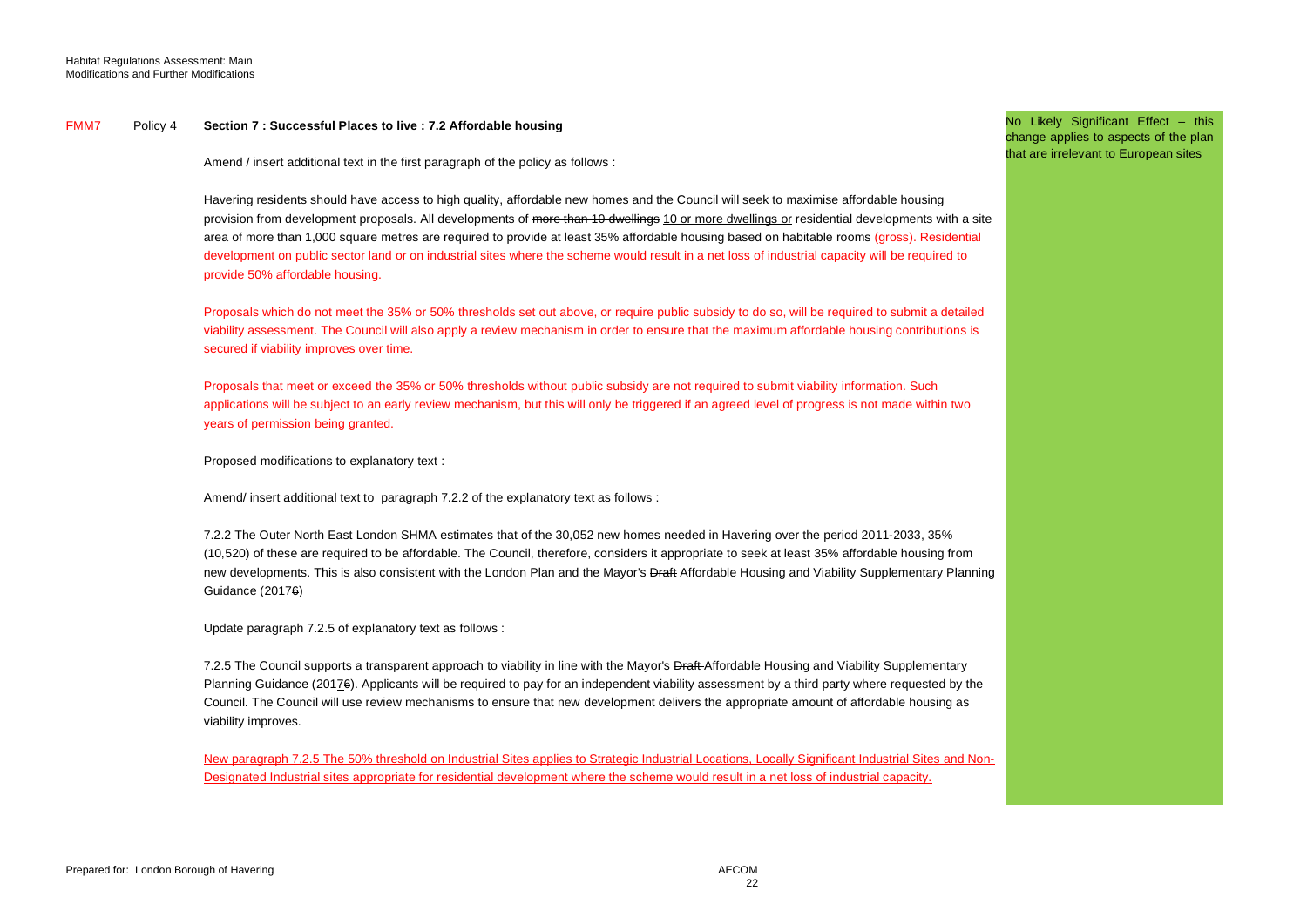| | | | |
|---|---|---|---|
| FMM7 | Policy 4 | **Section 7 : Successful Places to live : 7.2 Affordable housing**<br><br>Amend / insert additional text in the first paragraph of the policy as follows :<br><br>Havering residents should have access to high quality, affordable new homes and the Council will seek to maximise affordable housing provision from development proposals. All developments of ~~more than 10 dwellings~~ 10 or more dwellings or residential developments with a site area of more than 1,000 square metres are required to provide at least 35% affordable housing based on habitable rooms (gross). Residential development on public sector land or on industrial sites where the scheme would result in a net loss of industrial capacity will be required to provide 50% affordable housing.<br><br>Proposals which do not meet the 35% or 50% thresholds set out above, or require public subsidy to do so, will be required to submit a detailed viability assessment. The Council will also apply a review mechanism in order to ensure that the maximum affordable housing contributions is secured if viability improves over time.<br><br>Proposals that meet or exceed the 35% or 50% thresholds without public subsidy are not required to submit viability information. Such applications will be subject to an early review mechanism, but this will only be triggered if an agreed level of progress is not made within two years of permission being granted.<br><br>Proposed modifications to explanatory text :<br><br>Amend/ insert additional text to paragraph 7.2.2 of the explanatory text as follows :<br><br>7.2.2 The Outer North East London SHMA estimates that of the 30,052 new homes needed in Havering over the period 2011-2033, 35% (10,520) of these are required to be affordable. The Council, therefore, considers it appropriate to seek at least 35% affordable housing from new developments. This is also consistent with the London Plan and the Mayor's ~~Draft~~ Affordable Housing and Viability Supplementary Planning Guidance (2017~~6~~)<br><br>Update paragraph 7.2.5 of explanatory text as follows :<br><br>7.2.5 The Council supports a transparent approach to viability in line with the Mayor's ~~Draft~~ Affordable Housing and Viability Supplementary Planning Guidance (2017~~6~~). Applicants will be required to pay for an independent viability assessment by a third party where requested by the Council. The Council will use review mechanisms to ensure that new development delivers the appropriate amount of affordable housing as viability improves.<br><br>New paragraph 7.2.5 The 50% threshold on Industrial Sites applies to Strategic Industrial Locations, Locally Significant Industrial Sites and Non-Designated Industrial sites appropriate for residential development where the scheme would result in a net loss of industrial capacity. | No Likely Significant Effect – this change applies to aspects of the plan that are irrelevant to European sites |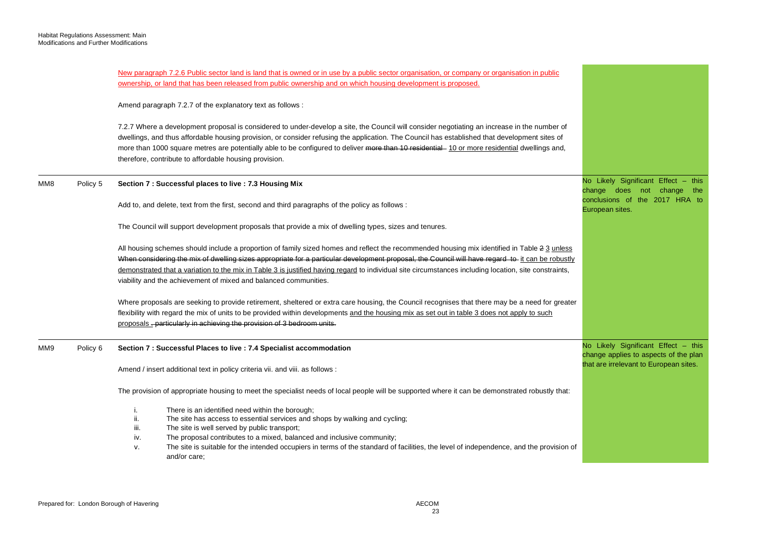| | | | |
|---|---|---|---|
| | | New paragraph 7.2.6 Public sector land is land that is owned or in use by a public sector organisation, or company or organisation in public ownership, or land that has been released from public ownership and on which housing development is proposed.<br><br>Amend paragraph 7.2.7 of the explanatory text as follows :<br><br>7.2.7 Where a development proposal is considered to under-develop a site, the Council will consider negotiating an increase in the number of dwellings, and thus affordable housing provision, or consider refusing the application. The Council has established that development sites of more than 1000 square metres are potentially able to be configured to deliver ~~more than 10 residential~~ 10 or more residential dwellings and, therefore, contribute to affordable housing provision. | |
| MM8 | Policy 5 | **Section 7 : Successful places to live : 7.3 Housing Mix**<br><br>Add to, and delete, text from the first, second and third paragraphs of the policy as follows :<br><br>The Council will support development proposals that provide a mix of dwelling types, sizes and tenures.<br><br>All housing schemes should include a proportion of family sized homes and reflect the recommended housing mix identified in Table ~~2~~ 3 unless ~~When considering the mix of dwelling sizes appropriate for a particular development proposal, the Council will have regard to~~ it can be robustly demonstrated that a variation to the mix in Table 3 is justified having regard to individual site circumstances including location, site constraints, viability and the achievement of mixed and balanced communities.<br><br>Where proposals are seeking to provide retirement, sheltered or extra care housing, the Council recognises that there may be a need for greater flexibility with regard the mix of units to be provided within developments and the housing mix as set out in table 3 does not apply to such proposals ~~, particularly in achieving the provision of 3 bedroom units.~~ | No Likely Significant Effect – this change does not change the conclusions of the 2017 HRA to European sites. |
| MM9 | Policy 6 | **Section 7 : Successful Places to live : 7.4 Specialist accommodation**<br><br>Amend / insert additional text in policy criteria vii. and viii. as follows :<br><br>The provision of appropriate housing to meet the specialist needs of local people will be supported where it can be demonstrated robustly that:<br><br>i. There is an identified need within the borough;<br>ii. The site has access to essential services and shops by walking and cycling;<br>iii. The site is well served by public transport;<br>iv. The proposal contributes to a mixed, balanced and inclusive community;<br>v. The site is suitable for the intended occupiers in terms of the standard of facilities, the level of independence, and the provision of and/or care; | No Likely Significant Effect – this change applies to aspects of the plan that are irrelevant to European sites. |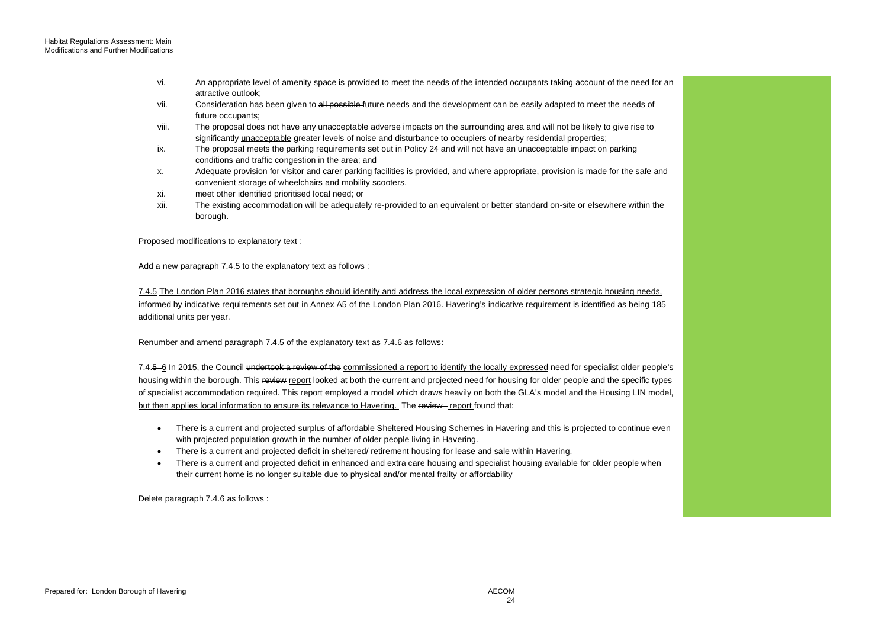- vi. An appropriate level of amenity space is provided to meet the needs of the intended occupants taking account of the need for an attractive outlook;
- vii. Consideration has been given to ~~all possible~~ future needs and the development can be easily adapted to meet the needs of future occupants;
- viii. The proposal does not have any <u>unacceptable</u> adverse impacts on the surrounding area and will not be likely to give rise to significantly <u>unacceptable</u> greater levels of noise and disturbance to occupiers of nearby residential properties;
- ix. The proposal meets the parking requirements set out in Policy 24 and will not have an unacceptable impact on parking conditions and traffic congestion in the area; and
- x. Adequate provision for visitor and carer parking facilities is provided, and where appropriate, provision is made for the safe and convenient storage of wheelchairs and mobility scooters.
- xi. meet other identified prioritised local need; or
- xii. The existing accommodation will be adequately re-provided to an equivalent or better standard on-site or elsewhere within the borough.

Proposed modifications to explanatory text :

Add a new paragraph 7.4.5 to the explanatory text as follows :

<u>7.4.5 The London Plan 2016 states that boroughs should identify and address the local expression of older persons strategic housing needs, informed by indicative requirements set out in Annex A5 of the London Plan 2016. Havering's indicative requirement is identified as being 185 additional units per year.</u>

Renumber and amend paragraph 7.4.5 of the explanatory text as 7.4.6 as follows:

7.4.~~5~~ <u>6</u> In 2015, the Council ~~undertook a review of the~~ <u>commissioned a report to identify the locally expressed</u> need for specialist older people's housing within the borough. This ~~review~~ <u>report</u> looked at both the current and projected need for housing for older people and the specific types of specialist accommodation required. <u>This report employed a model which draws heavily on both the GLA's model and the Housing LIN model, but then applies local information to ensure its relevance to Havering.</u> The ~~review~~ <u>report</u> found that:

- There is a current and projected surplus of affordable Sheltered Housing Schemes in Havering and this is projected to continue even with projected population growth in the number of older people living in Havering.
- There is a current and projected deficit in sheltered/ retirement housing for lease and sale within Havering.
- There is a current and projected deficit in enhanced and extra care housing and specialist housing available for older people when their current home is no longer suitable due to physical and/or mental frailty or affordability

Delete paragraph 7.4.6 as follows :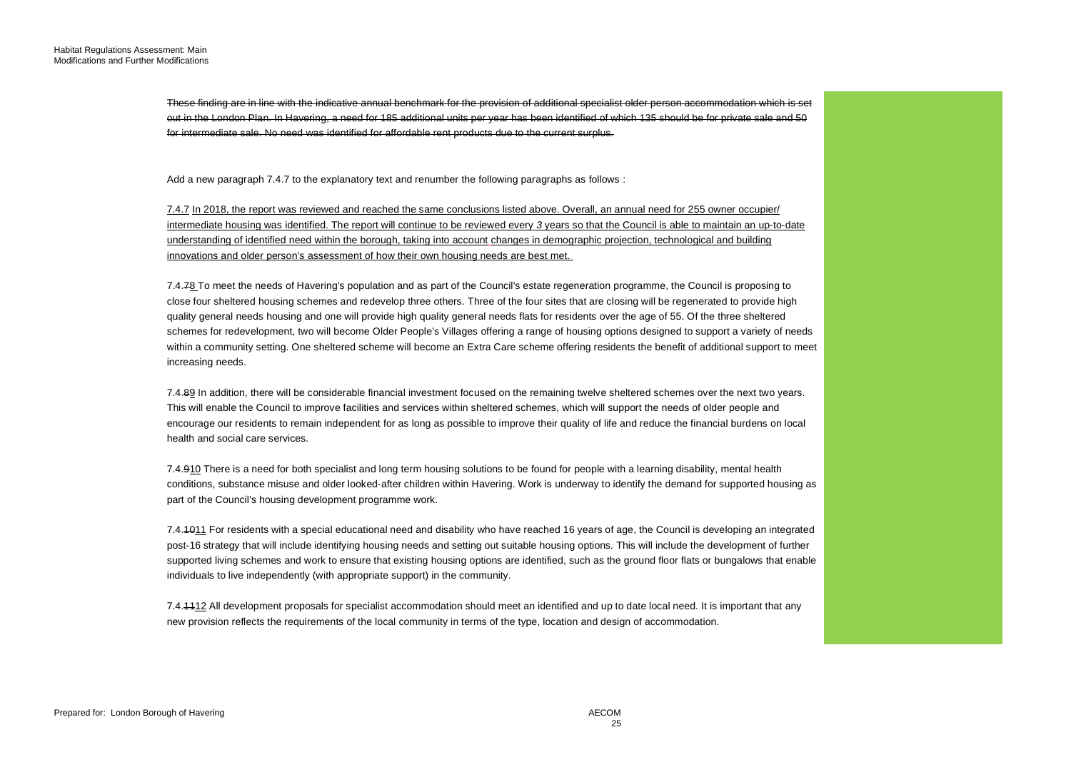~~These finding are in line with the indicative annual benchmark for the provision of additional specialist older person accommodation which is set out in the London Plan. In Havering, a need for 185 additional units per year has been identified of which 135 should be for private sale and 50 for intermediate sale. No need was identified for affordable rent products due to the current surplus.~~

Add a new paragraph 7.4.7 to the explanatory text and renumber the following paragraphs as follows :

<u>7.4.7 In 2018, the report was reviewed and reached the same conclusions listed above. Overall, an annual need for 255 owner occupier/ intermediate housing was identified. The report will continue to be reviewed every 3 years so that the Council is able to maintain an up-to-date understanding of identified need within the borough, taking into account changes in demographic projection, technological and building innovations and older person's assessment of how their own housing needs are best met.</u>

7.4.~~7~~<u>8</u> To meet the needs of Havering's population and as part of the Council's estate regeneration programme, the Council is proposing to close four sheltered housing schemes and redevelop three others. Three of the four sites that are closing will be regenerated to provide high quality general needs housing and one will provide high quality general needs flats for residents over the age of 55. Of the three sheltered schemes for redevelopment, two will become Older People's Villages offering a range of housing options designed to support a variety of needs within a community setting. One sheltered scheme will become an Extra Care scheme offering residents the benefit of additional support to meet increasing needs.

7.4.~~8~~<u>9</u> In addition, there will be considerable financial investment focused on the remaining twelve sheltered schemes over the next two years. This will enable the Council to improve facilities and services within sheltered schemes, which will support the needs of older people and encourage our residents to remain independent for as long as possible to improve their quality of life and reduce the financial burdens on local health and social care services.

7.4.~~9~~<u>10</u> There is a need for both specialist and long term housing solutions to be found for people with a learning disability, mental health conditions, substance misuse and older looked-after children within Havering. Work is underway to identify the demand for supported housing as part of the Council's housing development programme work.

7.4.~~10~~<u>11</u> For residents with a special educational need and disability who have reached 16 years of age, the Council is developing an integrated post-16 strategy that will include identifying housing needs and setting out suitable housing options. This will include the development of further supported living schemes and work to ensure that existing housing options are identified, such as the ground floor flats or bungalows that enable individuals to live independently (with appropriate support) in the community.

7.4.~~11~~<u>12</u> All development proposals for specialist accommodation should meet an identified and up to date local need. It is important that any new provision reflects the requirements of the local community in terms of the type, location and design of accommodation.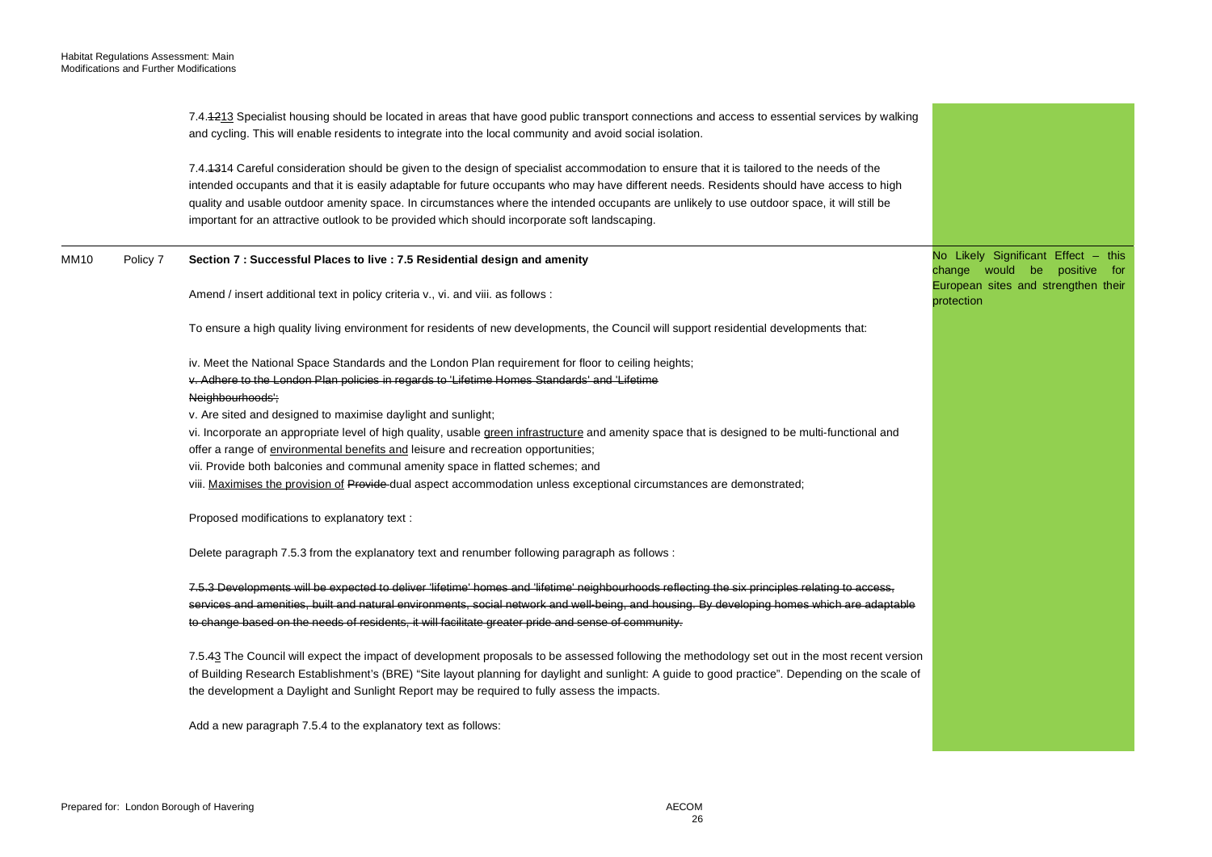| | | | |
|---|---|---|---|
| | | 7.4.~~12~~13 Specialist housing should be located in areas that have good public transport connections and access to essential services by walking and cycling. This will enable residents to integrate into the local community and avoid social isolation.<br><br>7.4.~~13~~14 Careful consideration should be given to the design of specialist accommodation to ensure that it is tailored to the needs of the intended occupants and that it is easily adaptable for future occupants who may have different needs. Residents should have access to high quality and usable outdoor amenity space. In circumstances where the intended occupants are unlikely to use outdoor space, it will still be important for an attractive outlook to be provided which should incorporate soft landscaping. | |
| MM10 | Policy 7 | **Section 7 : Successful Places to live : 7.5 Residential design and amenity**<br><br>Amend / insert additional text in policy criteria v., vi. and viii. as follows :<br><br>To ensure a high quality living environment for residents of new developments, the Council will support residential developments that:<br><br>iv. Meet the National Space Standards and the London Plan requirement for floor to ceiling heights;<br>~~v. Adhere to the London Plan policies in regards to 'Lifetime Homes Standards' and 'Lifetime Neighbourhoods';~~<br>v. Are sited and designed to maximise daylight and sunlight;<br>vi. Incorporate an appropriate level of high quality, usable <u>green infrastructure</u> and amenity space that is designed to be multi-functional and offer a range of <u>environmental benefits and</u> leisure and recreation opportunities;<br>vii. Provide both balconies and communal amenity space in flatted schemes; and<br>viii. <u>Maximises the provision of</u> ~~Provide~~ dual aspect accommodation unless exceptional circumstances are demonstrated;<br><br>Proposed modifications to explanatory text :<br><br>Delete paragraph 7.5.3 from the explanatory text and renumber following paragraph as follows :<br><br>~~7.5.3 Developments will be expected to deliver 'lifetime' homes and 'lifetime' neighbourhoods reflecting the six principles relating to access, services and amenities, built and natural environments, social network and well-being, and housing. By developing homes which are adaptable to change based on the needs of residents, it will facilitate greater pride and sense of community.~~<br><br>7.5.~~4~~<u>3</u> The Council will expect the impact of development proposals to be assessed following the methodology set out in the most recent version of Building Research Establishment's (BRE) "Site layout planning for daylight and sunlight: A guide to good practice". Depending on the scale of the development a Daylight and Sunlight Report may be required to fully assess the impacts.<br><br>Add a new paragraph 7.5.4 to the explanatory text as follows: | No Likely Significant Effect – this change would be positive for European sites and strengthen their protection |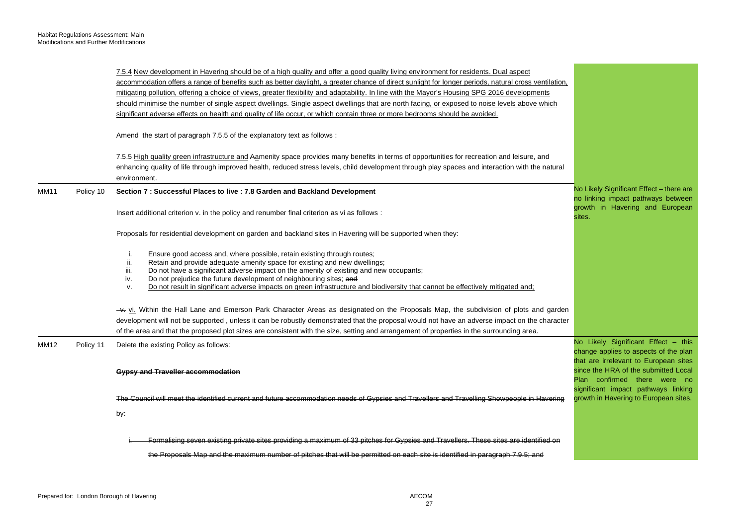| | | | |
|---|---|---|---|
| | | 7.5.4 <u>New development in Havering should be of a high quality and offer a good quality living environment for residents. Dual aspect accommodation offers a range of benefits such as better daylight, a greater chance of direct sunlight for longer periods, natural cross ventilation, mitigating pollution, offering a choice of views, greater flexibility and adaptability. In line with the Mayor's Housing SPG 2016 developments should minimise the number of single aspect dwellings. Single aspect dwellings that are north facing, or exposed to noise levels above which significant adverse effects on health and quality of life occur, or which contain three or more bedrooms should be avoided.</u><br><br>Amend the start of paragraph 7.5.5 of the explanatory text as follows :<br><br>7.5.5 <u>High quality green infrastructure and</u> ~~A~~<u>a</u>menity space provides many benefits in terms of opportunities for recreation and leisure, and enhancing quality of life through improved health, reduced stress levels, child development through play spaces and interaction with the natural environment. | |
| MM11 | Policy 10 | **Section 7 : Successful Places to live : 7.8 Garden and Backland Development**<br><br>Insert additional criterion v. in the policy and renumber final criterion as vi as follows :<br><br>Proposals for residential development on garden and backland sites in Havering will be supported when they:<br><br>i. Ensure good access and, where possible, retain existing through routes;<br>ii. Retain and provide adequate amenity space for existing and new dwellings;<br>iii. Do not have a significant adverse impact on the amenity of existing and new occupants;<br>iv. Do not prejudice the future development of neighbouring sites; ~~and~~<br>v. <u>Do not result in significant adverse impacts on green infrastructure and biodiversity that cannot be effectively mitigated and;</u><br><br>~~v.~~ <u>vi.</u> Within the Hall Lane and Emerson Park Character Areas as designated on the Proposals Map, the subdivision of plots and garden development will not be supported , unless it can be robustly demonstrated that the proposal would not have an adverse impact on the character of the area and that the proposed plot sizes are consistent with the size, setting and arrangement of properties in the surrounding area. | No Likely Significant Effect – there are no linking impact pathways between growth in Havering and European sites. |
| MM12 | Policy 11 | Delete the existing Policy as follows:<br><br>~~**Gypsy and Traveller accommodation**~~<br><br>~~The Council will meet the identified current and future accommodation needs of Gypsies and Travellers and Travelling Showpeople in Havering by:~~<br><br>~~i. Formalising seven existing private sites providing a maximum of 33 pitches for Gypsies and Travellers. These sites are identified on the Proposals Map and the maximum number of pitches that will be permitted on each site is identified in paragraph 7.9.5; and~~ | No Likely Significant Effect – this change applies to aspects of the plan that are irrelevant to European sites since the HRA of the submitted Local Plan confirmed there were no significant impact pathways linking growth in Havering to European sites. |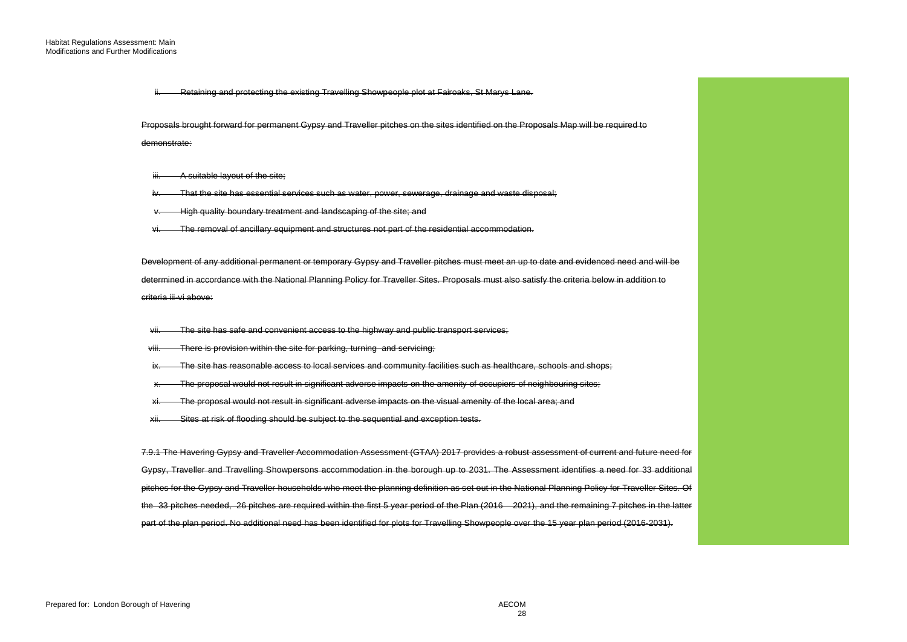~~ii. Retaining and protecting the existing Travelling Showpeople plot at Fairoaks, St Marys Lane.~~

~~Proposals brought forward for permanent Gypsy and Traveller pitches on the sites identified on the Proposals Map will be required to demonstrate:~~

~~iii. A suitable layout of the site;~~

~~iv. That the site has essential services such as water, power, sewerage, drainage and waste disposal;~~

~~v. High quality boundary treatment and landscaping of the site; and~~

~~vi. The removal of ancillary equipment and structures not part of the residential accommodation.~~

~~Development of any additional permanent or temporary Gypsy and Traveller pitches must meet an up to date and evidenced need and will be determined in accordance with the National Planning Policy for Traveller Sites. Proposals must also satisfy the criteria below in addition to criteria iii-vi above:~~

~~vii. The site has safe and convenient access to the highway and public transport services;~~

~~viii. There is provision within the site for parking, turning and servicing;~~

~~ix. The site has reasonable access to local services and community facilities such as healthcare, schools and shops;~~

~~x. The proposal would not result in significant adverse impacts on the amenity of occupiers of neighbouring sites;~~

~~xi. The proposal would not result in significant adverse impacts on the visual amenity of the local area; and~~

~~xii. Sites at risk of flooding should be subject to the sequential and exception tests.~~

~~7.9.1 The Havering Gypsy and Traveller Accommodation Assessment (GTAA) 2017 provides a robust assessment of current and future need for Gypsy, Traveller and Travelling Showpersons accommodation in the borough up to 2031. The Assessment identifies a need for 33 additional pitches for the Gypsy and Traveller households who meet the planning definition as set out in the National Planning Policy for Traveller Sites. Of the 33 pitches needed, 26 pitches are required within the first 5 year period of the Plan (2016 – 2021), and the remaining 7 pitches in the latter part of the plan period. No additional need has been identified for plots for Travelling Showpeople over the 15 year plan period (2016-2031).~~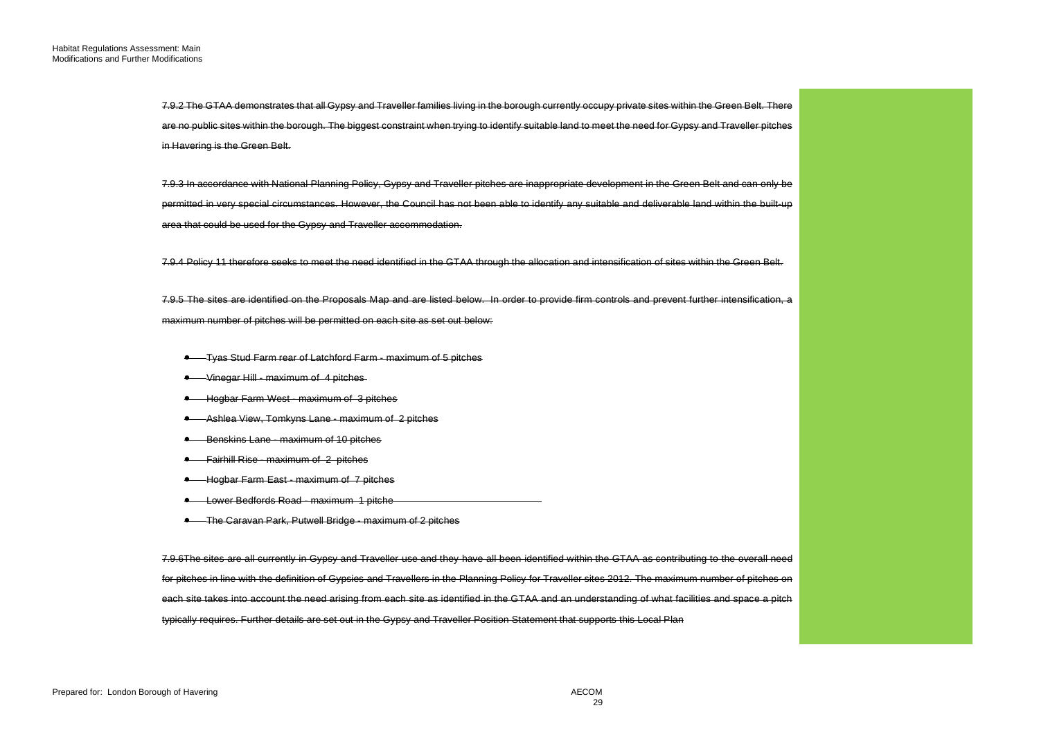~~7.9.2 The GTAA demonstrates that all Gypsy and Traveller families living in the borough currently occupy private sites within the Green Belt. There are no public sites within the borough. The biggest constraint when trying to identify suitable land to meet the need for Gypsy and Traveller pitches in Havering is the Green Belt.~~

~~7.9.3 In accordance with National Planning Policy, Gypsy and Traveller pitches are inappropriate development in the Green Belt and can only be permitted in very special circumstances. However, the Council has not been able to identify any suitable and deliverable land within the built-up area that could be used for the Gypsy and Traveller accommodation.~~

~~7.9.4 Policy 11 therefore seeks to meet the need identified in the GTAA through the allocation and intensification of sites within the Green Belt.~~

~~7.9.5 The sites are identified on the Proposals Map and are listed below. In order to provide firm controls and prevent further intensification, a maximum number of pitches will be permitted on each site as set out below:~~

- ~~Tyas Stud Farm rear of Latchford Farm - maximum of 5 pitches~~
- ~~Vinegar Hill - maximum of 4 pitches~~
- ~~Hogbar Farm West - maximum of 3 pitches~~
- ~~Ashlea View, Tomkyns Lane - maximum of 2 pitches~~
- ~~Benskins Lane - maximum of 10 pitches~~
- ~~Fairhill Rise - maximum of 2 pitches~~
- ~~Hogbar Farm East - maximum of 7 pitches~~
- ~~Lower Bedfords Road - maximum 1 pitche~~
- ~~The Caravan Park, Putwell Bridge - maximum of 2 pitches~~

~~7.9.6The sites are all currently in Gypsy and Traveller use and they have all been identified within the GTAA as contributing to the overall need for pitches in line with the definition of Gypsies and Travellers in the Planning Policy for Traveller sites 2012. The maximum number of pitches on each site takes into account the need arising from each site as identified in the GTAA and an understanding of what facilities and space a pitch typically requires. Further details are set out in the Gypsy and Traveller Position Statement that supports this Local Plan~~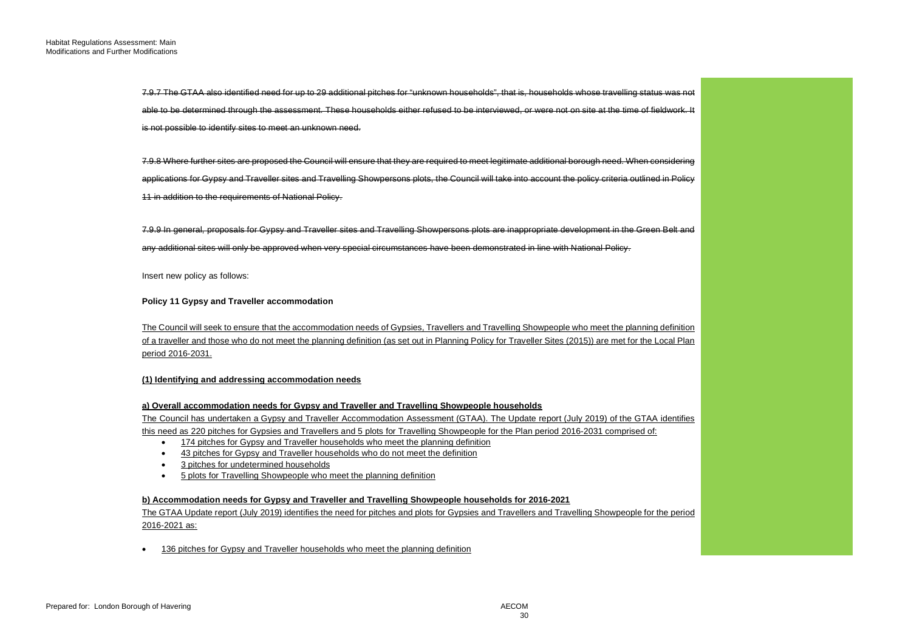~~7.9.7 The GTAA also identified need for up to 29 additional pitches for "unknown households", that is, households whose travelling status was not able to be determined through the assessment. These households either refused to be interviewed, or were not on site at the time of fieldwork. It is not possible to identify sites to meet an unknown need.~~

~~7.9.8 Where further sites are proposed the Council will ensure that they are required to meet legitimate additional borough need. When considering applications for Gypsy and Traveller sites and Travelling Showpersons plots, the Council will take into account the policy criteria outlined in Policy 11 in addition to the requirements of National Policy.~~

~~7.9.9 In general, proposals for Gypsy and Traveller sites and Travelling Showpersons plots are inappropriate development in the Green Belt and any additional sites will only be approved when very special circumstances have been demonstrated in line with National Policy.~~

Insert new policy as follows:

**Policy 11 Gypsy and Traveller accommodation**

<u>The Council will seek to ensure that the accommodation needs of Gypsies, Travellers and Travelling Showpeople who meet the planning definition of a traveller and those who do not meet the planning definition (as set out in Planning Policy for Traveller Sites (2015)) are met for the Local Plan period 2016-2031.</u>

**<u>(1) Identifying and addressing accommodation needs</u>**

**<u>a) Overall accommodation needs for Gypsy and Traveller and Travelling Showpeople households</u>**

<u>The Council has undertaken a Gypsy and Traveller Accommodation Assessment (GTAA). The Update report (July 2019) of the GTAA identifies this need as 220 pitches for Gypsies and Travellers and 5 plots for Travelling Showpeople for the Plan period 2016-2031 comprised of:</u>

- <u>174 pitches for Gypsy and Traveller households who meet the planning definition</u>
- <u>43 pitches for Gypsy and Traveller households who do not meet the definition</u>
- <u>3 pitches for undetermined households</u>
- <u>5 plots for Travelling Showpeople who meet the planning definition</u>

**<u>b) Accommodation needs for Gypsy and Traveller and Travelling Showpeople households for 2016-2021</u>**

<u>The GTAA Update report (July 2019) identifies the need for pitches and plots for Gypsies and Travellers and Travelling Showpeople for the period 2016-2021 as:</u>

- <u>136 pitches for Gypsy and Traveller households who meet the planning definition</u>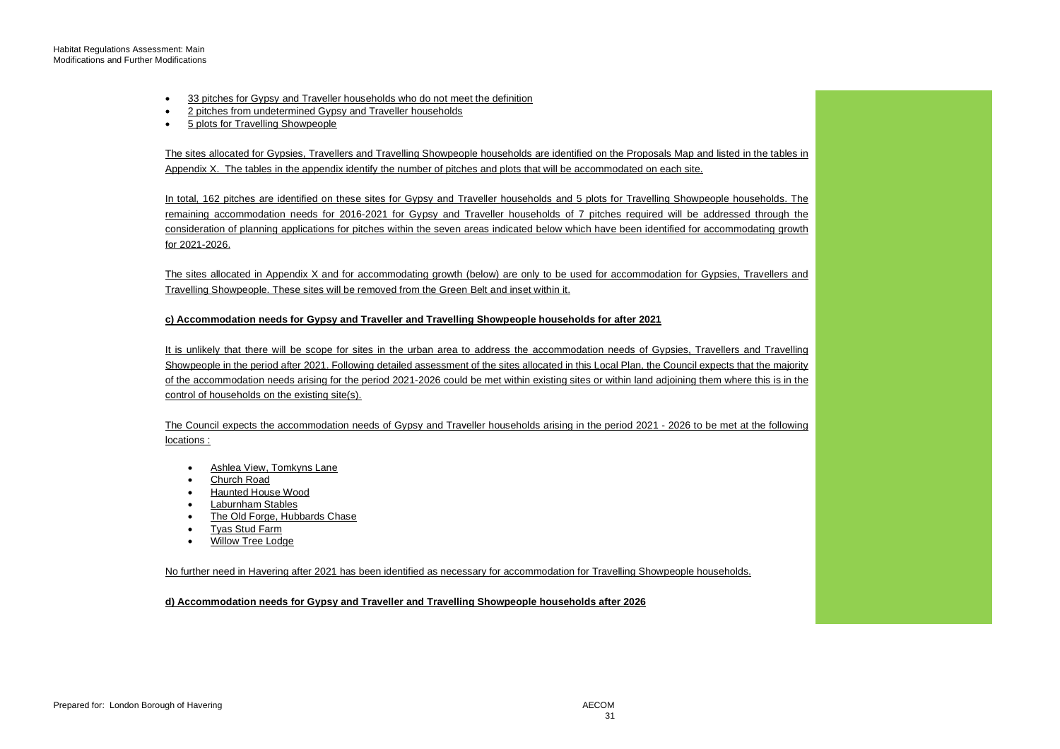- 33 pitches for Gypsy and Traveller households who do not meet the definition
- 2 pitches from undetermined Gypsy and Traveller households
- 5 plots for Travelling Showpeople

The sites allocated for Gypsies, Travellers and Travelling Showpeople households are identified on the Proposals Map and listed in the tables in Appendix X. The tables in the appendix identify the number of pitches and plots that will be accommodated on each site.

In total, 162 pitches are identified on these sites for Gypsy and Traveller households and 5 plots for Travelling Showpeople households. The remaining accommodation needs for 2016-2021 for Gypsy and Traveller households of 7 pitches required will be addressed through the consideration of planning applications for pitches within the seven areas indicated below which have been identified for accommodating growth for 2021-2026.

The sites allocated in Appendix X and for accommodating growth (below) are only to be used for accommodation for Gypsies, Travellers and Travelling Showpeople. These sites will be removed from the Green Belt and inset within it.

**c) Accommodation needs for Gypsy and Traveller and Travelling Showpeople households for after 2021**

It is unlikely that there will be scope for sites in the urban area to address the accommodation needs of Gypsies, Travellers and Travelling Showpeople in the period after 2021. Following detailed assessment of the sites allocated in this Local Plan, the Council expects that the majority of the accommodation needs arising for the period 2021-2026 could be met within existing sites or within land adjoining them where this is in the control of households on the existing site(s).

The Council expects the accommodation needs of Gypsy and Traveller households arising in the period 2021 - 2026 to be met at the following locations :

- Ashlea View, Tomkyns Lane
- Church Road
- Haunted House Wood
- Laburnham Stables
- The Old Forge, Hubbards Chase
- Tyas Stud Farm
- Willow Tree Lodge

No further need in Havering after 2021 has been identified as necessary for accommodation for Travelling Showpeople households.

**d) Accommodation needs for Gypsy and Traveller and Travelling Showpeople households after 2026**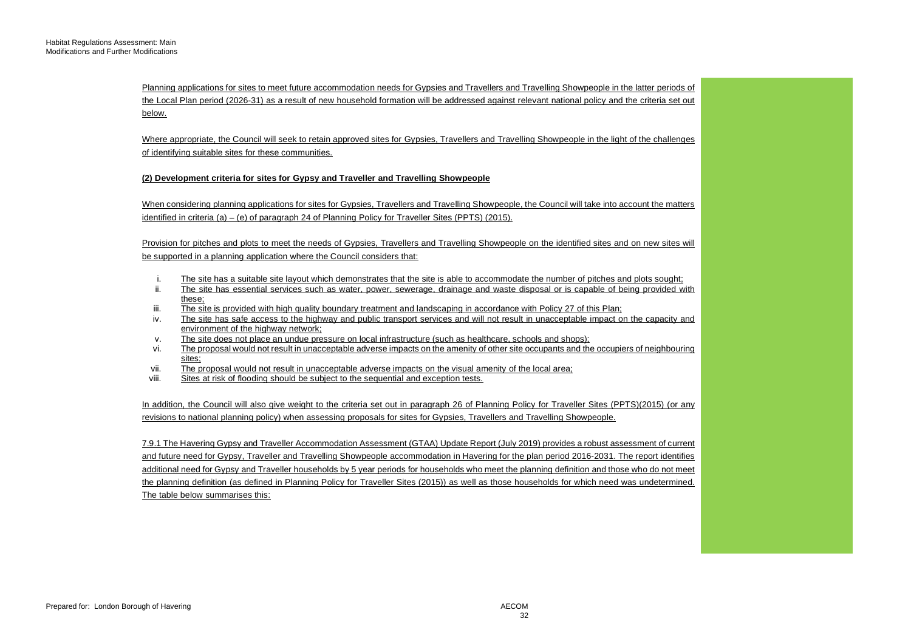Planning applications for sites to meet future accommodation needs for Gypsies and Travellers and Travelling Showpeople in the latter periods of the Local Plan period (2026-31) as a result of new household formation will be addressed against relevant national policy and the criteria set out below.

Where appropriate, the Council will seek to retain approved sites for Gypsies, Travellers and Travelling Showpeople in the light of the challenges of identifying suitable sites for these communities.

**(2) Development criteria for sites for Gypsy and Traveller and Travelling Showpeople**

When considering planning applications for sites for Gypsies, Travellers and Travelling Showpeople, the Council will take into account the matters identified in criteria (a) – (e) of paragraph 24 of Planning Policy for Traveller Sites (PPTS) (2015).

Provision for pitches and plots to meet the needs of Gypsies, Travellers and Travelling Showpeople on the identified sites and on new sites will be supported in a planning application where the Council considers that:

i. The site has a suitable site layout which demonstrates that the site is able to accommodate the number of pitches and plots sought;
ii. The site has essential services such as water, power, sewerage, drainage and waste disposal or is capable of being provided with these;
iii. The site is provided with high quality boundary treatment and landscaping in accordance with Policy 27 of this Plan;
iv. The site has safe access to the highway and public transport services and will not result in unacceptable impact on the capacity and environment of the highway network;
v. The site does not place an undue pressure on local infrastructure (such as healthcare, schools and shops);
vi. The proposal would not result in unacceptable adverse impacts on the amenity of other site occupants and the occupiers of neighbouring sites;
vii. The proposal would not result in unacceptable adverse impacts on the visual amenity of the local area;
viii. Sites at risk of flooding should be subject to the sequential and exception tests.

In addition, the Council will also give weight to the criteria set out in paragraph 26 of Planning Policy for Traveller Sites (PPTS)(2015) (or any revisions to national planning policy) when assessing proposals for sites for Gypsies, Travellers and Travelling Showpeople.

7.9.1 The Havering Gypsy and Traveller Accommodation Assessment (GTAA) Update Report (July 2019) provides a robust assessment of current and future need for Gypsy, Traveller and Travelling Showpeople accommodation in Havering for the plan period 2016-2031. The report identifies additional need for Gypsy and Traveller households by 5 year periods for households who meet the planning definition and those who do not meet the planning definition (as defined in Planning Policy for Traveller Sites (2015)) as well as those households for which need was undetermined. The table below summarises this: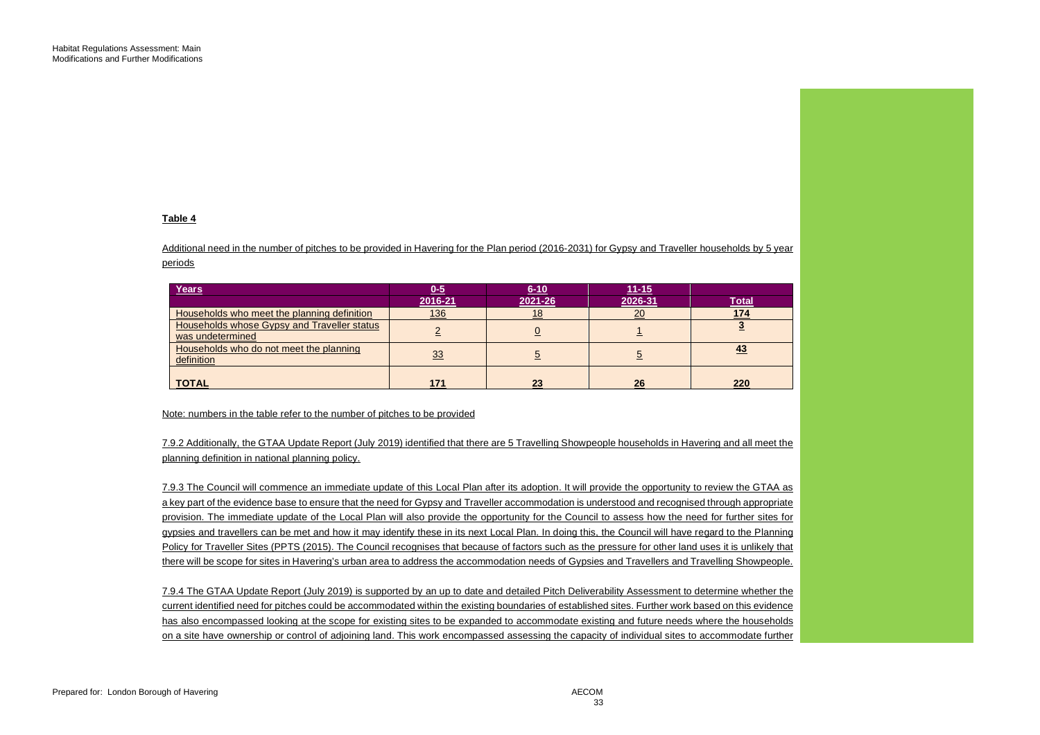**Table 4**

Additional need in the number of pitches to be provided in Havering for the Plan period (2016-2031) for Gypsy and Traveller households by 5 year periods

| Years | 0-5 | 6-10 | 11-15 | |
|---|---|---|---|---|
| | 2016-21 | 2021-26 | 2026-31 | Total |
| Households who meet the planning definition | 136 | 18 | 20 | **174** |
| Households whose Gypsy and Traveller status was undetermined | 2 | 0 | 1 | **3** |
| Households who do not meet the planning definition | 33 | 5 | 5 | **43** |
| **TOTAL** | **171** | **23** | **26** | **220** |

Note: numbers in the table refer to the number of pitches to be provided

7.9.2 Additionally, the GTAA Update Report (July 2019) identified that there are 5 Travelling Showpeople households in Havering and all meet the planning definition in national planning policy.

7.9.3 The Council will commence an immediate update of this Local Plan after its adoption. It will provide the opportunity to review the GTAA as a key part of the evidence base to ensure that the need for Gypsy and Traveller accommodation is understood and recognised through appropriate provision. The immediate update of the Local Plan will also provide the opportunity for the Council to assess how the need for further sites for gypsies and travellers can be met and how it may identify these in its next Local Plan. In doing this, the Council will have regard to the Planning Policy for Traveller Sites (PPTS (2015). The Council recognises that because of factors such as the pressure for other land uses it is unlikely that there will be scope for sites in Havering's urban area to address the accommodation needs of Gypsies and Travellers and Travelling Showpeople.

7.9.4 The GTAA Update Report (July 2019) is supported by an up to date and detailed Pitch Deliverability Assessment to determine whether the current identified need for pitches could be accommodated within the existing boundaries of established sites. Further work based on this evidence has also encompassed looking at the scope for existing sites to be expanded to accommodate existing and future needs where the households on a site have ownership or control of adjoining land. This work encompassed assessing the capacity of individual sites to accommodate further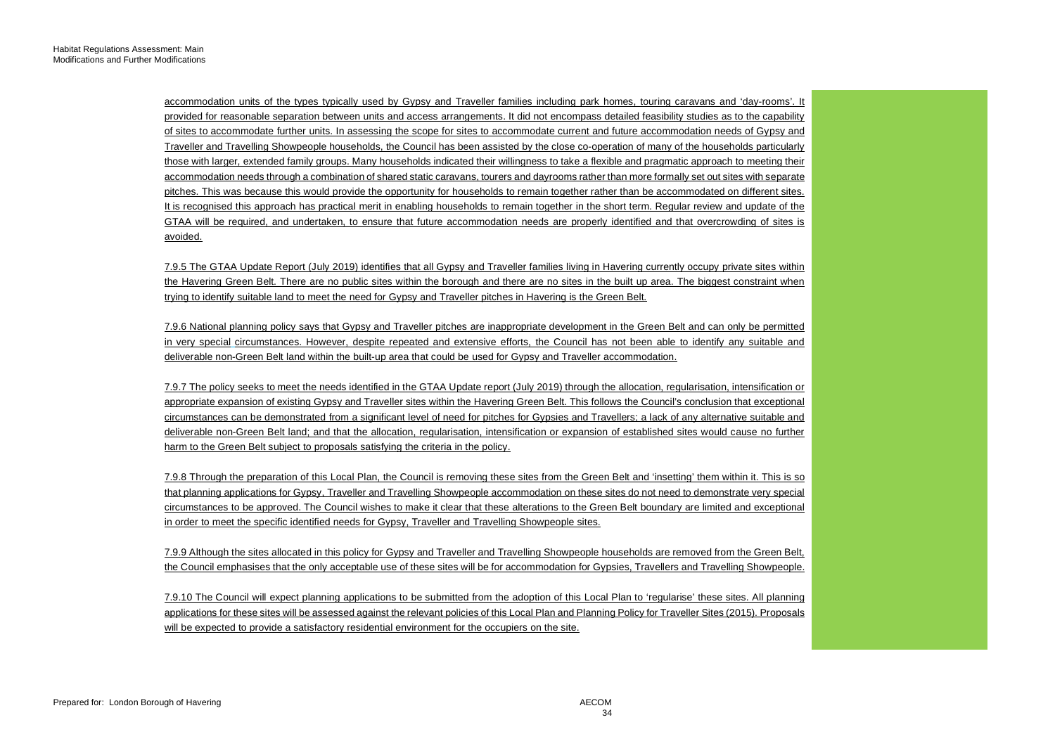accommodation units of the types typically used by Gypsy and Traveller families including park homes, touring caravans and 'day-rooms'. It provided for reasonable separation between units and access arrangements. It did not encompass detailed feasibility studies as to the capability of sites to accommodate further units. In assessing the scope for sites to accommodate current and future accommodation needs of Gypsy and Traveller and Travelling Showpeople households, the Council has been assisted by the close co-operation of many of the households particularly those with larger, extended family groups. Many households indicated their willingness to take a flexible and pragmatic approach to meeting their accommodation needs through a combination of shared static caravans, tourers and dayrooms rather than more formally set out sites with separate pitches. This was because this would provide the opportunity for households to remain together rather than be accommodated on different sites. It is recognised this approach has practical merit in enabling households to remain together in the short term. Regular review and update of the GTAA will be required, and undertaken, to ensure that future accommodation needs are properly identified and that overcrowding of sites is avoided.

7.9.5 The GTAA Update Report (July 2019) identifies that all Gypsy and Traveller families living in Havering currently occupy private sites within the Havering Green Belt. There are no public sites within the borough and there are no sites in the built up area. The biggest constraint when trying to identify suitable land to meet the need for Gypsy and Traveller pitches in Havering is the Green Belt.

7.9.6 National planning policy says that Gypsy and Traveller pitches are inappropriate development in the Green Belt and can only be permitted in very special circumstances. However, despite repeated and extensive efforts, the Council has not been able to identify any suitable and deliverable non-Green Belt land within the built-up area that could be used for Gypsy and Traveller accommodation.

7.9.7 The policy seeks to meet the needs identified in the GTAA Update report (July 2019) through the allocation, regularisation, intensification or appropriate expansion of existing Gypsy and Traveller sites within the Havering Green Belt. This follows the Council's conclusion that exceptional circumstances can be demonstrated from a significant level of need for pitches for Gypsies and Travellers; a lack of any alternative suitable and deliverable non-Green Belt land; and that the allocation, regularisation, intensification or expansion of established sites would cause no further harm to the Green Belt subject to proposals satisfying the criteria in the policy.

7.9.8 Through the preparation of this Local Plan, the Council is removing these sites from the Green Belt and 'insetting' them within it. This is so that planning applications for Gypsy, Traveller and Travelling Showpeople accommodation on these sites do not need to demonstrate very special circumstances to be approved. The Council wishes to make it clear that these alterations to the Green Belt boundary are limited and exceptional in order to meet the specific identified needs for Gypsy, Traveller and Travelling Showpeople sites.

7.9.9 Although the sites allocated in this policy for Gypsy and Traveller and Travelling Showpeople households are removed from the Green Belt, the Council emphasises that the only acceptable use of these sites will be for accommodation for Gypsies, Travellers and Travelling Showpeople.

7.9.10 The Council will expect planning applications to be submitted from the adoption of this Local Plan to 'regularise' these sites. All planning applications for these sites will be assessed against the relevant policies of this Local Plan and Planning Policy for Traveller Sites (2015). Proposals will be expected to provide a satisfactory residential environment for the occupiers on the site.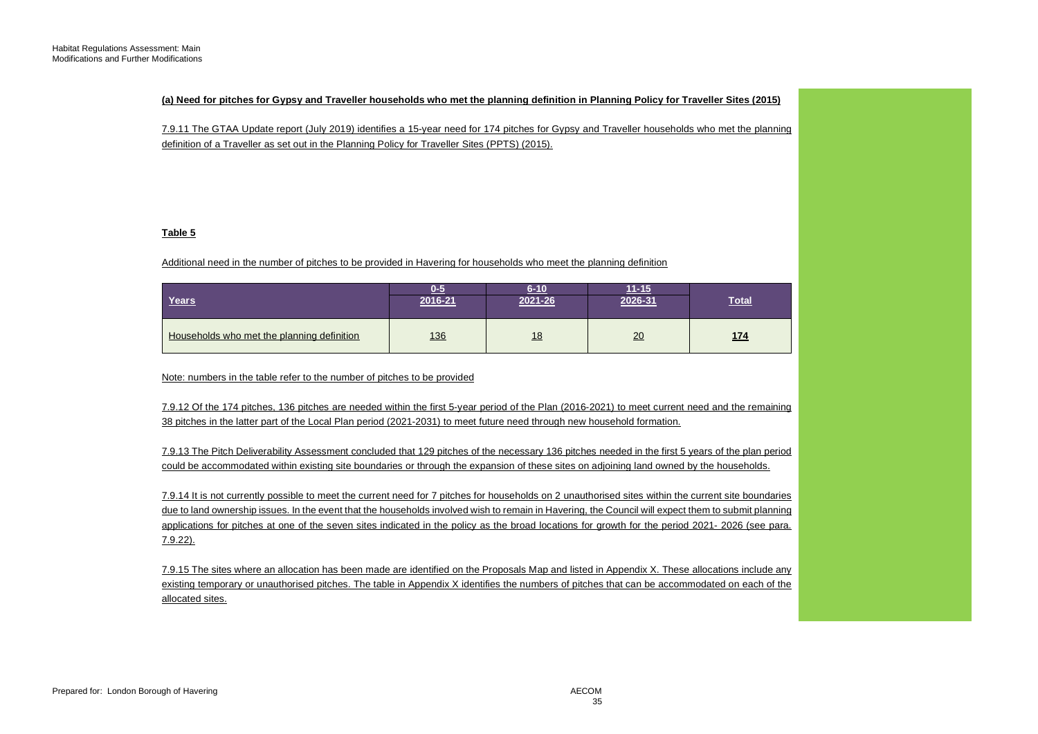**(a) Need for pitches for Gypsy and Traveller households who met the planning definition in Planning Policy for Traveller Sites (2015)**

7.9.11 The GTAA Update report (July 2019) identifies a 15-year need for 174 pitches for Gypsy and Traveller households who met the planning definition of a Traveller as set out in the Planning Policy for Traveller Sites (PPTS) (2015).

**Table 5**

Additional need in the number of pitches to be provided in Havering for households who meet the planning definition

| Years | 0-5<br>2016-21 | 6-10<br>2021-26 | 11-15<br>2026-31 | Total |
|---|---|---|---|---|
| Households who met the planning definition | 136 | 18 | 20 | **174** |

Note: numbers in the table refer to the number of pitches to be provided

7.9.12 Of the 174 pitches, 136 pitches are needed within the first 5-year period of the Plan (2016-2021) to meet current need and the remaining 38 pitches in the latter part of the Local Plan period (2021-2031) to meet future need through new household formation.

7.9.13 The Pitch Deliverability Assessment concluded that 129 pitches of the necessary 136 pitches needed in the first 5 years of the plan period could be accommodated within existing site boundaries or through the expansion of these sites on adjoining land owned by the households.

7.9.14 It is not currently possible to meet the current need for 7 pitches for households on 2 unauthorised sites within the current site boundaries due to land ownership issues. In the event that the households involved wish to remain in Havering, the Council will expect them to submit planning applications for pitches at one of the seven sites indicated in the policy as the broad locations for growth for the period 2021- 2026 (see para. 7.9.22).

7.9.15 The sites where an allocation has been made are identified on the Proposals Map and listed in Appendix X. These allocations include any existing temporary or unauthorised pitches. The table in Appendix X identifies the numbers of pitches that can be accommodated on each of the allocated sites.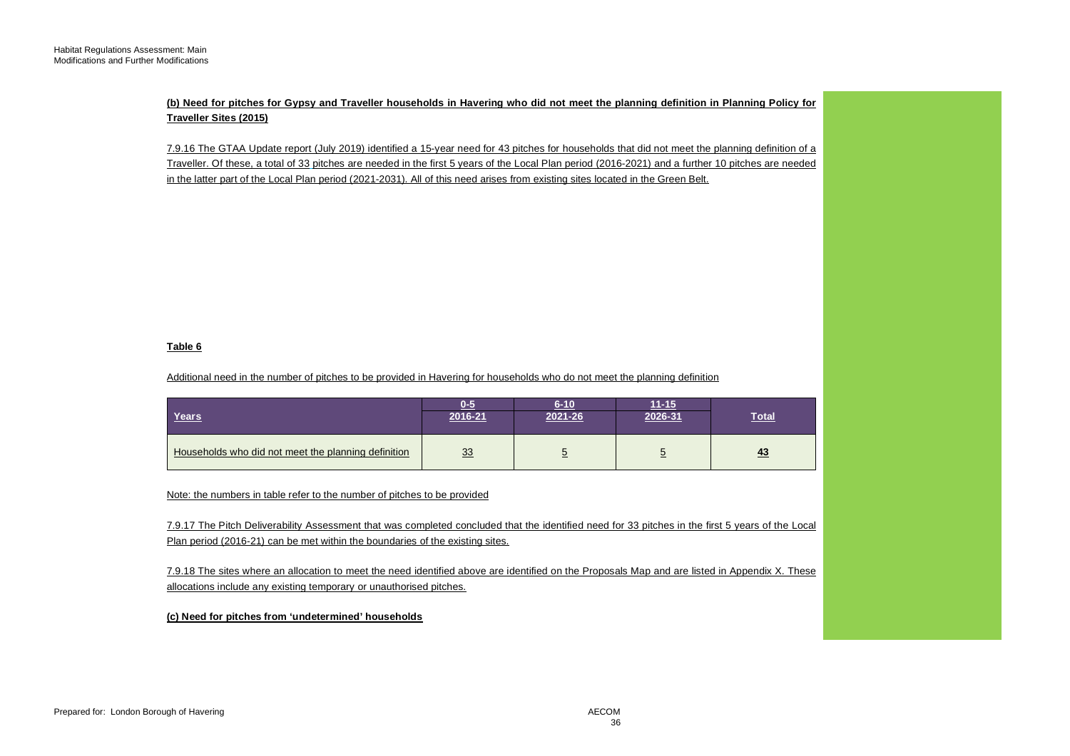**(b) Need for pitches for Gypsy and Traveller households in Havering who did not meet the planning definition in Planning Policy for Traveller Sites (2015)**

7.9.16 The GTAA Update report (July 2019) identified a 15-year need for 43 pitches for households that did not meet the planning definition of a Traveller. Of these, a total of 33 pitches are needed in the first 5 years of the Local Plan period (2016-2021) and a further 10 pitches are needed in the latter part of the Local Plan period (2021-2031). All of this need arises from existing sites located in the Green Belt.

**Table 6**

Additional need in the number of pitches to be provided in Havering for households who do not meet the planning definition

| Years | 0-5 2016-21 | 6-10 2021-26 | 11-15 2026-31 | Total |
|---|---|---|---|---|
| Households who did not meet the planning definition | 33 | 5 | 5 | **43** |

Note: the numbers in table refer to the number of pitches to be provided

7.9.17 The Pitch Deliverability Assessment that was completed concluded that the identified need for 33 pitches in the first 5 years of the Local Plan period (2016-21) can be met within the boundaries of the existing sites.

7.9.18 The sites where an allocation to meet the need identified above are identified on the Proposals Map and are listed in Appendix X. These allocations include any existing temporary or unauthorised pitches.

**(c) Need for pitches from 'undetermined' households**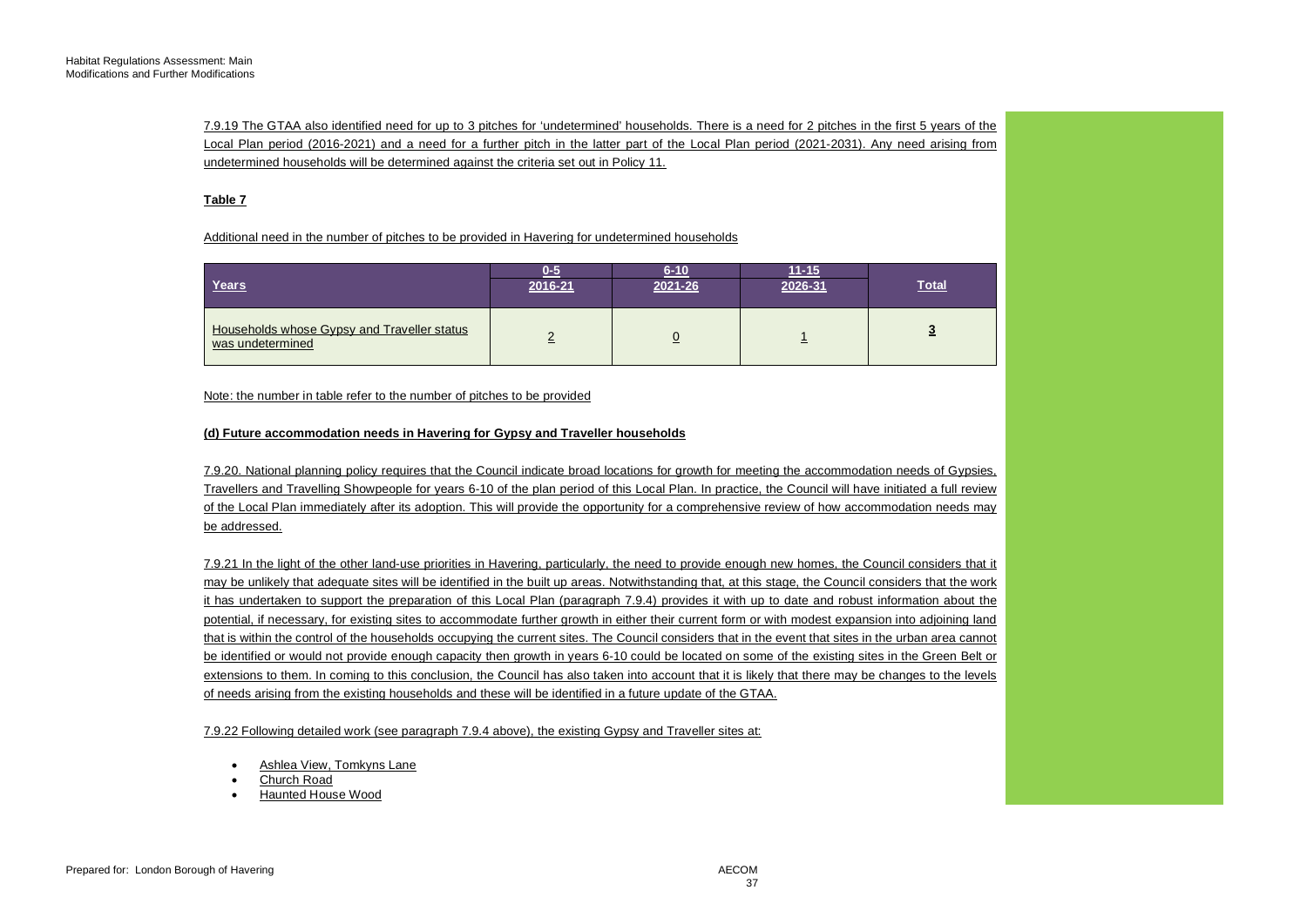7.9.19 The GTAA also identified need for up to 3 pitches for 'undetermined' households. There is a need for 2 pitches in the first 5 years of the Local Plan period (2016-2021) and a need for a further pitch in the latter part of the Local Plan period (2021-2031). Any need arising from undetermined households will be determined against the criteria set out in Policy 11.

**Table 7**

Additional need in the number of pitches to be provided in Havering for undetermined households

| Years | 0-5<br>2016-21 | 6-10<br>2021-26 | 11-15<br>2026-31 | Total |
|---|---|---|---|---|
| Households whose Gypsy and Traveller status was undetermined | 2 | 0 | 1 | **3** |

Note: the number in table refer to the number of pitches to be provided

**(d) Future accommodation needs in Havering for Gypsy and Traveller households**

7.9.20. National planning policy requires that the Council indicate broad locations for growth for meeting the accommodation needs of Gypsies, Travellers and Travelling Showpeople for years 6-10 of the plan period of this Local Plan. In practice, the Council will have initiated a full review of the Local Plan immediately after its adoption. This will provide the opportunity for a comprehensive review of how accommodation needs may be addressed.

7.9.21 In the light of the other land-use priorities in Havering, particularly, the need to provide enough new homes, the Council considers that it may be unlikely that adequate sites will be identified in the built up areas. Notwithstanding that, at this stage, the Council considers that the work it has undertaken to support the preparation of this Local Plan (paragraph 7.9.4) provides it with up to date and robust information about the potential, if necessary, for existing sites to accommodate further growth in either their current form or with modest expansion into adjoining land that is within the control of the households occupying the current sites. The Council considers that in the event that sites in the urban area cannot be identified or would not provide enough capacity then growth in years 6-10 could be located on some of the existing sites in the Green Belt or extensions to them. In coming to this conclusion, the Council has also taken into account that it is likely that there may be changes to the levels of needs arising from the existing households and these will be identified in a future update of the GTAA.

7.9.22 Following detailed work (see paragraph 7.9.4 above), the existing Gypsy and Traveller sites at:

- Ashlea View, Tomkyns Lane
- Church Road
- Haunted House Wood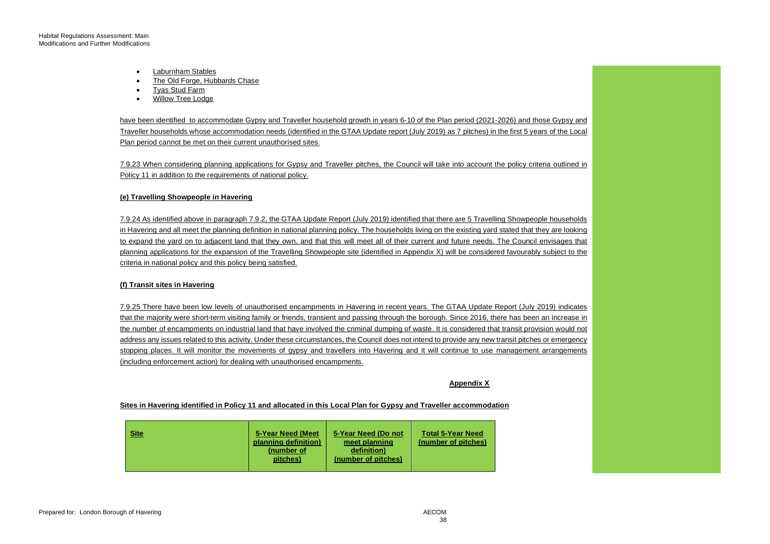- Laburnham Stables
- The Old Forge, Hubbards Chase
- Tyas Stud Farm
- Willow Tree Lodge

have been identified to accommodate Gypsy and Traveller household growth in years 6-10 of the Plan period (2021-2026) and those Gypsy and Traveller households whose accommodation needs (identified in the GTAA Update report (July 2019) as 7 pitches) in the first 5 years of the Local Plan period cannot be met on their current unauthorised sites.

7.9.23 When considering planning applications for Gypsy and Traveller pitches, the Council will take into account the policy criteria outlined in Policy 11 in addition to the requirements of national policy.

**(e) Travelling Showpeople in Havering**

7.9.24 As identified above in paragraph 7.9.2, the GTAA Update Report (July 2019) identified that there are 5 Travelling Showpeople households in Havering and all meet the planning definition in national planning policy. The households living on the existing yard stated that they are looking to expand the yard on to adjacent land that they own, and that this will meet all of their current and future needs. The Council envisages that planning applications for the expansion of the Travelling Showpeople site (identified in Appendix X) will be considered favourably subject to the criteria in national policy and this policy being satisfied.

**(f) Transit sites in Havering**

7.9.25 There have been low levels of unauthorised encampments in Havering in recent years. The GTAA Update Report (July 2019) indicates that the majority were short-term visiting family or friends, transient and passing through the borough. Since 2016, there has been an increase in the number of encampments on industrial land that have involved the criminal dumping of waste. It is considered that transit provision would not address any issues related to this activity. Under these circumstances, the Council does not intend to provide any new transit pitches or emergency stopping places. It will monitor the movements of gypsy and travellers into Havering and it will continue to use management arrangements (including enforcement action) for dealing with unauthorised encampments.

**Appendix X**

**Sites in Havering identified in Policy 11 and allocated in this Local Plan for Gypsy and Traveller accommodation**

| Site | 5-Year Need (Meet planning definition) (number of pitches) | 5-Year Need (Do not meet planning definition) (number of pitches) | Total 5-Year Need (number of pitches) |
|---|---|---|---|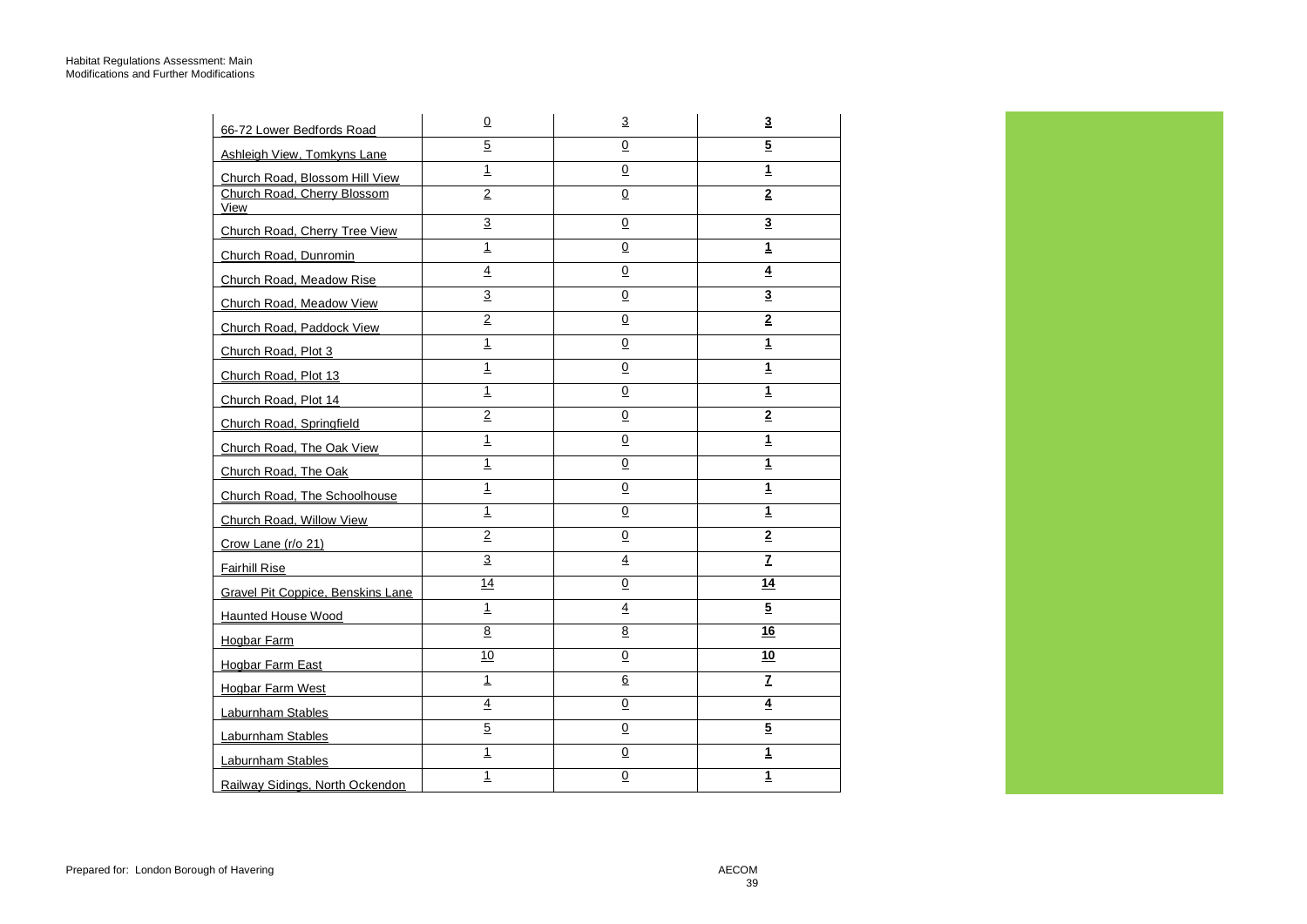| | | | |
|---|---|---|---|
| 66-72 Lower Bedfords Road | 0 | 3 | **3** |
| Ashleigh View, Tomkyns Lane | 5 | 0 | **5** |
| Church Road, Blossom Hill View | 1 | 0 | **1** |
| Church Road, Cherry Blossom View | 2 | 0 | **2** |
| Church Road, Cherry Tree View | 3 | 0 | **3** |
| Church Road, Dunromin | 1 | 0 | **1** |
| Church Road, Meadow Rise | 4 | 0 | **4** |
| Church Road, Meadow View | 3 | 0 | **3** |
| Church Road, Paddock View | 2 | 0 | **2** |
| Church Road, Plot 3 | 1 | 0 | **1** |
| Church Road, Plot 13 | 1 | 0 | **1** |
| Church Road, Plot 14 | 1 | 0 | **1** |
| Church Road, Springfield | 2 | 0 | **2** |
| Church Road, The Oak View | 1 | 0 | **1** |
| Church Road, The Oak | 1 | 0 | **1** |
| Church Road, The Schoolhouse | 1 | 0 | **1** |
| Church Road, Willow View | 1 | 0 | **1** |
| Crow Lane (r/o 21) | 2 | 0 | **2** |
| Fairhill Rise | 3 | 4 | **7** |
| Gravel Pit Coppice, Benskins Lane | 14 | 0 | **14** |
| Haunted House Wood | 1 | 4 | **5** |
| Hogbar Farm | 8 | 8 | **16** |
| Hogbar Farm East | 10 | 0 | **10** |
| Hogbar Farm West | 1 | 6 | **7** |
| Laburnham Stables | 4 | 0 | **4** |
| Laburnham Stables | 5 | 0 | **5** |
| Laburnham Stables | 1 | 0 | **1** |
| Railway Sidings, North Ockendon | 1 | 0 | **1** |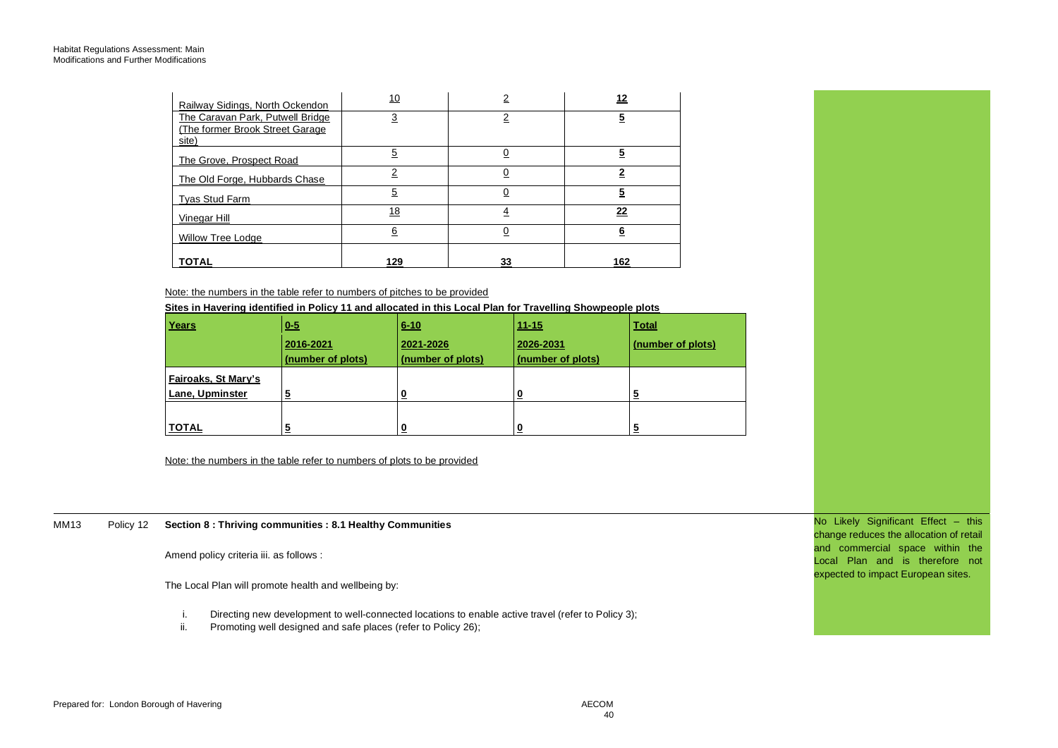| Railway Sidings, North Ockendon | 10 | 2 | **12** |
|---|---|---|---|
| The Caravan Park, Putwell Bridge (The former Brook Street Garage site) | 3 | 2 | **5** |
| The Grove, Prospect Road | 5 | 0 | **5** |
| The Old Forge, Hubbards Chase | 2 | 0 | **2** |
| Tyas Stud Farm | 5 | 0 | **5** |
| Vinegar Hill | 18 | 4 | **22** |
| Willow Tree Lodge | 6 | 0 | **6** |
| **TOTAL** | **129** | **33** | **162** |

Note: the numbers in the table refer to numbers of pitches to be provided

**Sites in Havering identified in Policy 11 and allocated in this Local Plan for Travelling Showpeople plots**

| **Years** | **0-5**<br>**2016-2021**<br>**(number of plots)** | **6-10**<br>**2021-2026**<br>**(number of plots)** | **11-15**<br>**2026-2031**<br>**(number of plots)** | **Total**<br>**(number of plots)** |
|---|---|---|---|---|
| **Fairoaks, St Mary's Lane, Upminster** | **5** | **0** | **0** | **5** |
| **TOTAL** | **5** | **0** | **0** | **5** |

Note: the numbers in the table refer to numbers of plots to be provided

MM13 Policy 12 **Section 8 : Thriving communities : 8.1 Healthy Communities**

Amend policy criteria iii. as follows :

The Local Plan will promote health and wellbeing by:

i. Directing new development to well-connected locations to enable active travel (refer to Policy 3);
ii. Promoting well designed and safe places (refer to Policy 26);

No Likely Significant Effect – this change reduces the allocation of retail and commercial space within the Local Plan and is therefore not expected to impact European sites.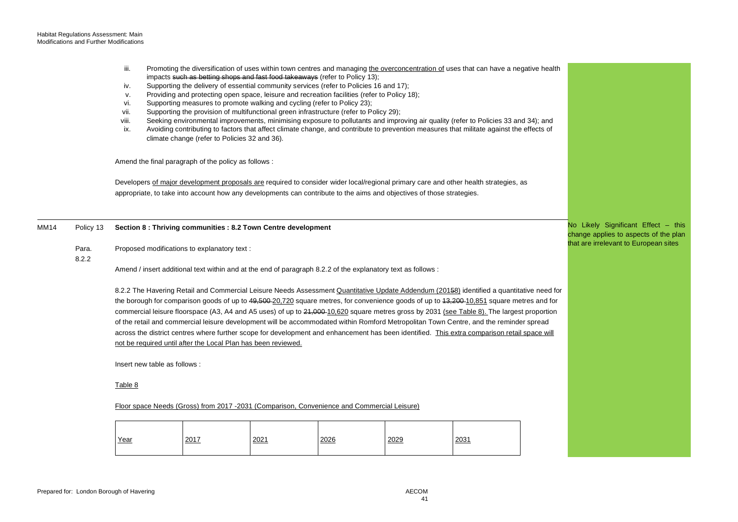iii. Promoting the diversification of uses within town centres and managing the overconcentration of uses that can have a negative health impacts ~~such as betting shops and fast food takeaways~~ (refer to Policy 13);
iv. Supporting the delivery of essential community services (refer to Policies 16 and 17);
v. Providing and protecting open space, leisure and recreation facilities (refer to Policy 18);
vi. Supporting measures to promote walking and cycling (refer to Policy 23);
vii. Supporting the provision of multifunctional green infrastructure (refer to Policy 29);
viii. Seeking environmental improvements, minimising exposure to pollutants and improving air quality (refer to Policies 33 and 34); and
ix. Avoiding contributing to factors that affect climate change, and contribute to prevention measures that militate against the effects of climate change (refer to Policies 32 and 36).

Amend the final paragraph of the policy as follows :

Developers of major development proposals are required to consider wider local/regional primary care and other health strategies, as appropriate, to take into account how any developments can contribute to the aims and objectives of those strategies.

---

**MM14** | Policy 13 | **Section 8 : Thriving communities : 8.2 Town Centre development**

*No Likely Significant Effect – this change applies to aspects of the plan that are irrelevant to European sites*

Para. 8.2.2

Proposed modifications to explanatory text :

Amend / insert additional text within and at the end of paragraph 8.2.2 of the explanatory text as follows :

8.2.2 The Havering Retail and Commercial Leisure Needs Assessment Quantitative Update Addendum (20158) identified a quantitative need for the borough for comparison goods of up to ~~49,500~~ 20,720 square metres, for convenience goods of up to ~~13,200~~ 10,851 square metres and for commercial leisure floorspace (A3, A4 and A5 uses) of up to ~~21,000~~ 10,620 square metres gross by 2031 (see Table 8). The largest proportion of the retail and commercial leisure development will be accommodated within Romford Metropolitan Town Centre, and the reminder spread across the district centres where further scope for development and enhancement has been identified. This extra comparison retail space will not be required until after the Local Plan has been reviewed.

Insert new table as follows :

Table 8

Floor space Needs (Gross) from 2017 -2031 (Comparison, Convenience and Commercial Leisure)

| Year | 2017 | 2021 | 2026 | 2029 | 2031 |
|---|---|---|---|---|---|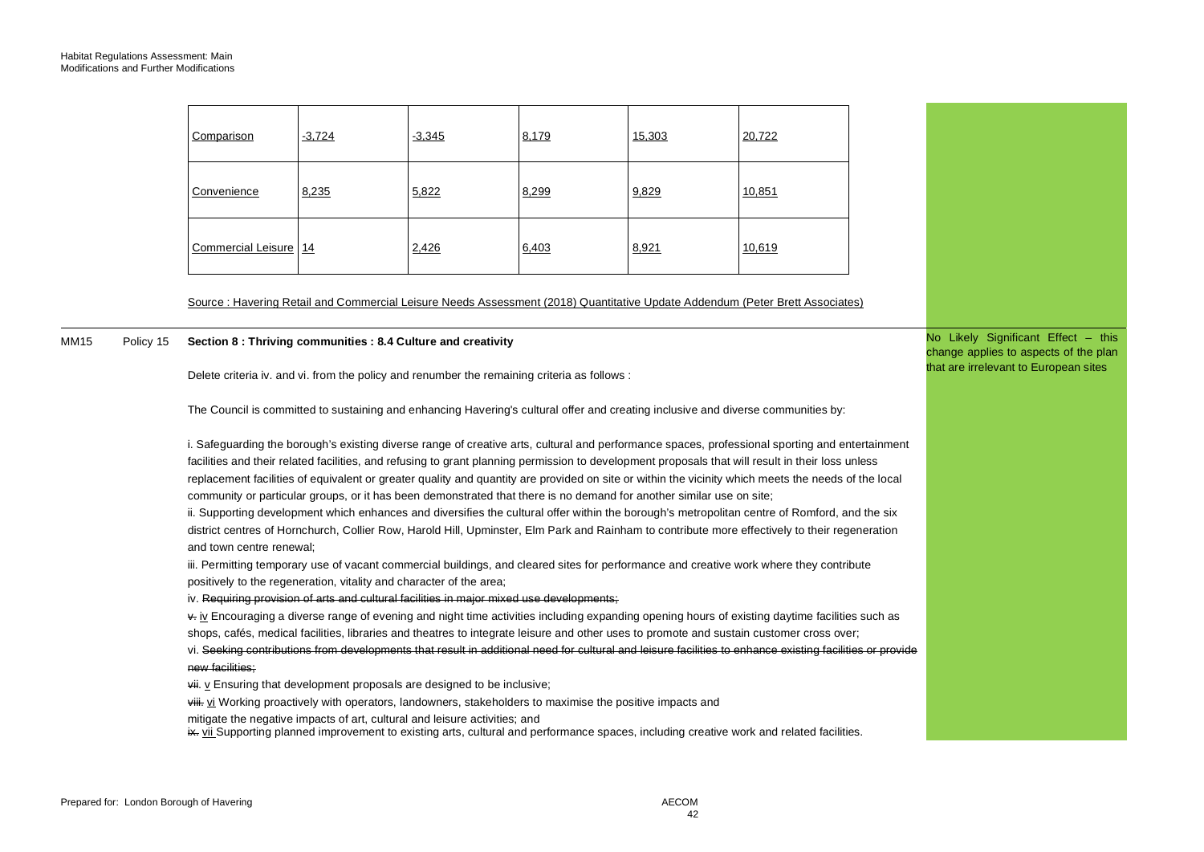| Comparison | -3,724 | -3,345 | 8,179 | 15,303 | 20,722 |
|---|---|---|---|---|---|
| Convenience | 8,235 | 5,822 | 8,299 | 9,829 | 10,851 |
| Commercial Leisure | 14 | 2,426 | 6,403 | 8,921 | 10,619 |

Source : Havering Retail and Commercial Leisure Needs Assessment (2018) Quantitative Update Addendum (Peter Brett Associates)

| MM15 | Policy 15 | Modification | HRA Screening |
|---|---|---|---|
| MM15 | Policy 15 | **Section 8 : Thriving communities : 8.4 Culture and creativity**<br><br>Delete criteria iv. and vi. from the policy and renumber the remaining criteria as follows :<br><br>The Council is committed to sustaining and enhancing Havering's cultural offer and creating inclusive and diverse communities by:<br><br>i. Safeguarding the borough's existing diverse range of creative arts, cultural and performance spaces, professional sporting and entertainment facilities and their related facilities, and refusing to grant planning permission to development proposals that will result in their loss unless replacement facilities of equivalent or greater quality and quantity are provided on site or within the vicinity which meets the needs of the local community or particular groups, or it has been demonstrated that there is no demand for another similar use on site;<br>ii. Supporting development which enhances and diversifies the cultural offer within the borough's metropolitan centre of Romford, and the six district centres of Hornchurch, Collier Row, Harold Hill, Upminster, Elm Park and Rainham to contribute more effectively to their regeneration and town centre renewal;<br>iii. Permitting temporary use of vacant commercial buildings, and cleared sites for performance and creative work where they contribute positively to the regeneration, vitality and character of the area;<br>iv. ~~Requiring provision of arts and cultural facilities in major mixed use developments;~~<br>~~v.~~ iv Encouraging a diverse range of evening and night time activities including expanding opening hours of existing daytime facilities such as shops, cafés, medical facilities, libraries and theatres to integrate leisure and other uses to promote and sustain customer cross over;<br>vi. ~~Seeking contributions from developments that result in additional need for cultural and leisure facilities to enhance existing facilities or provide new facilities;~~<br>~~vii.~~ v Ensuring that development proposals are designed to be inclusive;<br>~~viii.~~ vi Working proactively with operators, landowners, stakeholders to maximise the positive impacts and mitigate the negative impacts of art, cultural and leisure activities; and<br>~~ix.~~ vii Supporting planned improvement to existing arts, cultural and performance spaces, including creative work and related facilities. | No Likely Significant Effect – this change applies to aspects of the plan that are irrelevant to European sites |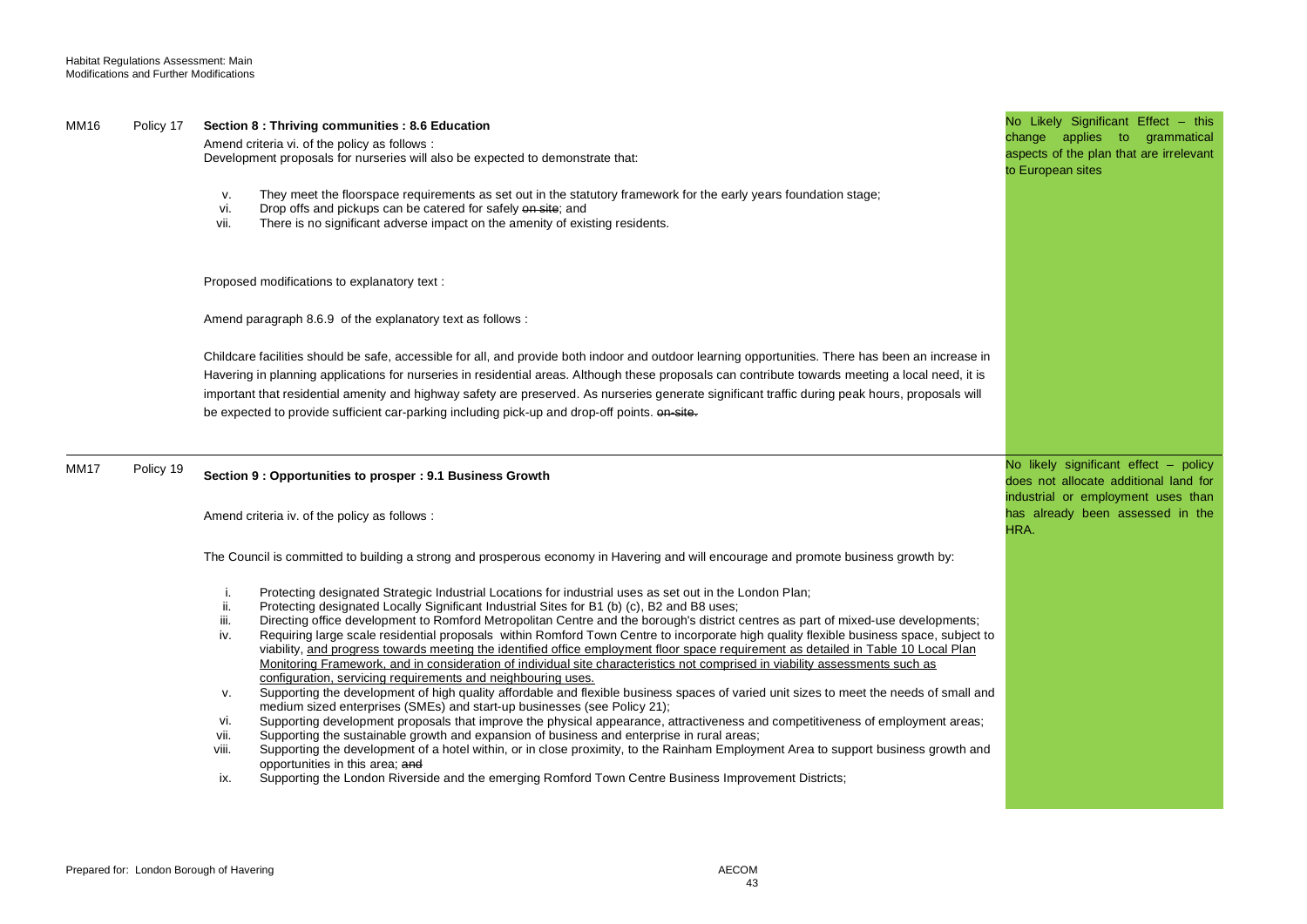| | | | |
|---|---|---|---|
| MM16 | Policy 17 | **Section 8 : Thriving communities : 8.6 Education**<br><br>Amend criteria vi. of the policy as follows :<br>Development proposals for nurseries will also be expected to demonstrate that:<br><br>v. They meet the floorspace requirements as set out in the statutory framework for the early years foundation stage;<br>vi. Drop offs and pickups can be catered for safely ~~on site~~; and<br>vii. There is no significant adverse impact on the amenity of existing residents.<br><br>Proposed modifications to explanatory text :<br><br>Amend paragraph 8.6.9 of the explanatory text as follows :<br><br>Childcare facilities should be safe, accessible for all, and provide both indoor and outdoor learning opportunities. There has been an increase in Havering in planning applications for nurseries in residential areas. Although these proposals can contribute towards meeting a local need, it is important that residential amenity and highway safety are preserved. As nurseries generate significant traffic during peak hours, proposals will be expected to provide sufficient car-parking including pick-up and drop-off points. ~~on-site.~~ | No Likely Significant Effect – this change applies to grammatical aspects of the plan that are irrelevant to European sites |
| MM17 | Policy 19 | **Section 9 : Opportunities to prosper : 9.1 Business Growth**<br><br>Amend criteria iv. of the policy as follows :<br><br>The Council is committed to building a strong and prosperous economy in Havering and will encourage and promote business growth by:<br><br>i. Protecting designated Strategic Industrial Locations for industrial uses as set out in the London Plan;<br>ii. Protecting designated Locally Significant Industrial Sites for B1 (b) (c), B2 and B8 uses;<br>iii. Directing office development to Romford Metropolitan Centre and the borough's district centres as part of mixed-use developments;<br>iv. Requiring large scale residential proposals within Romford Town Centre to incorporate high quality flexible business space, subject to viability, <u>and progress towards meeting the identified office employment floor space requirement as detailed in Table 10 Local Plan Monitoring Framework, and in consideration of individual site characteristics not comprised in viability assessments such as configuration, servicing requirements and neighbouring uses.</u><br>v. Supporting the development of high quality affordable and flexible business spaces of varied unit sizes to meet the needs of small and medium sized enterprises (SMEs) and start-up businesses (see Policy 21);<br>vi. Supporting development proposals that improve the physical appearance, attractiveness and competitiveness of employment areas;<br>vii. Supporting the sustainable growth and expansion of business and enterprise in rural areas;<br>viii. Supporting the development of a hotel within, or in close proximity, to the Rainham Employment Area to support business growth and opportunities in this area; ~~and~~<br>ix. Supporting the London Riverside and the emerging Romford Town Centre Business Improvement Districts; | No likely significant effect – policy does not allocate additional land for industrial or employment uses than has already been assessed in the HRA. |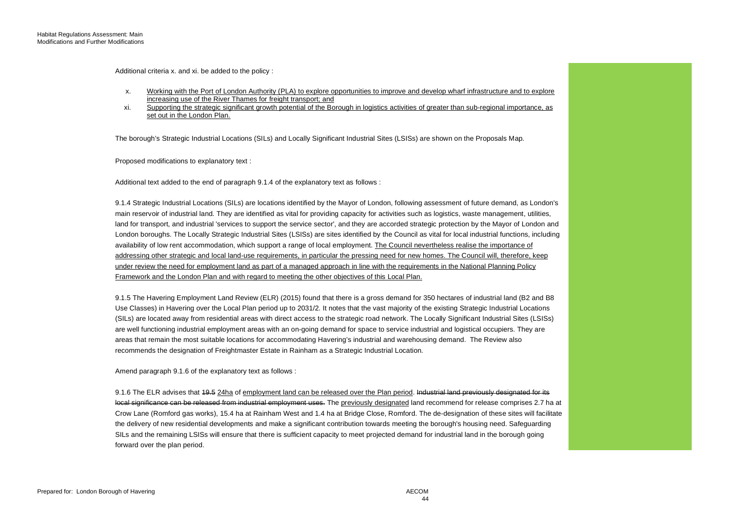Additional criteria x. and xi. be added to the policy :

x. <u>Working with the Port of London Authority (PLA) to explore opportunities to improve and develop wharf infrastructure and to explore increasing use of the River Thames for freight transport; and</u>

xi. <u>Supporting the strategic significant growth potential of the Borough in logistics activities of greater than sub-regional importance, as set out in the London Plan.</u>

The borough's Strategic Industrial Locations (SILs) and Locally Significant Industrial Sites (LSISs) are shown on the Proposals Map.

Proposed modifications to explanatory text :

Additional text added to the end of paragraph 9.1.4 of the explanatory text as follows :

9.1.4 Strategic Industrial Locations (SILs) are locations identified by the Mayor of London, following assessment of future demand, as London's main reservoir of industrial land. They are identified as vital for providing capacity for activities such as logistics, waste management, utilities, land for transport, and industrial 'services to support the service sector', and they are accorded strategic protection by the Mayor of London and London boroughs. The Locally Strategic Industrial Sites (LSISs) are sites identified by the Council as vital for local industrial functions, including availability of low rent accommodation, which support a range of local employment. <u>The Council nevertheless realise the importance of addressing other strategic and local land-use requirements, in particular the pressing need for new homes. The Council will, therefore, keep under review the need for employment land as part of a managed approach in line with the requirements in the National Planning Policy Framework and the London Plan and with regard to meeting the other objectives of this Local Plan.</u>

9.1.5 The Havering Employment Land Review (ELR) (2015) found that there is a gross demand for 350 hectares of industrial land (B2 and B8 Use Classes) in Havering over the Local Plan period up to 2031/2. It notes that the vast majority of the existing Strategic Industrial Locations (SILs) are located away from residential areas with direct access to the strategic road network. The Locally Significant Industrial Sites (LSISs) are well functioning industrial employment areas with an on-going demand for space to service industrial and logistical occupiers. They are areas that remain the most suitable locations for accommodating Havering's industrial and warehousing demand. The Review also recommends the designation of Freightmaster Estate in Rainham as a Strategic Industrial Location.

Amend paragraph 9.1.6 of the explanatory text as follows :

9.1.6 The ELR advises that ~~19.5~~ <u>24ha</u> of <u>employment land can be released over the Plan period</u>. ~~Industrial land previously designated for its local significance can be released from industrial employment uses.~~ The <u>previously designated</u> land recommend for release comprises 2.7 ha at Crow Lane (Romford gas works), 15.4 ha at Rainham West and 1.4 ha at Bridge Close, Romford. The de-designation of these sites will facilitate the delivery of new residential developments and make a significant contribution towards meeting the borough's housing need. Safeguarding SILs and the remaining LSISs will ensure that there is sufficient capacity to meet projected demand for industrial land in the borough going forward over the plan period.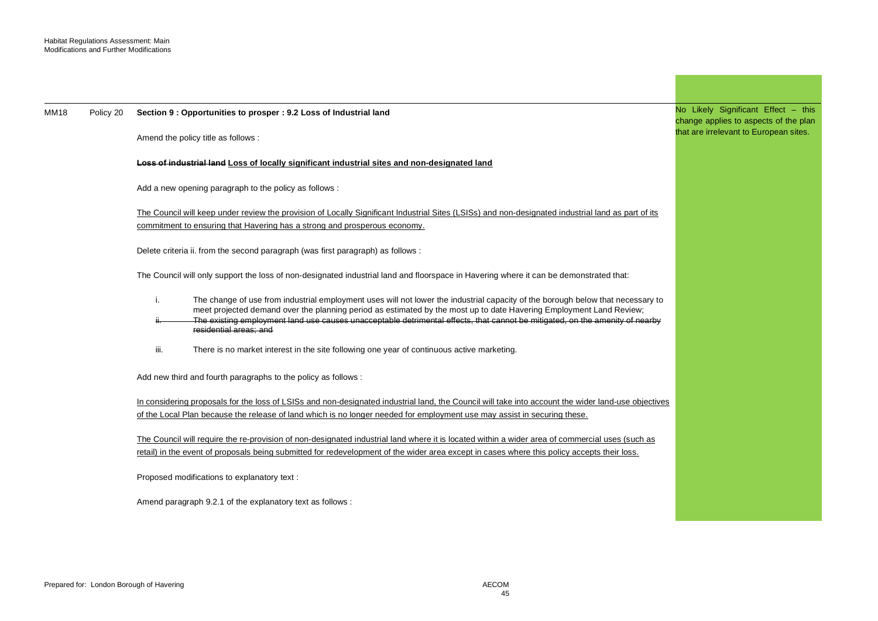| | | | |
|---|---|---|---|
| MM18 | Policy 20 | **Section 9 : Opportunities to prosper : 9.2 Loss of Industrial land**<br><br>Amend the policy title as follows :<br><br>**~~Loss of industrial land~~ <u>Loss of locally significant industrial sites and non-designated land</u>**<br><br>Add a new opening paragraph to the policy as follows :<br><br><u>The Council will keep under review the provision of Locally Significant Industrial Sites (LSISs) and non-designated industrial land as part of its commitment to ensuring that Havering has a strong and prosperous economy.</u><br><br>Delete criteria ii. from the second paragraph (was first paragraph) as follows :<br><br>The Council will only support the loss of non-designated industrial land and floorspace in Havering where it can be demonstrated that:<br><br>i. The change of use from industrial employment uses will not lower the industrial capacity of the borough below that necessary to meet projected demand over the planning period as estimated by the most up to date Havering Employment Land Review;<br>~~ii. The existing employment land use causes unacceptable detrimental effects, that cannot be mitigated, on the amenity of nearby residential areas; and~~<br><br>iii. There is no market interest in the site following one year of continuous active marketing.<br><br>Add new third and fourth paragraphs to the policy as follows :<br><br><u>In considering proposals for the loss of LSISs and non-designated industrial land, the Council will take into account the wider land-use objectives of the Local Plan because the release of land which is no longer needed for employment use may assist in securing these.</u><br><br><u>The Council will require the re-provision of non-designated industrial land where it is located within a wider area of commercial uses (such as retail) in the event of proposals being submitted for redevelopment of the wider area except in cases where this policy accepts their loss.</u><br><br>Proposed modifications to explanatory text :<br><br>Amend paragraph 9.2.1 of the explanatory text as follows : | No Likely Significant Effect – this change applies to aspects of the plan that are irrelevant to European sites. |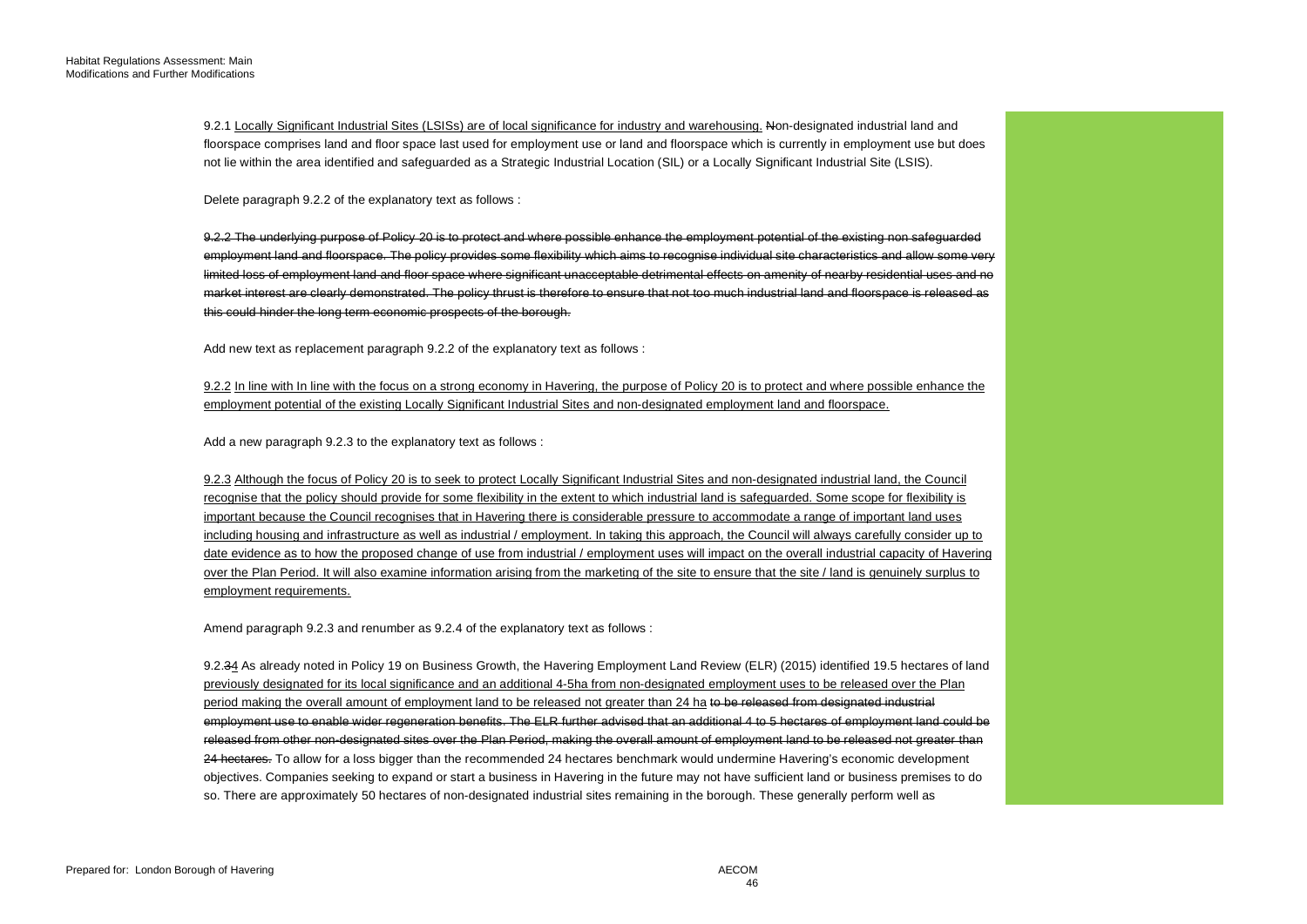9.2.1 Locally Significant Industrial Sites (LSISs) are of local significance for industry and warehousing. Non-designated industrial land and floorspace comprises land and floor space last used for employment use or land and floorspace which is currently in employment use but does not lie within the area identified and safeguarded as a Strategic Industrial Location (SIL) or a Locally Significant Industrial Site (LSIS).

Delete paragraph 9.2.2 of the explanatory text as follows :

~~9.2.2 The underlying purpose of Policy 20 is to protect and where possible enhance the employment potential of the existing non safeguarded employment land and floorspace. The policy provides some flexibility which aims to recognise individual site characteristics and allow some very limited loss of employment land and floor space where significant unacceptable detrimental effects on amenity of nearby residential uses and no market interest are clearly demonstrated. The policy thrust is therefore to ensure that not too much industrial land and floorspace is released as this could hinder the long term economic prospects of the borough.~~

Add new text as replacement paragraph 9.2.2 of the explanatory text as follows :

9.2.2 In line with In line with the focus on a strong economy in Havering, the purpose of Policy 20 is to protect and where possible enhance the employment potential of the existing Locally Significant Industrial Sites and non-designated employment land and floorspace.

Add a new paragraph 9.2.3 to the explanatory text as follows :

9.2.3 Although the focus of Policy 20 is to seek to protect Locally Significant Industrial Sites and non-designated industrial land, the Council recognise that the policy should provide for some flexibility in the extent to which industrial land is safeguarded. Some scope for flexibility is important because the Council recognises that in Havering there is considerable pressure to accommodate a range of important land uses including housing and infrastructure as well as industrial / employment. In taking this approach, the Council will always carefully consider up to date evidence as to how the proposed change of use from industrial / employment uses will impact on the overall industrial capacity of Havering over the Plan Period. It will also examine information arising from the marketing of the site to ensure that the site / land is genuinely surplus to employment requirements.

Amend paragraph 9.2.3 and renumber as 9.2.4 of the explanatory text as follows :

9.2.~~3~~4 As already noted in Policy 19 on Business Growth, the Havering Employment Land Review (ELR) (2015) identified 19.5 hectares of land previously designated for its local significance and an additional 4-5ha from non-designated employment uses to be released over the Plan period making the overall amount of employment land to be released not greater than 24 ha ~~to be released from designated industrial employment use to enable wider regeneration benefits. The ELR further advised that an additional 4 to 5 hectares of employment land could be released from other non-designated sites over the Plan Period, making the overall amount of employment land to be released not greater than 24 hectares.~~ To allow for a loss bigger than the recommended 24 hectares benchmark would undermine Havering's economic development objectives. Companies seeking to expand or start a business in Havering in the future may not have sufficient land or business premises to do so. There are approximately 50 hectares of non-designated industrial sites remaining in the borough. These generally perform well as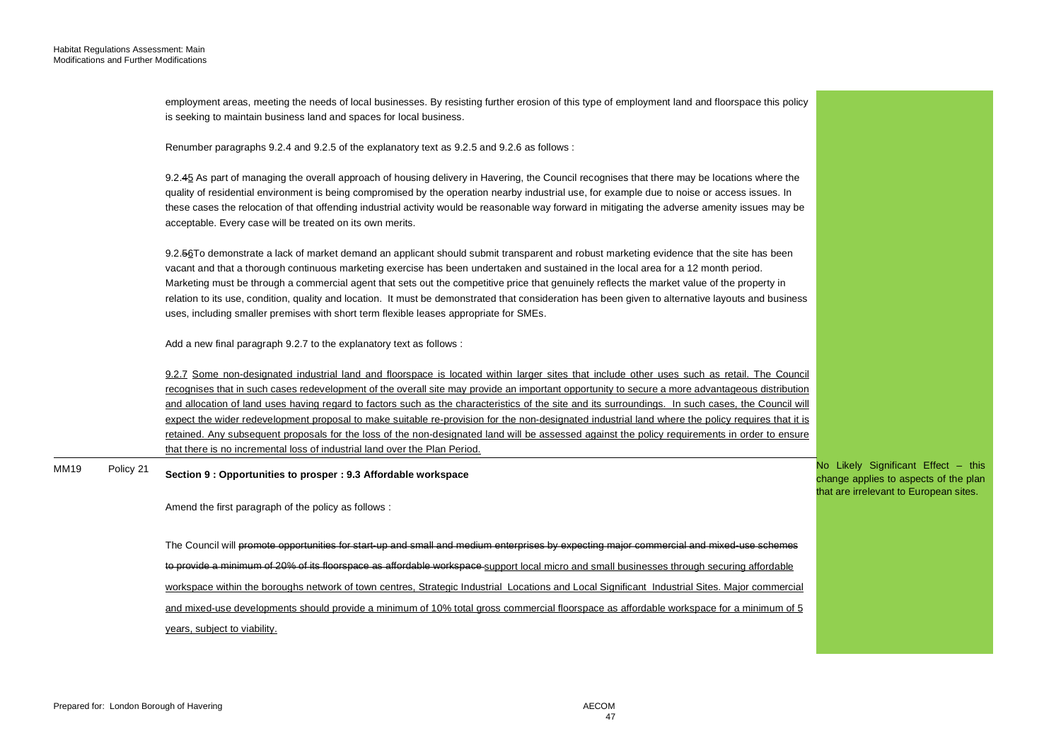| | | | |
|---|---|---|---|
| | | employment areas, meeting the needs of local businesses. By resisting further erosion of this type of employment land and floorspace this policy is seeking to maintain business land and spaces for local business.<br><br>Renumber paragraphs 9.2.4 and 9.2.5 of the explanatory text as 9.2.5 and 9.2.6 as follows :<br><br>9.2.~~4~~<u>5</u> As part of managing the overall approach of housing delivery in Havering, the Council recognises that there may be locations where the quality of residential environment is being compromised by the operation nearby industrial use, for example due to noise or access issues. In these cases the relocation of that offending industrial activity would be reasonable way forward in mitigating the adverse amenity issues may be acceptable. Every case will be treated on its own merits.<br><br>9.2.~~5~~<u>6</u>To demonstrate a lack of market demand an applicant should submit transparent and robust marketing evidence that the site has been vacant and that a thorough continuous marketing exercise has been undertaken and sustained in the local area for a 12 month period. Marketing must be through a commercial agent that sets out the competitive price that genuinely reflects the market value of the property in relation to its use, condition, quality and location. It must be demonstrated that consideration has been given to alternative layouts and business uses, including smaller premises with short term flexible leases appropriate for SMEs.<br><br>Add a new final paragraph 9.2.7 to the explanatory text as follows :<br><br><u>9.2.7 Some non-designated industrial land and floorspace is located within larger sites that include other uses such as retail. The Council recognises that in such cases redevelopment of the overall site may provide an important opportunity to secure a more advantageous distribution and allocation of land uses having regard to factors such as the characteristics of the site and its surroundings. In such cases, the Council will expect the wider redevelopment proposal to make suitable re-provision for the non-designated industrial land where the policy requires that it is retained. Any subsequent proposals for the loss of the non-designated land will be assessed against the policy requirements in order to ensure that there is no incremental loss of industrial land over the Plan Period.</u> | |
| MM19 | Policy 21 | **Section 9 : Opportunities to prosper : 9.3 Affordable workspace**<br><br>Amend the first paragraph of the policy as follows :<br><br>The Council will ~~promote opportunities for start-up and small and medium enterprises by expecting major commercial and mixed-use schemes to provide a minimum of 20% of its floorspace as affordable workspace~~ <u>support local micro and small businesses through securing affordable workspace within the boroughs network of town centres, Strategic Industrial Locations and Local Significant Industrial Sites. Major commercial and mixed-use developments should provide a minimum of 10% total gross commercial floorspace as affordable workspace for a minimum of 5 years, subject to viability.</u> | No Likely Significant Effect – this change applies to aspects of the plan that are irrelevant to European sites. |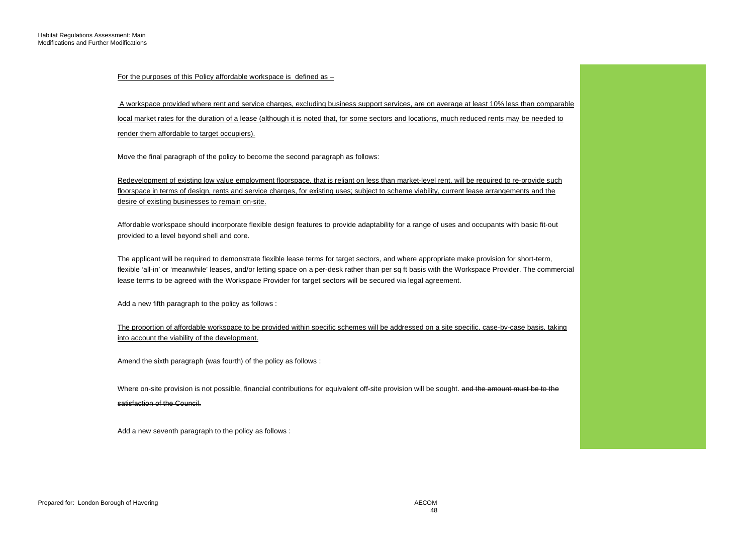<u>For the purposes of this Policy affordable workspace is defined as –</u>

<u>A workspace provided where rent and service charges, excluding business support services, are on average at least 10% less than comparable local market rates for the duration of a lease (although it is noted that, for some sectors and locations, much reduced rents may be needed to render them affordable to target occupiers).</u>

Move the final paragraph of the policy to become the second paragraph as follows:

<u>Redevelopment of existing low value employment floorspace, that is reliant on less than market-level rent, will be required to re-provide such floorspace in terms of design, rents and service charges, for existing uses; subject to scheme viability, current lease arrangements and the desire of existing businesses to remain on-site.</u>

Affordable workspace should incorporate flexible design features to provide adaptability for a range of uses and occupants with basic fit-out provided to a level beyond shell and core.

The applicant will be required to demonstrate flexible lease terms for target sectors, and where appropriate make provision for short-term, flexible 'all-in' or 'meanwhile' leases, and/or letting space on a per-desk rather than per sq ft basis with the Workspace Provider. The commercial lease terms to be agreed with the Workspace Provider for target sectors will be secured via legal agreement.

Add a new fifth paragraph to the policy as follows :

<u>The proportion of affordable workspace to be provided within specific schemes will be addressed on a site specific, case-by-case basis, taking into account the viability of the development.</u>

Amend the sixth paragraph (was fourth) of the policy as follows :

Where on-site provision is not possible, financial contributions for equivalent off-site provision will be sought. ~~and the amount must be to the satisfaction of the Council.~~

Add a new seventh paragraph to the policy as follows :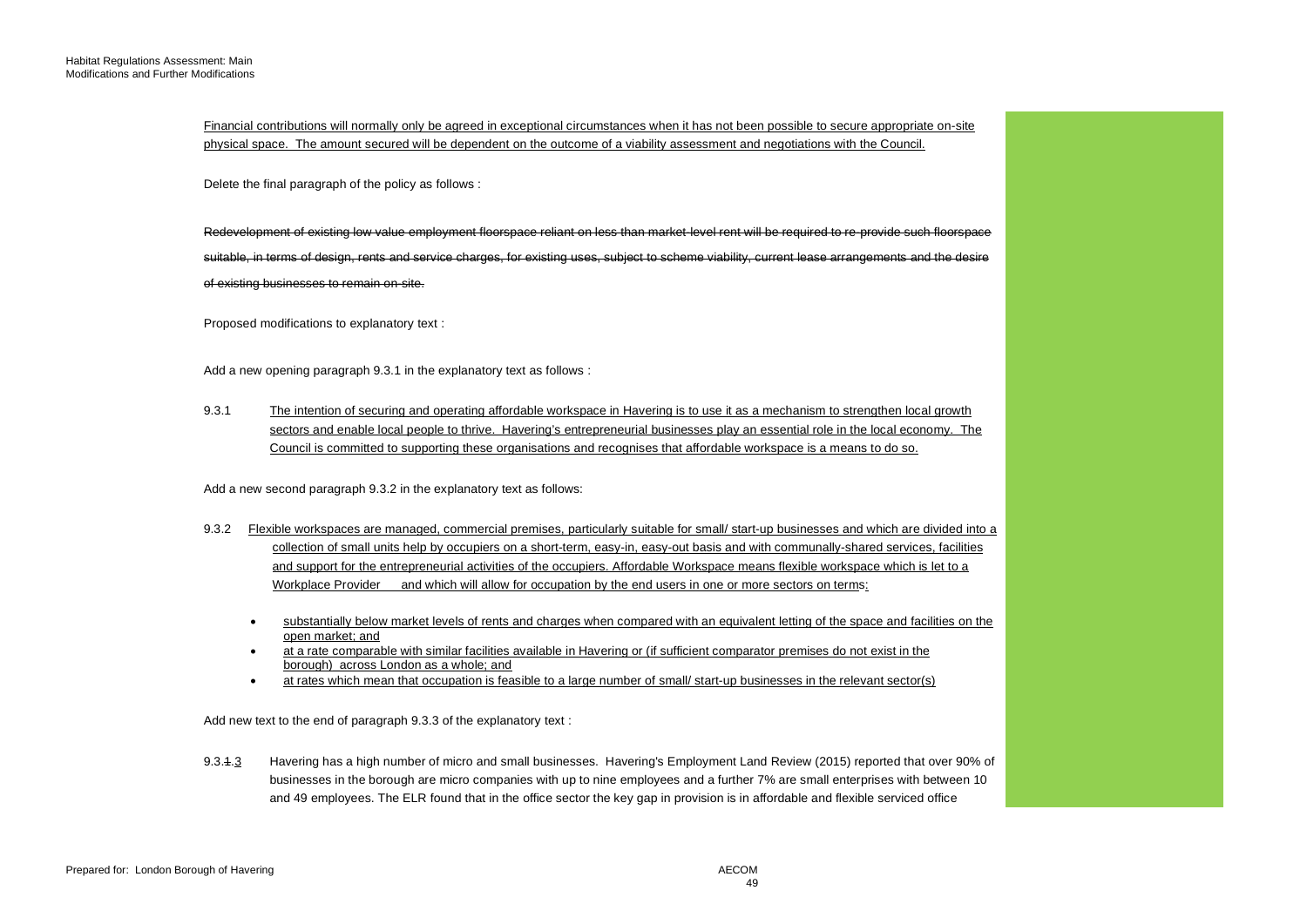Financial contributions will normally only be agreed in exceptional circumstances when it has not been possible to secure appropriate on-site physical space. The amount secured will be dependent on the outcome of a viability assessment and negotiations with the Council.

Delete the final paragraph of the policy as follows :

~~Redevelopment of existing low value employment floorspace reliant on less than market-level rent will be required to re-provide such floorspace suitable, in terms of design, rents and service charges, for existing uses, subject to scheme viability, current lease arrangements and the desire of existing businesses to remain on-site.~~

Proposed modifications to explanatory text :

Add a new opening paragraph 9.3.1 in the explanatory text as follows :

9.3.1 The intention of securing and operating affordable workspace in Havering is to use it as a mechanism to strengthen local growth sectors and enable local people to thrive. Havering's entrepreneurial businesses play an essential role in the local economy. The Council is committed to supporting these organisations and recognises that affordable workspace is a means to do so.

Add a new second paragraph 9.3.2 in the explanatory text as follows:

9.3.2 Flexible workspaces are managed, commercial premises, particularly suitable for small/ start-up businesses and which are divided into a collection of small units help by occupiers on a short-term, easy-in, easy-out basis and with communally-shared services, facilities and support for the entrepreneurial activities of the occupiers. Affordable Workspace means flexible workspace which is let to a Workplace Provider and which will allow for occupation by the end users in one or more sectors on terms:

- substantially below market levels of rents and charges when compared with an equivalent letting of the space and facilities on the open market; and
- at a rate comparable with similar facilities available in Havering or (if sufficient comparator premises do not exist in the borough) across London as a whole; and
- at rates which mean that occupation is feasible to a large number of small/ start-up businesses in the relevant sector(s)

Add new text to the end of paragraph 9.3.3 of the explanatory text :

9.3.~~1~~3 Havering has a high number of micro and small businesses. Havering's Employment Land Review (2015) reported that over 90% of businesses in the borough are micro companies with up to nine employees and a further 7% are small enterprises with between 10 and 49 employees. The ELR found that in the office sector the key gap in provision is in affordable and flexible serviced office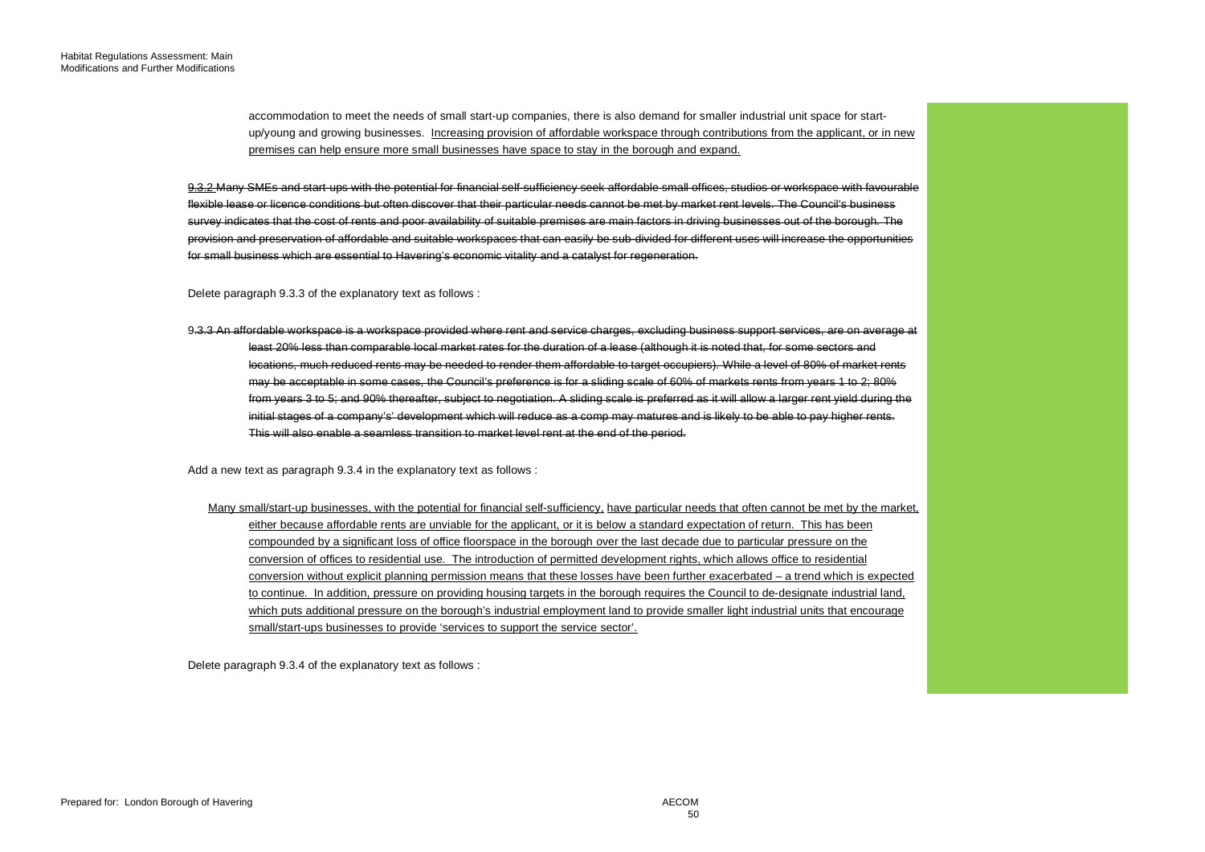accommodation to meet the needs of small start-up companies, there is also demand for smaller industrial unit space for start-up/young and growing businesses. <u>Increasing provision of affordable workspace through contributions from the applicant, or in new premises can help ensure more small businesses have space to stay in the borough and expand.</u>

~~9.3.2 Many SMEs and start-ups with the potential for financial self-sufficiency seek affordable small offices, studios or workspace with favourable flexible lease or licence conditions but often discover that their particular needs cannot be met by market rent levels. The Council's business survey indicates that the cost of rents and poor availability of suitable premises are main factors in driving businesses out of the borough. The provision and preservation of affordable and suitable workspaces that can easily be sub-divided for different uses will increase the opportunities for small business which are essential to Havering's economic vitality and a catalyst for regeneration.~~

Delete paragraph 9.3.3 of the explanatory text as follows :

~~9.3.3 An affordable workspace is a workspace provided where rent and service charges, excluding business support services, are on average at least 20% less than comparable local market rates for the duration of a lease (although it is noted that, for some sectors and locations, much reduced rents may be needed to render them affordable to target occupiers). While a level of 80% of market rents may be acceptable in some cases, the Council's preference is for a sliding scale of 60% of markets rents from years 1 to 2; 80% from years 3 to 5; and 90% thereafter, subject to negotiation. A sliding scale is preferred as it will allow a larger rent yield during the initial stages of a company's' development which will reduce as a comp may matures and is likely to be able to pay higher rents. This will also enable a seamless transition to market level rent at the end of the period.~~

Add a new text as paragraph 9.3.4 in the explanatory text as follows :

<u>Many small/start-up businesses, with the potential for financial self-sufficiency, have particular needs that often cannot be met by the market, either because affordable rents are unviable for the applicant, or it is below a standard expectation of return. This has been compounded by a significant loss of office floorspace in the borough over the last decade due to particular pressure on the conversion of offices to residential use. The introduction of permitted development rights, which allows office to residential conversion without explicit planning permission means that these losses have been further exacerbated – a trend which is expected to continue. In addition, pressure on providing housing targets in the borough requires the Council to de-designate industrial land, which puts additional pressure on the borough's industrial employment land to provide smaller light industrial units that encourage small/start-ups businesses to provide 'services to support the service sector'.</u>

Delete paragraph 9.3.4 of the explanatory text as follows :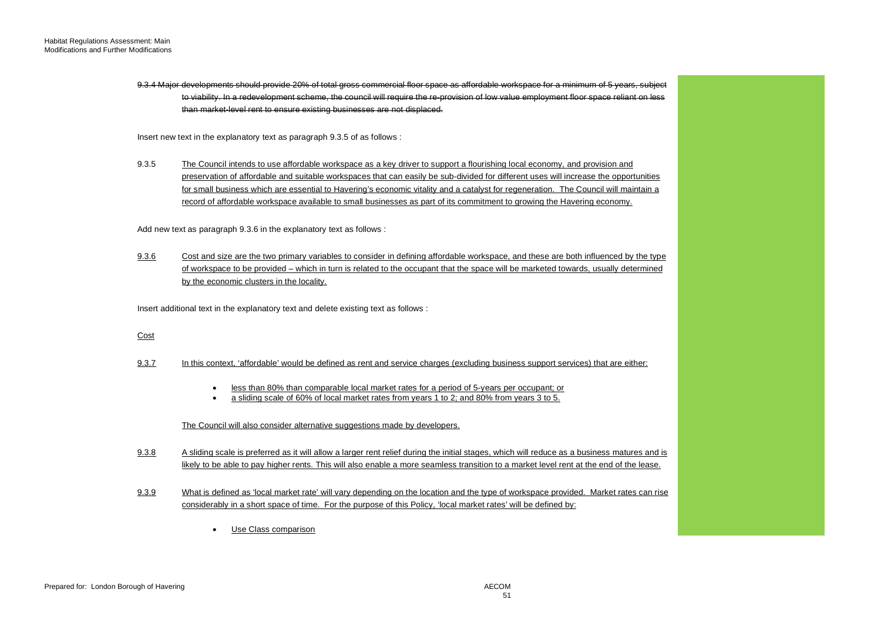~~9.3.4 Major developments should provide 20% of total gross commercial floor space as affordable workspace for a minimum of 5 years, subject to viability. In a redevelopment scheme, the council will require the re-provision of low value employment floor space reliant on less than market-level rent to ensure existing businesses are not displaced.~~

Insert new text in the explanatory text as paragraph 9.3.5 of as follows :

9.3.5 <u>The Council intends to use affordable workspace as a key driver to support a flourishing local economy, and provision and preservation of affordable and suitable workspaces that can easily be sub-divided for different uses will increase the opportunities for small business which are essential to Havering's economic vitality and a catalyst for regeneration. The Council will maintain a record of affordable workspace available to small businesses as part of its commitment to growing the Havering economy.</u>

Add new text as paragraph 9.3.6 in the explanatory text as follows :

<u>9.3.6</u> <u>Cost and size are the two primary variables to consider in defining affordable workspace, and these are both influenced by the type of workspace to be provided – which in turn is related to the occupant that the space will be marketed towards, usually determined by the economic clusters in the locality.</u>

Insert additional text in the explanatory text and delete existing text as follows :

<u>Cost</u>

<u>9.3.7</u> <u>In this context, 'affordable' would be defined as rent and service charges (excluding business support services) that are either:</u>

- <u>less than 80% than comparable local market rates for a period of 5-years per occupant; or</u>
- <u>a sliding scale of 60% of local market rates from years 1 to 2; and 80% from years 3 to 5.</u>

<u>The Council will also consider alternative suggestions made by developers.</u>

<u>9.3.8</u> <u>A sliding scale is preferred as it will allow a larger rent relief during the initial stages, which will reduce as a business matures and is likely to be able to pay higher rents. This will also enable a more seamless transition to a market level rent at the end of the lease.</u>

<u>9.3.9</u> <u>What is defined as 'local market rate' will vary depending on the location and the type of workspace provided. Market rates can rise considerably in a short space of time. For the purpose of this Policy, 'local market rates' will be defined by:</u>

- <u>Use Class comparison</u>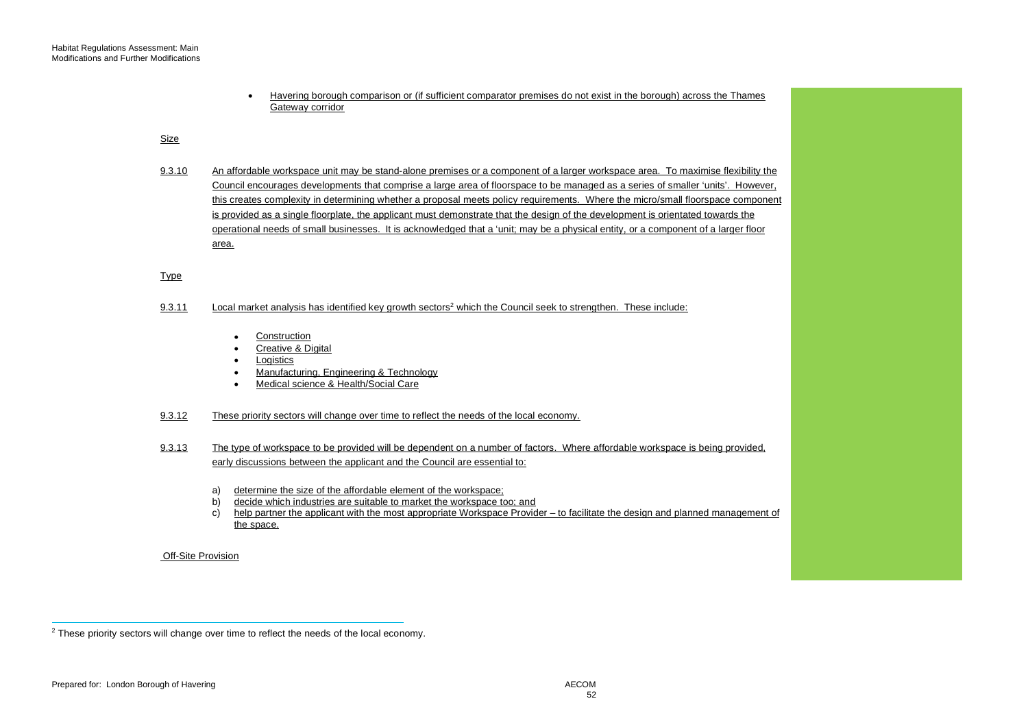- Havering borough comparison or (if sufficient comparator premises do not exist in the borough) across the Thames Gateway corridor

Size

9.3.10 An affordable workspace unit may be stand-alone premises or a component of a larger workspace area. To maximise flexibility the Council encourages developments that comprise a large area of floorspace to be managed as a series of smaller 'units'. However, this creates complexity in determining whether a proposal meets policy requirements. Where the micro/small floorspace component is provided as a single floorplate, the applicant must demonstrate that the design of the development is orientated towards the operational needs of small businesses. It is acknowledged that a 'unit; may be a physical entity, or a component of a larger floor area.

Type

9.3.11 Local market analysis has identified key growth sectors[2] which the Council seek to strengthen. These include:

- Construction
- Creative & Digital
- Logistics
- Manufacturing, Engineering & Technology
- Medical science & Health/Social Care

9.3.12 These priority sectors will change over time to reflect the needs of the local economy.

9.3.13 The type of workspace to be provided will be dependent on a number of factors. Where affordable workspace is being provided, early discussions between the applicant and the Council are essential to:

a) determine the size of the affordable element of the workspace;
b) decide which industries are suitable to market the workspace too; and
c) help partner the applicant with the most appropriate Workspace Provider – to facilitate the design and planned management of the space.

Off-Site Provision

[2] These priority sectors will change over time to reflect the needs of the local economy.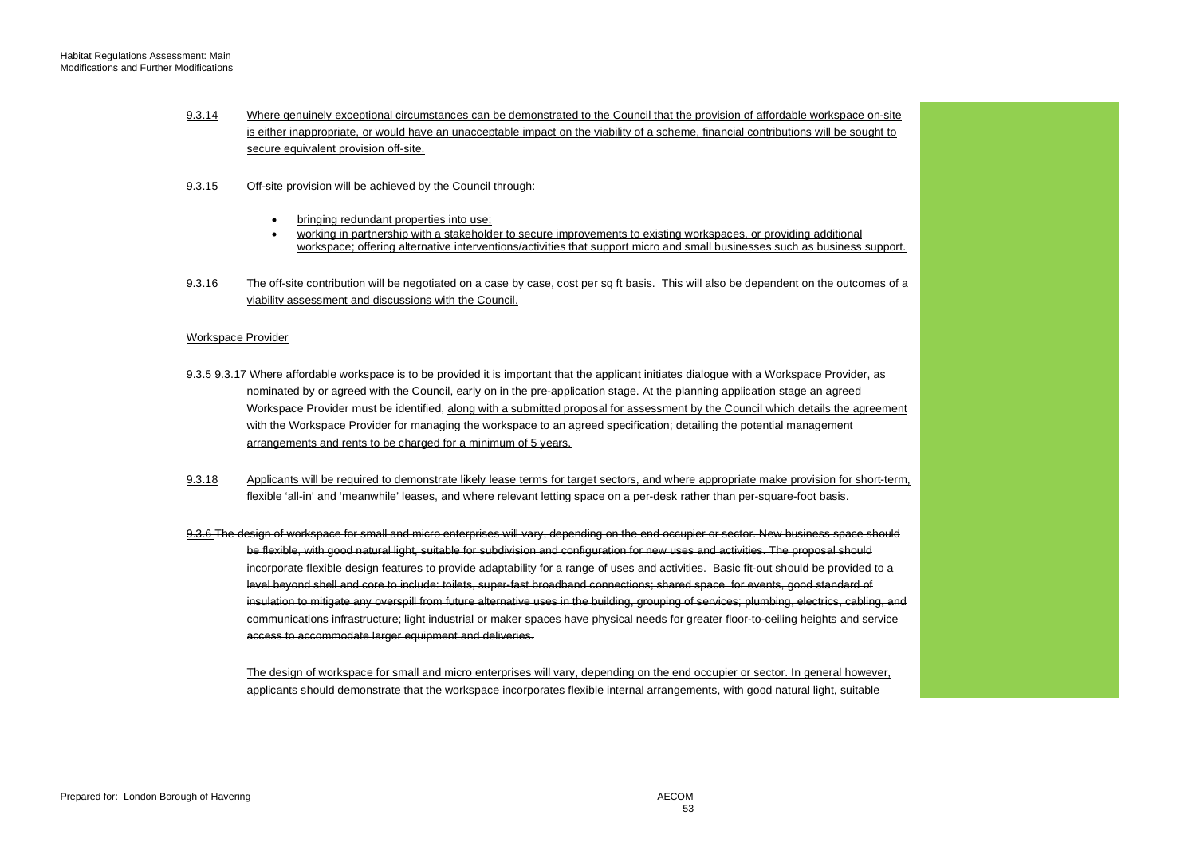9.3.14 Where genuinely exceptional circumstances can be demonstrated to the Council that the provision of affordable workspace on-site is either inappropriate, or would have an unacceptable impact on the viability of a scheme, financial contributions will be sought to secure equivalent provision off-site.

9.3.15 Off-site provision will be achieved by the Council through:

- bringing redundant properties into use;
- working in partnership with a stakeholder to secure improvements to existing workspaces, or providing additional workspace; offering alternative interventions/activities that support micro and small businesses such as business support.

9.3.16 The off-site contribution will be negotiated on a case by case, cost per sq ft basis. This will also be dependent on the outcomes of a viability assessment and discussions with the Council.

Workspace Provider

~~9.3.5~~ 9.3.17 Where affordable workspace is to be provided it is important that the applicant initiates dialogue with a Workspace Provider, as nominated by or agreed with the Council, early on in the pre-application stage. At the planning application stage an agreed Workspace Provider must be identified, along with a submitted proposal for assessment by the Council which details the agreement with the Workspace Provider for managing the workspace to an agreed specification; detailing the potential management arrangements and rents to be charged for a minimum of 5 years.

9.3.18 Applicants will be required to demonstrate likely lease terms for target sectors, and where appropriate make provision for short-term, flexible 'all-in' and 'meanwhile' leases, and where relevant letting space on a per-desk rather than per-square-foot basis.

~~9.3.6 The design of workspace for small and micro enterprises will vary, depending on the end occupier or sector. New business space should be flexible, with good natural light, suitable for subdivision and configuration for new uses and activities. The proposal should incorporate flexible design features to provide adaptability for a range of uses and activities. Basic fit-out should be provided to a level beyond shell and core to include: toilets, super-fast broadband connections; shared space for events, good standard of insulation to mitigate any overspill from future alternative uses in the building, grouping of services; plumbing, electrics, cabling, and communications infrastructure; light industrial or maker spaces have physical needs for greater floor-to-ceiling heights and service access to accommodate larger equipment and deliveries.~~

The design of workspace for small and micro enterprises will vary, depending on the end occupier or sector. In general however, applicants should demonstrate that the workspace incorporates flexible internal arrangements, with good natural light, suitable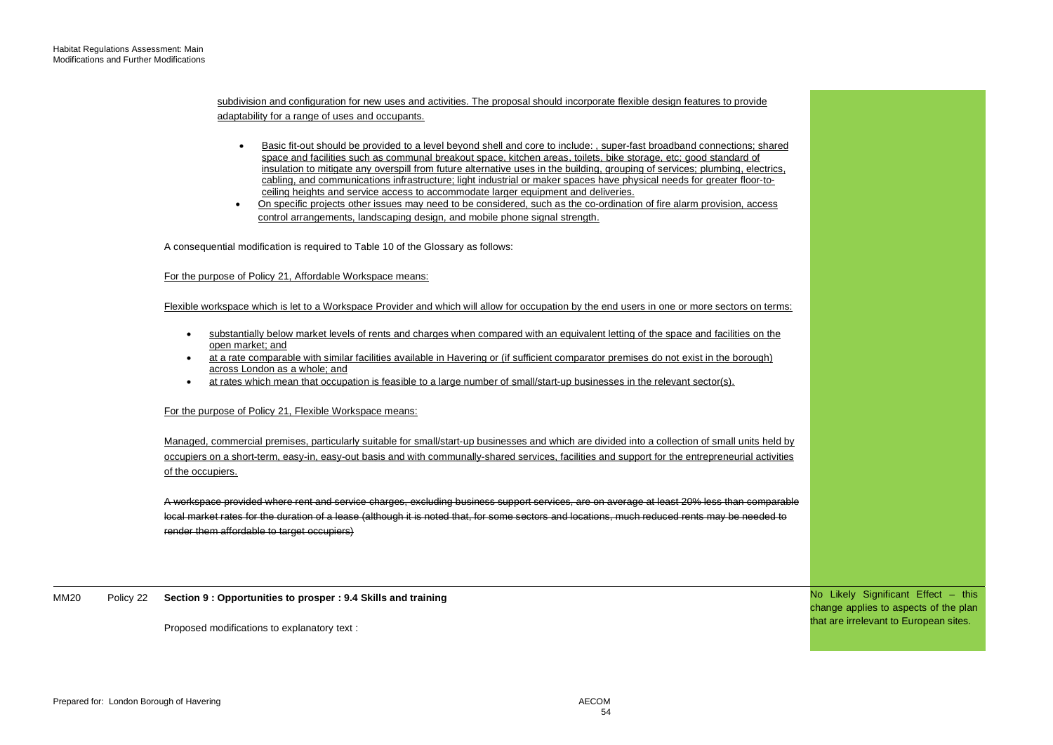subdivision and configuration for new uses and activities. The proposal should incorporate flexible design features to provide adaptability for a range of uses and occupants.

- Basic fit-out should be provided to a level beyond shell and core to include: , super-fast broadband connections; shared space and facilities such as communal breakout space, kitchen areas, toilets, bike storage, etc; good standard of insulation to mitigate any overspill from future alternative uses in the building, grouping of services; plumbing, electrics, cabling, and communications infrastructure; light industrial or maker spaces have physical needs for greater floor-to-ceiling heights and service access to accommodate larger equipment and deliveries.
- On specific projects other issues may need to be considered, such as the co-ordination of fire alarm provision, access control arrangements, landscaping design, and mobile phone signal strength.

A consequential modification is required to Table 10 of the Glossary as follows:

For the purpose of Policy 21, Affordable Workspace means:

Flexible workspace which is let to a Workspace Provider and which will allow for occupation by the end users in one or more sectors on terms:

- substantially below market levels of rents and charges when compared with an equivalent letting of the space and facilities on the open market; and
- at a rate comparable with similar facilities available in Havering or (if sufficient comparator premises do not exist in the borough) across London as a whole; and
- at rates which mean that occupation is feasible to a large number of small/start-up businesses in the relevant sector(s).

For the purpose of Policy 21, Flexible Workspace means:

Managed, commercial premises, particularly suitable for small/start-up businesses and which are divided into a collection of small units held by occupiers on a short-term, easy-in, easy-out basis and with communally-shared services, facilities and support for the entrepreneurial activities of the occupiers.

~~A workspace provided where rent and service charges, excluding business support services, are on average at least 20% less than comparable local market rates for the duration of a lease (although it is noted that, for some sectors and locations, much reduced rents may be needed to render them affordable to target occupiers)~~

| | | | |
|---|---|---|---|
| MM20 | Policy 22 | **Section 9 : Opportunities to prosper : 9.4 Skills and training**<br><br>Proposed modifications to explanatory text : | No Likely Significant Effect – this change applies to aspects of the plan that are irrelevant to European sites. |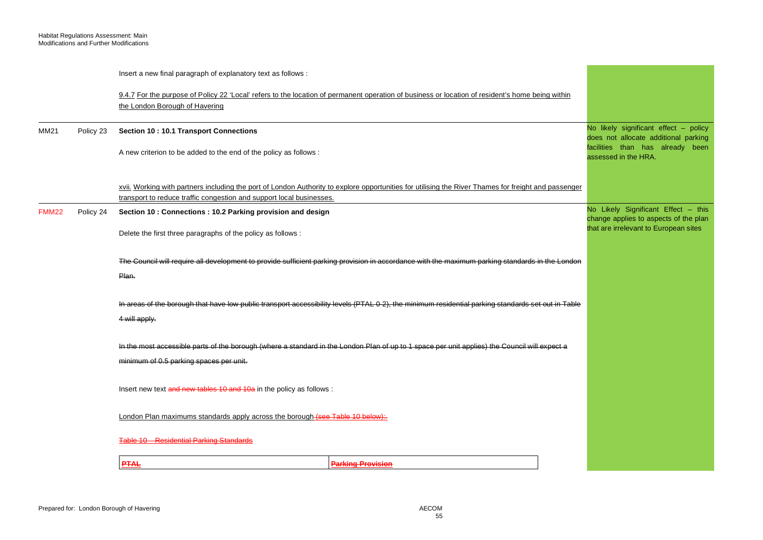| | | | |
|---|---|---|---|
| | | Insert a new final paragraph of explanatory text as follows :<br><br><u>9.4.7 For the purpose of Policy 22 'Local' refers to the location of permanent operation of business or location of resident's home being within the London Borough of Havering</u> | |
| MM21 | Policy 23 | **Section 10 : 10.1 Transport Connections**<br><br>A new criterion to be added to the end of the policy as follows :<br><br><u>xvii. Working with partners including the port of London Authority to explore opportunities for utilising the River Thames for freight and passenger transport to reduce traffic congestion and support local businesses.</u> | No likely significant effect – policy does not allocate additional parking facilities than has already been assessed in the HRA. |
| FMM22 | Policy 24 | **Section 10 : Connections : 10.2 Parking provision and design**<br><br>Delete the first three paragraphs of the policy as follows :<br><br>~~The Council will require all development to provide sufficient parking provision in accordance with the maximum parking standards in the London Plan.~~<br><br>~~In areas of the borough that have low public transport accessibility levels (PTAL 0-2), the minimum residential parking standards set out in Table 4 will apply.~~<br><br>~~In the most accessible parts of the borough (where a standard in the London Plan of up to 1 space per unit applies) the Council will expect a minimum of 0.5 parking spaces per unit.~~<br><br>Insert new text ~~and new tables 10 and 10a~~ in the policy as follows :<br><br><u>London Plan maximums standards apply across the borough</u> ~~(see Table 10 below):~~.<br><br>~~Table 10 – Residential Parking Standards~~<br><br>\| ~~PTAL~~ \| ~~Parking Provision~~ \| | No Likely Significant Effect – this change applies to aspects of the plan that are irrelevant to European sites |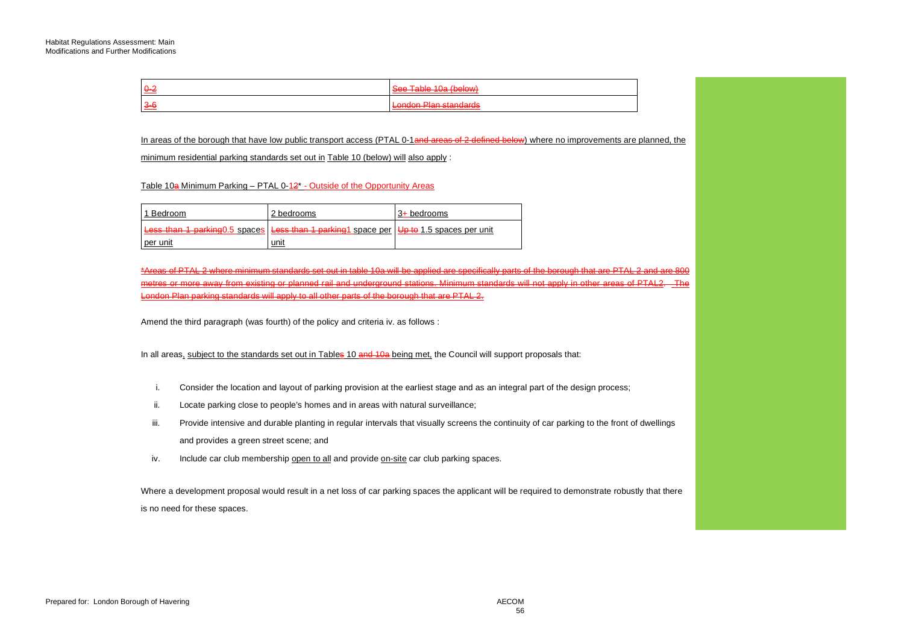| 0-2 | See Table 10a (below) |
|---|---|
| 3-6 | London Plan standards |

In areas of the borough that have low public transport access (PTAL 0-1and areas of 2 defined below) where no improvements are planned, the minimum residential parking standards set out in Table 10 (below) will also apply :

Table 10a Minimum Parking – PTAL 0-12* - Outside of the Opportunity Areas

| 1 Bedroom | 2 bedrooms | 3+ bedrooms |
|---|---|---|
| Less than 1 parking0.5 spaces per unit | Less than 1 parking1 space per unit | Up to 1.5 spaces per unit |

*Areas of PTAL 2 where minimum standards set out in table 10a will be applied are specifically parts of the borough that are PTAL 2 and are 800 metres or more away from existing or planned rail and underground stations. Minimum standards will not apply in other areas of PTAL2. The London Plan parking standards will apply to all other parts of the borough that are PTAL 2.

Amend the third paragraph (was fourth) of the policy and criteria iv. as follows :

In all areas, subject to the standards set out in Tables 10 and 10a being met, the Council will support proposals that:

i. Consider the location and layout of parking provision at the earliest stage and as an integral part of the design process;

ii. Locate parking close to people's homes and in areas with natural surveillance;

iii. Provide intensive and durable planting in regular intervals that visually screens the continuity of car parking to the front of dwellings and provides a green street scene; and

iv. Include car club membership open to all and provide on-site car club parking spaces.

Where a development proposal would result in a net loss of car parking spaces the applicant will be required to demonstrate robustly that there is no need for these spaces.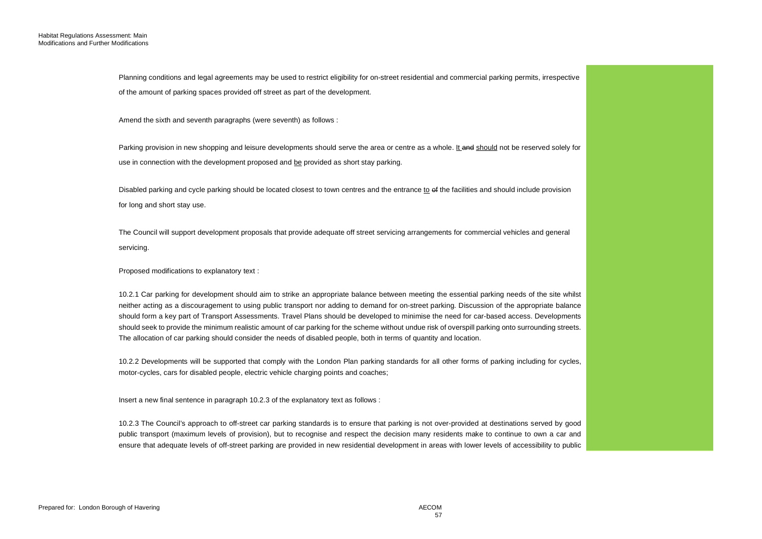Planning conditions and legal agreements may be used to restrict eligibility for on-street residential and commercial parking permits, irrespective of the amount of parking spaces provided off street as part of the development.

Amend the sixth and seventh paragraphs (were seventh) as follows :

Parking provision in new shopping and leisure developments should serve the area or centre as a whole. <u>It</u> ~~and~~ <u>should</u> not be reserved solely for use in connection with the development proposed and <u>be</u> provided as short stay parking.

Disabled parking and cycle parking should be located closest to town centres and the entrance <u>to</u> ~~of~~ the facilities and should include provision for long and short stay use.

The Council will support development proposals that provide adequate off street servicing arrangements for commercial vehicles and general servicing.

Proposed modifications to explanatory text :

10.2.1 Car parking for development should aim to strike an appropriate balance between meeting the essential parking needs of the site whilst neither acting as a discouragement to using public transport nor adding to demand for on-street parking. Discussion of the appropriate balance should form a key part of Transport Assessments. Travel Plans should be developed to minimise the need for car-based access. Developments should seek to provide the minimum realistic amount of car parking for the scheme without undue risk of overspill parking onto surrounding streets. The allocation of car parking should consider the needs of disabled people, both in terms of quantity and location.

10.2.2 Developments will be supported that comply with the London Plan parking standards for all other forms of parking including for cycles, motor-cycles, cars for disabled people, electric vehicle charging points and coaches;

Insert a new final sentence in paragraph 10.2.3 of the explanatory text as follows :

10.2.3 The Council's approach to off-street car parking standards is to ensure that parking is not over-provided at destinations served by good public transport (maximum levels of provision), but to recognise and respect the decision many residents make to continue to own a car and ensure that adequate levels of off-street parking are provided in new residential development in areas with lower levels of accessibility to public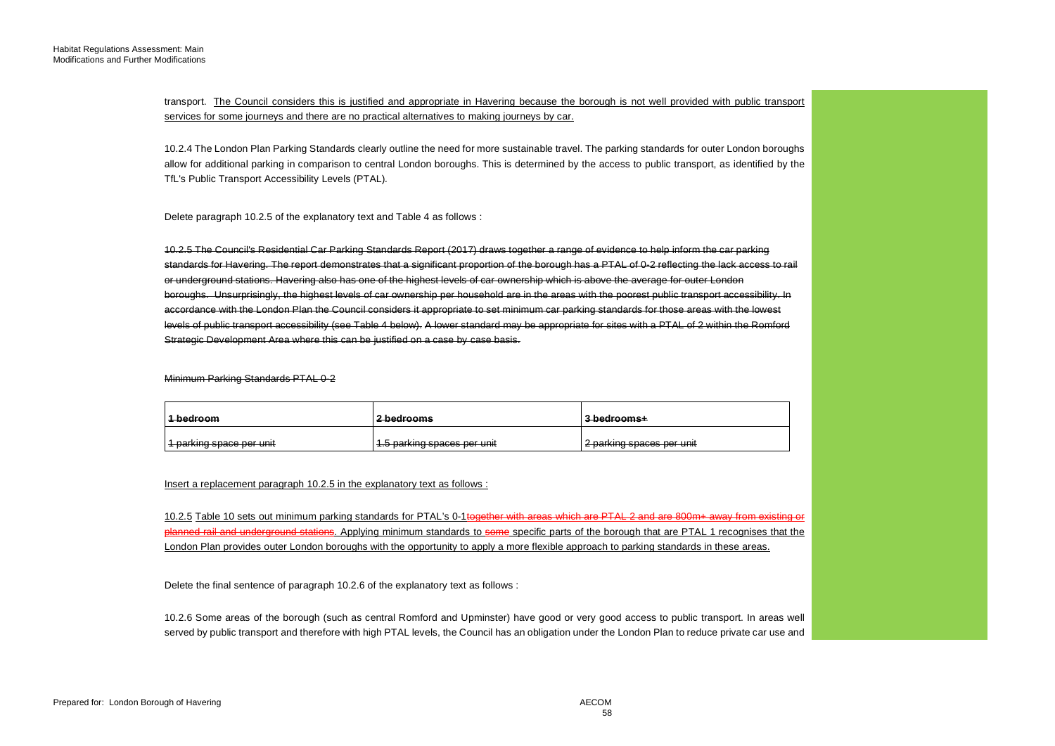transport. The Council considers this is justified and appropriate in Havering because the borough is not well provided with public transport services for some journeys and there are no practical alternatives to making journeys by car.

10.2.4 The London Plan Parking Standards clearly outline the need for more sustainable travel. The parking standards for outer London boroughs allow for additional parking in comparison to central London boroughs. This is determined by the access to public transport, as identified by the TfL's Public Transport Accessibility Levels (PTAL).

Delete paragraph 10.2.5 of the explanatory text and Table 4 as follows :

~~10.2.5 The Council's Residential Car Parking Standards Report (2017) draws together a range of evidence to help inform the car parking standards for Havering. The report demonstrates that a significant proportion of the borough has a PTAL of 0-2 reflecting the lack access to rail or underground stations. Havering also has one of the highest levels of car ownership which is above the average for outer London boroughs. Unsurprisingly, the highest levels of car ownership per household are in the areas with the poorest public transport accessibility. In accordance with the London Plan the Council considers it appropriate to set minimum car parking standards for those areas with the lowest levels of public transport accessibility (see Table 4 below). A lower standard may be appropriate for sites with a PTAL of 2 within the Romford Strategic Development Area where this can be justified on a case by case basis.~~

~~Minimum Parking Standards PTAL 0-2~~

| ~~1 bedroom~~ | ~~2 bedrooms~~ | ~~3 bedrooms+~~ |
|---|---|---|
| ~~1 parking space per unit~~ | ~~1.5 parking spaces per unit~~ | ~~2 parking spaces per unit~~ |

Insert a replacement paragraph 10.2.5 in the explanatory text as follows :

10.2.5 Table 10 sets out minimum parking standards for PTAL's 0-1~~together with areas which are PTAL 2 and are 800m+ away from existing or planned rail and underground stations~~. Applying minimum standards to ~~some~~ specific parts of the borough that are PTAL 1 recognises that the London Plan provides outer London boroughs with the opportunity to apply a more flexible approach to parking standards in these areas.

Delete the final sentence of paragraph 10.2.6 of the explanatory text as follows :

10.2.6 Some areas of the borough (such as central Romford and Upminster) have good or very good access to public transport. In areas well served by public transport and therefore with high PTAL levels, the Council has an obligation under the London Plan to reduce private car use and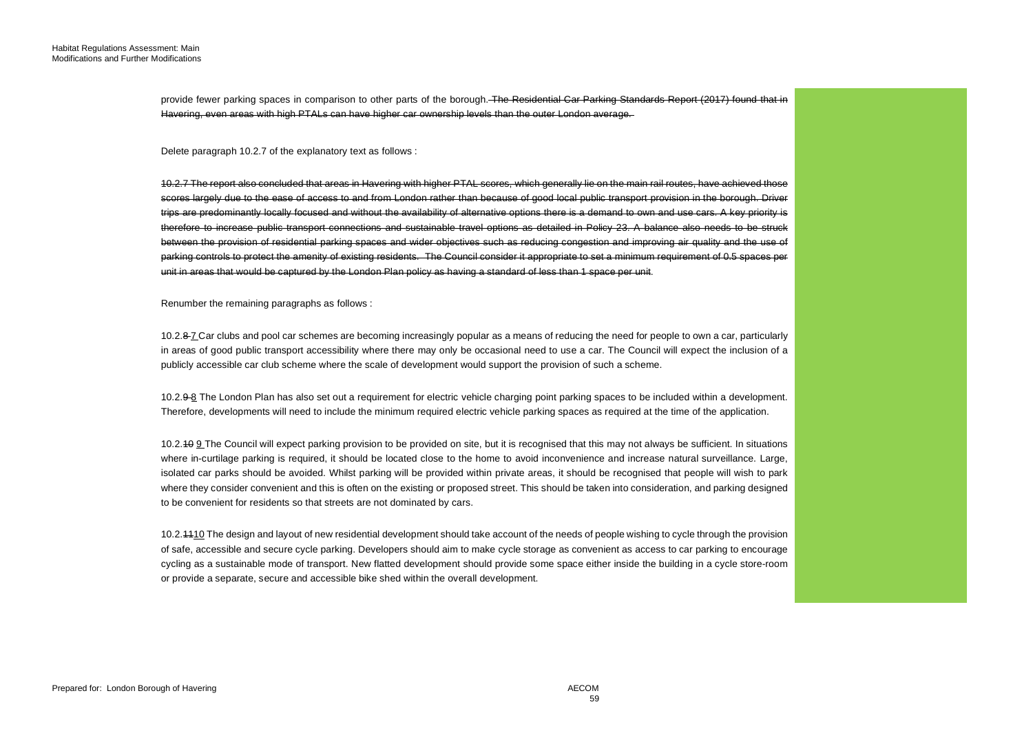provide fewer parking spaces in comparison to other parts of the borough. ~~The Residential Car Parking Standards Report (2017) found that in Havering, even areas with high PTALs can have higher car ownership levels than the outer London average.~~

Delete paragraph 10.2.7 of the explanatory text as follows :

~~10.2.7 The report also concluded that areas in Havering with higher PTAL scores, which generally lie on the main rail routes, have achieved those scores largely due to the ease of access to and from London rather than because of good local public transport provision in the borough. Driver trips are predominantly locally focused and without the availability of alternative options there is a demand to own and use cars. A key priority is therefore to increase public transport connections and sustainable travel options as detailed in Policy 23. A balance also needs to be struck between the provision of residential parking spaces and wider objectives such as reducing congestion and improving air quality and the use of parking controls to protect the amenity of existing residents. The Council consider it appropriate to set a minimum requirement of 0.5 spaces per unit in areas that would be captured by the London Plan policy as having a standard of less than 1 space per unit.~~

Renumber the remaining paragraphs as follows :

10.2.~~8~~ 7 Car clubs and pool car schemes are becoming increasingly popular as a means of reducing the need for people to own a car, particularly in areas of good public transport accessibility where there may only be occasional need to use a car. The Council will expect the inclusion of a publicly accessible car club scheme where the scale of development would support the provision of such a scheme.

10.2.~~9~~ 8 The London Plan has also set out a requirement for electric vehicle charging point parking spaces to be included within a development. Therefore, developments will need to include the minimum required electric vehicle parking spaces as required at the time of the application.

10.2.~~10~~ 9 The Council will expect parking provision to be provided on site, but it is recognised that this may not always be sufficient. In situations where in-curtilage parking is required, it should be located close to the home to avoid inconvenience and increase natural surveillance. Large, isolated car parks should be avoided. Whilst parking will be provided within private areas, it should be recognised that people will wish to park where they consider convenient and this is often on the existing or proposed street. This should be taken into consideration, and parking designed to be convenient for residents so that streets are not dominated by cars.

10.2.~~11~~ 10 The design and layout of new residential development should take account of the needs of people wishing to cycle through the provision of safe, accessible and secure cycle parking. Developers should aim to make cycle storage as convenient as access to car parking to encourage cycling as a sustainable mode of transport. New flatted development should provide some space either inside the building in a cycle store-room or provide a separate, secure and accessible bike shed within the overall development.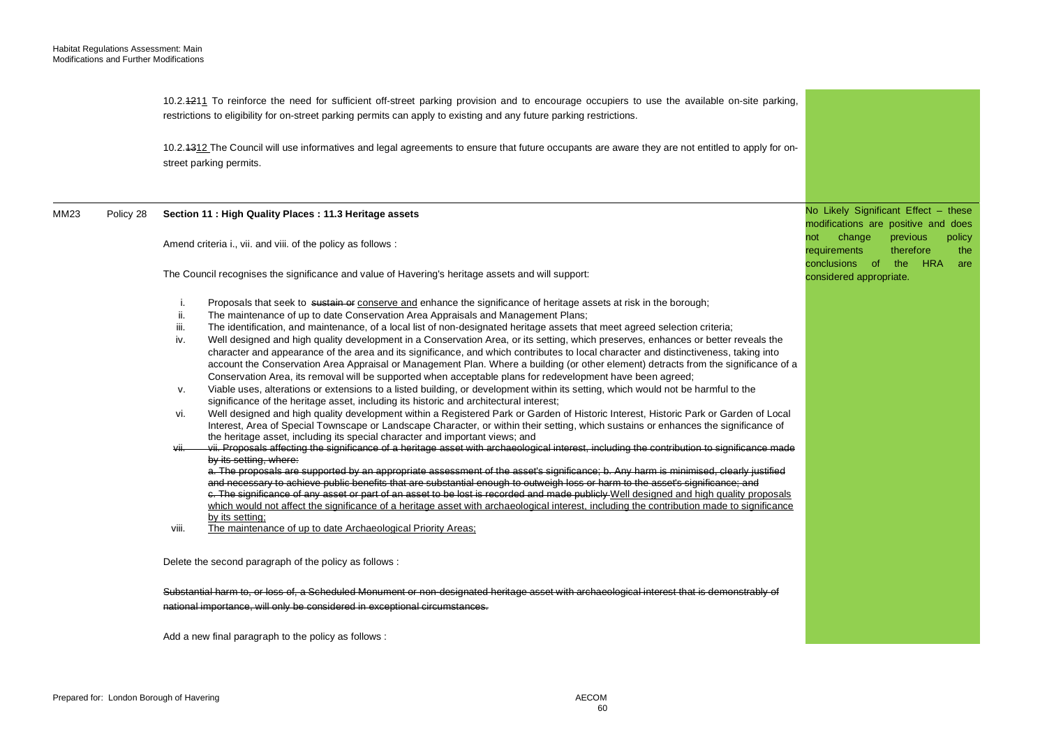10.2.~~12~~11 To reinforce the need for sufficient off-street parking provision and to encourage occupiers to use the available on-site parking, restrictions to eligibility for on-street parking permits can apply to existing and any future parking restrictions.

10.2.~~13~~12 The Council will use informatives and legal agreements to ensure that future occupants are aware they are not entitled to apply for on-street parking permits.

| | | | |
|---|---|---|---|
| MM23 | Policy 28 | **Section 11 : High Quality Places : 11.3 Heritage assets**<br><br>Amend criteria i., vii. and viii. of the policy as follows :<br><br>The Council recognises the significance and value of Havering's heritage assets and will support:<br><br>i. Proposals that seek to ~~sustain or~~ <ins>conserve and</ins> enhance the significance of heritage assets at risk in the borough;<br>ii. The maintenance of up to date Conservation Area Appraisals and Management Plans;<br>iii. The identification, and maintenance, of a local list of non-designated heritage assets that meet agreed selection criteria;<br>iv. Well designed and high quality development in a Conservation Area, or its setting, which preserves, enhances or better reveals the character and appearance of the area and its significance, and which contributes to local character and distinctiveness, taking into account the Conservation Area Appraisal or Management Plan. Where a building (or other element) detracts from the significance of a Conservation Area, its removal will be supported when acceptable plans for redevelopment have been agreed;<br>v. Viable uses, alterations or extensions to a listed building, or development within its setting, which would not be harmful to the significance of the heritage asset, including its historic and architectural interest;<br>vi. Well designed and high quality development within a Registered Park or Garden of Historic Interest, Historic Park or Garden of Local Interest, Area of Special Townscape or Landscape Character, or within their setting, which sustains or enhances the significance of the heritage asset, including its special character and important views; and<br>~~vii. vii. Proposals affecting the significance of a heritage asset with archaeological interest, including the contribution to significance made by its setting, where:~~<br>~~a. The proposals are supported by an appropriate assessment of the asset's significance; b. Any harm is minimised, clearly justified and necessary to achieve public benefits that are substantial enough to outweigh loss or harm to the asset's significance; and~~<br>~~c. The significance of any asset or part of an asset to be lost is recorded and made publicly~~ <ins>Well designed and high quality proposals which would not affect the significance of a heritage asset with archaeological interest, including the contribution made to significance by its setting;</ins><br>viii. <ins>The maintenance of up to date Archaeological Priority Areas;</ins><br><br>Delete the second paragraph of the policy as follows :<br><br>~~Substantial harm to, or loss of, a Scheduled Monument or non-designated heritage asset with archaeological interest that is demonstrably of national importance, will only be considered in exceptional circumstances.~~<br><br>Add a new final paragraph to the policy as follows : | No Likely Significant Effect – these modifications are positive and does not change previous policy requirements therefore the conclusions of the HRA are considered appropriate. |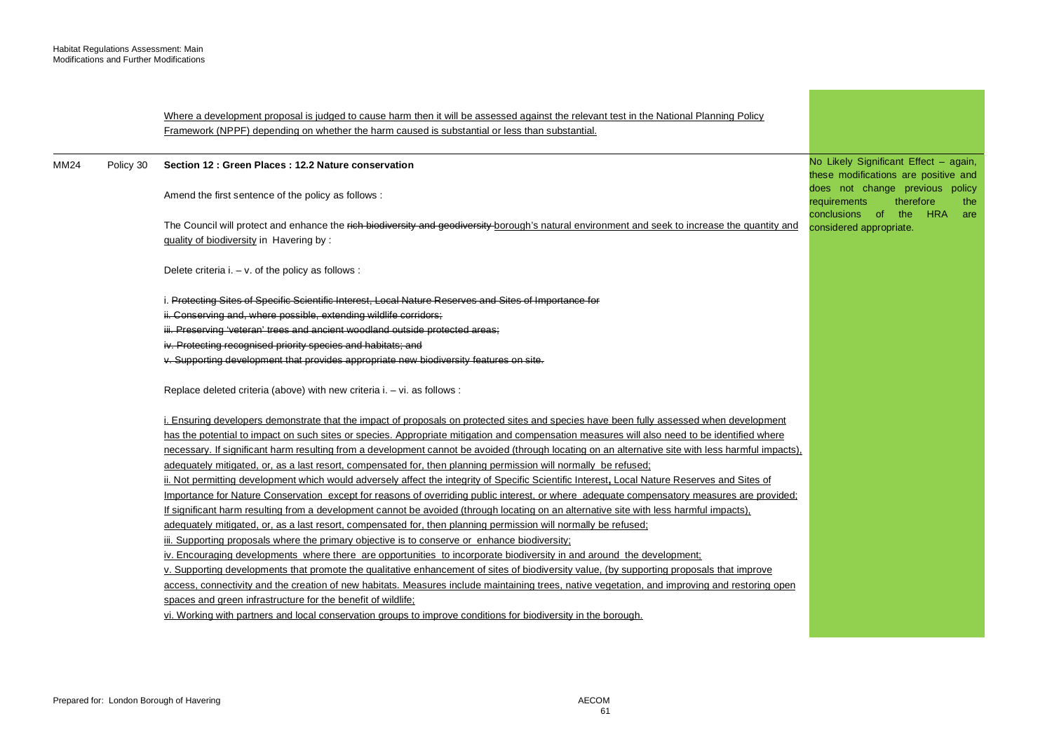Where a development proposal is judged to cause harm then it will be assessed against the relevant test in the National Planning Policy Framework (NPPF) depending on whether the harm caused is substantial or less than substantial.

| | | | |
|---|---|---|---|
| MM24 | Policy 30 | **Section 12 : Green Places : 12.2 Nature conservation**<br><br>Amend the first sentence of the policy as follows :<br><br>The Council will protect and enhance the ~~rich biodiversity and geodiversity~~ borough's natural environment and seek to increase the quantity and quality of biodiversity in Havering by :<br><br>Delete criteria i. – v. of the policy as follows :<br><br>i. ~~Protecting Sites of Specific Scientific Interest, Local Nature Reserves and Sites of Importance for~~<br>~~ii. Conserving and, where possible, extending wildlife corridors;~~<br>~~iii. Preserving 'veteran' trees and ancient woodland outside protected areas;~~<br>~~iv. Protecting recognised priority species and habitats; and~~<br>~~v. Supporting development that provides appropriate new biodiversity features on site.~~<br><br>Replace deleted criteria (above) with new criteria i. – vi. as follows :<br><br>i. Ensuring developers demonstrate that the impact of proposals on protected sites and species have been fully assessed when development has the potential to impact on such sites or species. Appropriate mitigation and compensation measures will also need to be identified where necessary. If significant harm resulting from a development cannot be avoided (through locating on an alternative site with less harmful impacts), adequately mitigated, or, as a last resort, compensated for, then planning permission will normally be refused;<br>ii. Not permitting development which would adversely affect the integrity of Specific Scientific Interest**,** Local Nature Reserves and Sites of Importance for Nature Conservation except for reasons of overriding public interest, or where adequate compensatory measures are provided; If significant harm resulting from a development cannot be avoided (through locating on an alternative site with less harmful impacts), adequately mitigated, or, as a last resort, compensated for, then planning permission will normally be refused;<br>iii. Supporting proposals where the primary objective is to conserve or enhance biodiversity;<br>iv. Encouraging developments where there are opportunities to incorporate biodiversity in and around the development;<br>v. Supporting developments that promote the qualitative enhancement of sites of biodiversity value, (by supporting proposals that improve access, connectivity and the creation of new habitats. Measures include maintaining trees, native vegetation, and improving and restoring open spaces and green infrastructure for the benefit of wildlife;<br>vi. Working with partners and local conservation groups to improve conditions for biodiversity in the borough. | No Likely Significant Effect – again, these modifications are positive and does not change previous policy requirements therefore the conclusions of the HRA are considered appropriate. |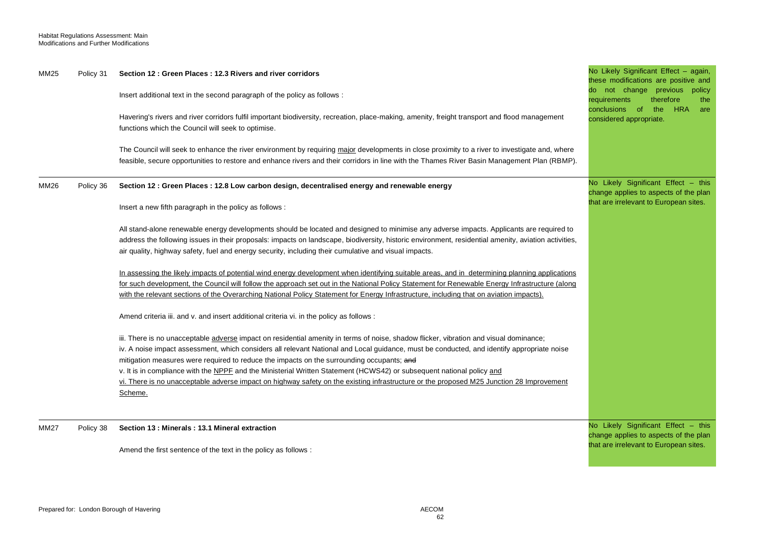| | | | |
|---|---|---|---|
| MM25 | Policy 31 | **Section 12 : Green Places : 12.3 Rivers and river corridors**<br><br>Insert additional text in the second paragraph of the policy as follows :<br><br>Havering's rivers and river corridors fulfil important biodiversity, recreation, place-making, amenity, freight transport and flood management functions which the Council will seek to optimise.<br><br>The Council will seek to enhance the river environment by requiring <u>major</u> developments in close proximity to a river to investigate and, where feasible, secure opportunities to restore and enhance rivers and their corridors in line with the Thames River Basin Management Plan (RBMP). | No Likely Significant Effect – again, these modifications are positive and do not change previous policy requirements therefore the conclusions of the HRA are considered appropriate. |
| MM26 | Policy 36 | **Section 12 : Green Places : 12.8 Low carbon design, decentralised energy and renewable energy**<br><br>Insert a new fifth paragraph in the policy as follows :<br><br>All stand-alone renewable energy developments should be located and designed to minimise any adverse impacts. Applicants are required to address the following issues in their proposals: impacts on landscape, biodiversity, historic environment, residential amenity, aviation activities, air quality, highway safety, fuel and energy security, including their cumulative and visual impacts.<br><br><u>In assessing the likely impacts of potential wind energy development when identifying suitable areas, and in determining planning applications for such development, the Council will follow the approach set out in the National Policy Statement for Renewable Energy Infrastructure (along with the relevant sections of the Overarching National Policy Statement for Energy Infrastructure, including that on aviation impacts).</u><br><br>Amend criteria iii. and v. and insert additional criteria vi. in the policy as follows :<br><br>iii. There is no unacceptable <u>adverse</u> impact on residential amenity in terms of noise, shadow flicker, vibration and visual dominance;<br>iv. A noise impact assessment, which considers all relevant National and Local guidance, must be conducted, and identify appropriate noise mitigation measures were required to reduce the impacts on the surrounding occupants; ~~and~~<br>v. It is in compliance with the <u>NPPF</u> and the Ministerial Written Statement (HCWS42) or subsequent national policy <u>and</u><br><u>vi. There is no unacceptable adverse impact on highway safety on the existing infrastructure or the proposed M25 Junction 28 Improvement Scheme.</u> | No Likely Significant Effect – this change applies to aspects of the plan that are irrelevant to European sites. |
| MM27 | Policy 38 | **Section 13 : Minerals : 13.1 Mineral extraction**<br><br>Amend the first sentence of the text in the policy as follows : | No Likely Significant Effect – this change applies to aspects of the plan that are irrelevant to European sites. |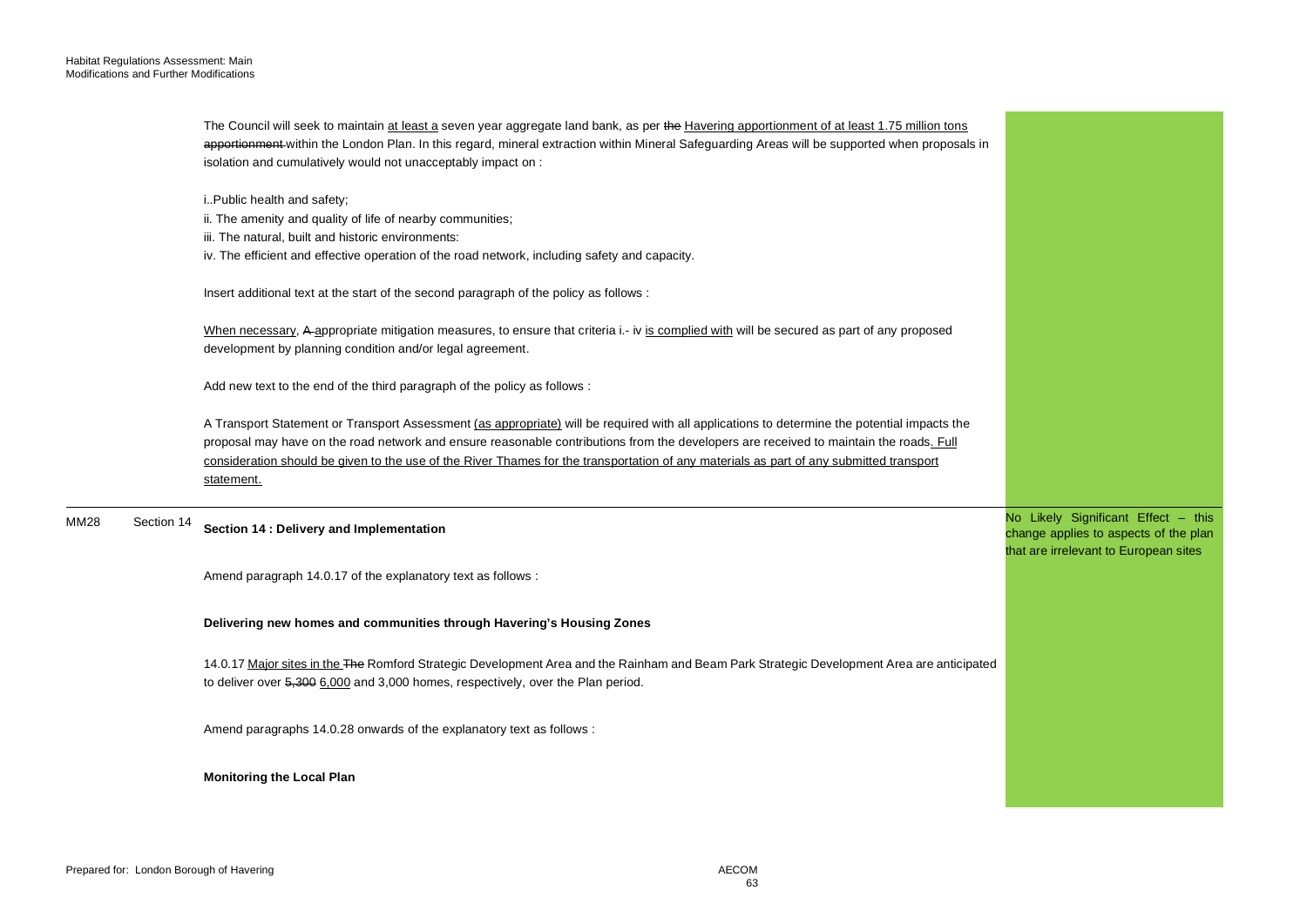The Council will seek to maintain at least a seven year aggregate land bank, as per ~~the~~ Havering apportionment of at least 1.75 million tons ~~apportionment~~ within the London Plan. In this regard, mineral extraction within Mineral Safeguarding Areas will be supported when proposals in isolation and cumulatively would not unacceptably impact on :

i..Public health and safety;
ii. The amenity and quality of life of nearby communities;
iii. The natural, built and historic environments:
iv. The efficient and effective operation of the road network, including safety and capacity.

Insert additional text at the start of the second paragraph of the policy as follows :

When necessary, ~~A~~ appropriate mitigation measures, to ensure that criteria i.- iv is complied with will be secured as part of any proposed development by planning condition and/or legal agreement.

Add new text to the end of the third paragraph of the policy as follows :

A Transport Statement or Transport Assessment (as appropriate) will be required with all applications to determine the potential impacts the proposal may have on the road network and ensure reasonable contributions from the developers are received to maintain the roads. Full consideration should be given to the use of the River Thames for the transportation of any materials as part of any submitted transport statement.

| | | | |
|---|---|---|---|
| MM28 | Section 14 | **Section 14 : Delivery and Implementation**<br><br>Amend paragraph 14.0.17 of the explanatory text as follows :<br><br>**Delivering new homes and communities through Havering's Housing Zones**<br><br>14.0.17 Major sites in the ~~The~~ Romford Strategic Development Area and the Rainham and Beam Park Strategic Development Area are anticipated to deliver over ~~5,300~~ 6,000 and 3,000 homes, respectively, over the Plan period.<br><br>Amend paragraphs 14.0.28 onwards of the explanatory text as follows :<br><br>**Monitoring the Local Plan** | No Likely Significant Effect – this change applies to aspects of the plan that are irrelevant to European sites |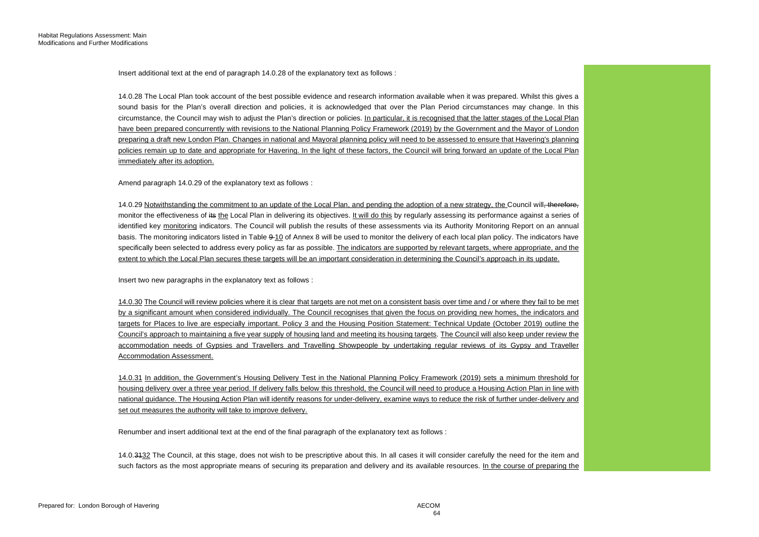Insert additional text at the end of paragraph 14.0.28 of the explanatory text as follows :

14.0.28 The Local Plan took account of the best possible evidence and research information available when it was prepared. Whilst this gives a sound basis for the Plan's overall direction and policies, it is acknowledged that over the Plan Period circumstances may change. In this circumstance, the Council may wish to adjust the Plan's direction or policies. <u>In particular, it is recognised that the latter stages of the Local Plan have been prepared concurrently with revisions to the National Planning Policy Framework (2019) by the Government and the Mayor of London preparing a draft new London Plan. Changes in national and Mayoral planning policy will need to be assessed to ensure that Havering's planning policies remain up to date and appropriate for Havering. In the light of these factors, the Council will bring forward an update of the Local Plan immediately after its adoption.</u>

Amend paragraph 14.0.29 of the explanatory text as follows :

14.0.29 <u>Notwithstanding the commitment to an update of the Local Plan, and pending the adoption of a new strategy, the</u> Council will~~, therefore,~~ monitor the effectiveness of ~~its~~ <u>the</u> Local Plan in delivering its objectives. <u>It will do this</u> by regularly assessing its performance against a series of identified key <u>monitoring</u> indicators. The Council will publish the results of these assessments via its Authority Monitoring Report on an annual basis. The monitoring indicators listed in Table ~~9~~ <u>10</u> of Annex 8 will be used to monitor the delivery of each local plan policy. The indicators have specifically been selected to address every policy as far as possible. <u>The indicators are supported by relevant targets, where appropriate, and the extent to which the Local Plan secures these targets will be an important consideration in determining the Council's approach in its update.</u>

Insert two new paragraphs in the explanatory text as follows :

<u>14.0.30 The Council will review policies where it is clear that targets are not met on a consistent basis over time and / or where they fail to be met by a significant amount when considered individually. The Council recognises that given the focus on providing new homes, the indicators and targets for Places to live are especially important. Policy 3 and the Housing Position Statement: Technical Update (October 2019) outline the Council's approach to maintaining a five year supply of housing land and meeting its housing targets. The Council will also keep under review the accommodation needs of Gypsies and Travellers and Travelling Showpeople by undertaking regular reviews of its Gypsy and Traveller Accommodation Assessment.</u>

<u>14.0.31 In addition, the Government's Housing Delivery Test in the National Planning Policy Framework (2019) sets a minimum threshold for housing delivery over a three year period. If delivery falls below this threshold, the Council will need to produce a Housing Action Plan in line with national guidance. The Housing Action Plan will identify reasons for under-delivery, examine ways to reduce the risk of further under-delivery and set out measures the authority will take to improve delivery.</u>

Renumber and insert additional text at the end of the final paragraph of the explanatory text as follows :

14.0.~~31~~<u>32</u> The Council, at this stage, does not wish to be prescriptive about this. In all cases it will consider carefully the need for the item and such factors as the most appropriate means of securing its preparation and delivery and its available resources. <u>In the course of preparing the</u>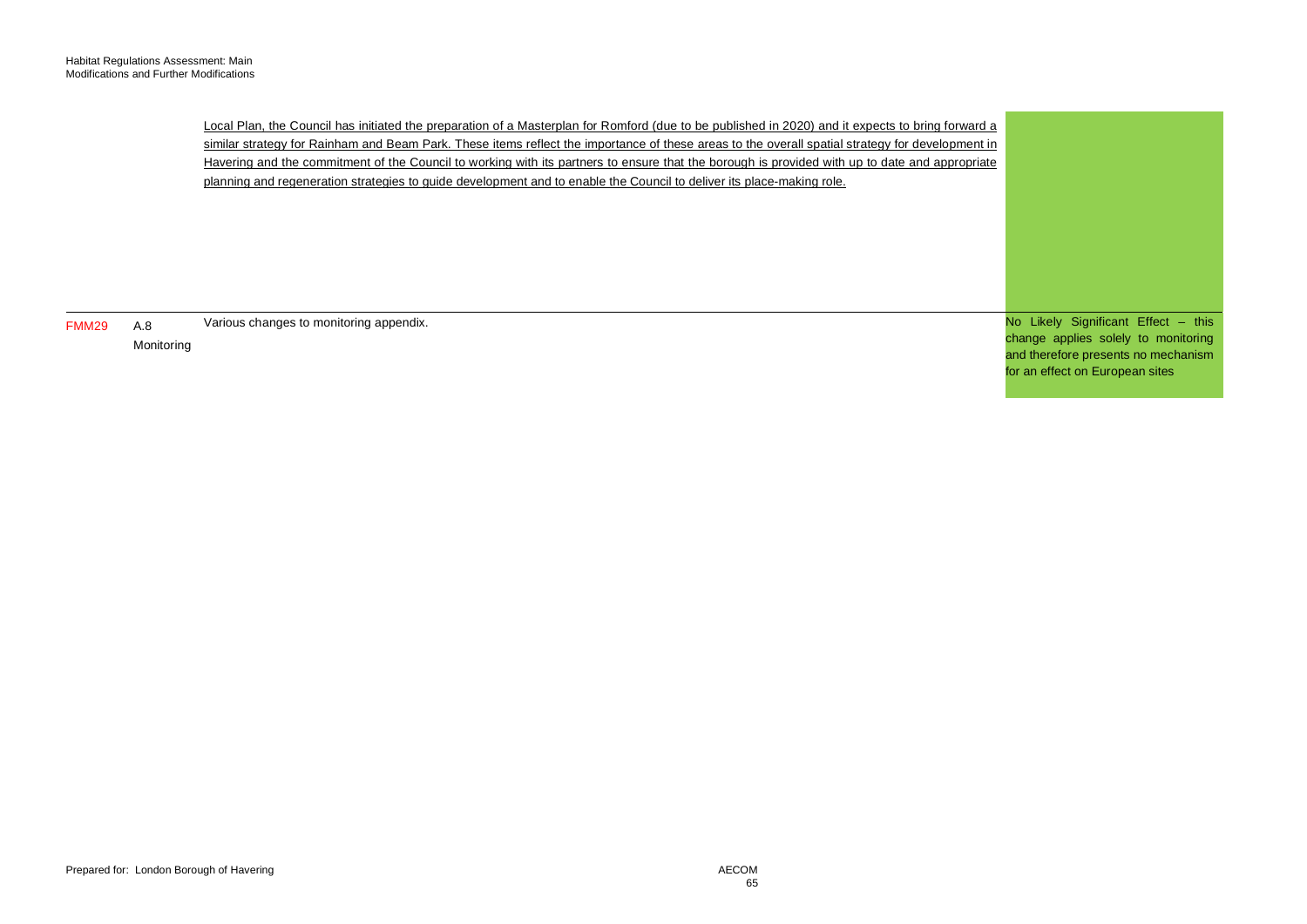| | | | |
|---|---|---|---|
| | | <u>Local Plan, the Council has initiated the preparation of a Masterplan for Romford (due to be published in 2020) and it expects to bring forward a similar strategy for Rainham and Beam Park. These items reflect the importance of these areas to the overall spatial strategy for development in Havering and the commitment of the Council to working with its partners to ensure that the borough is provided with up to date and appropriate planning and regeneration strategies to guide development and to enable the Council to deliver its place-making role.</u> | |
| FMM29 | A.8 Monitoring | Various changes to monitoring appendix. | No Likely Significant Effect – this change applies solely to monitoring and therefore presents no mechanism for an effect on European sites |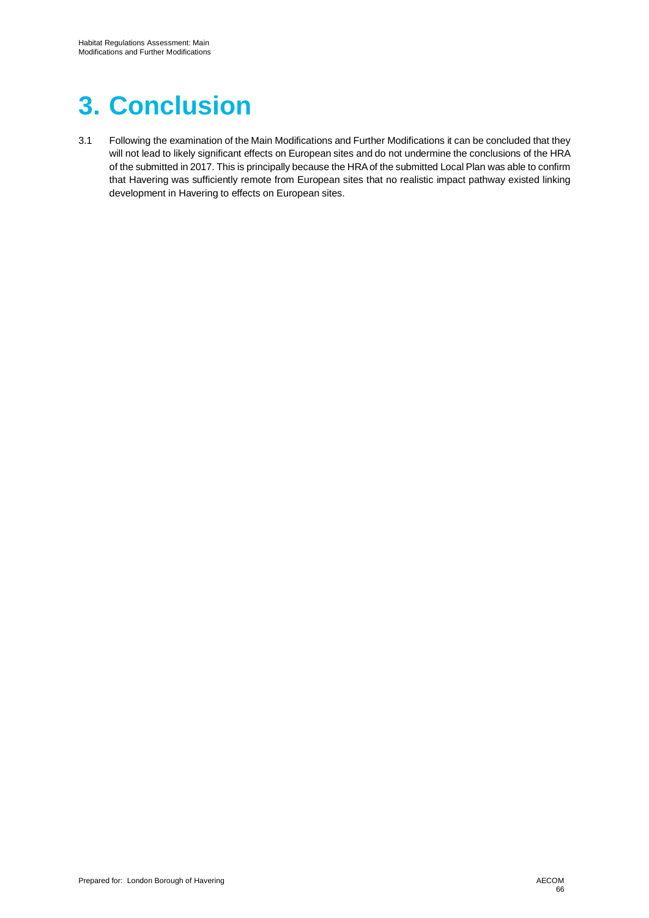# 3. Conclusion

3.1 Following the examination of the Main Modifications and Further Modifications it can be concluded that they will not lead to likely significant effects on European sites and do not undermine the conclusions of the HRA of the submitted in 2017. This is principally because the HRA of the submitted Local Plan was able to confirm that Havering was sufficiently remote from European sites that no realistic impact pathway existed linking development in Havering to effects on European sites.